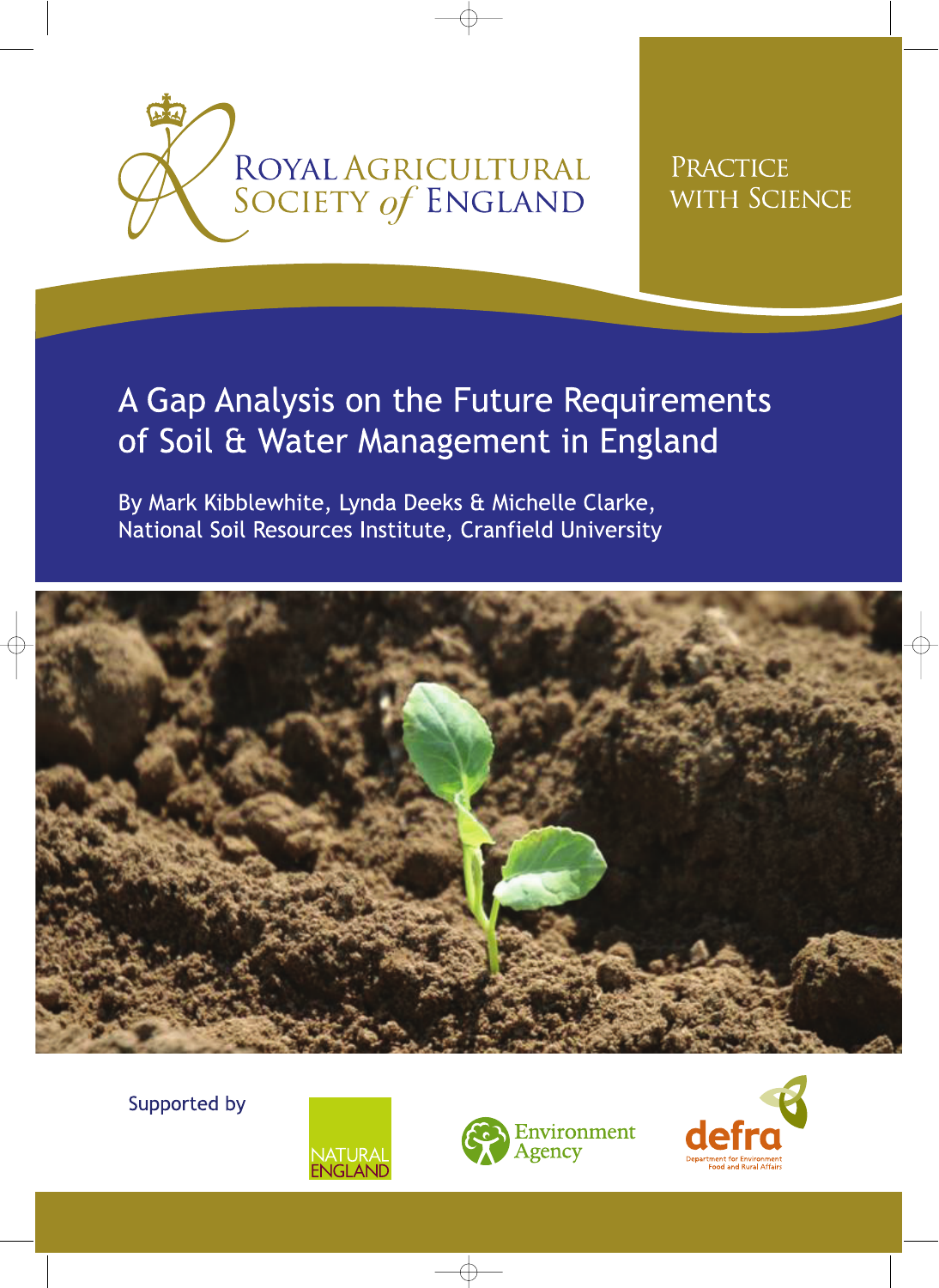Royal Agricultural Society of England

Practice with Science

# A Gap Analysis on the Future Requirements of Soil & Water Management in England

By Mark Kibblewhite, Lynda Deeks & Michelle Clarke, National Soil Resources Institute, Cranfield University

Supported by

Natural England

Environment Agency

defra
Department for Environment Food and Rural Affairs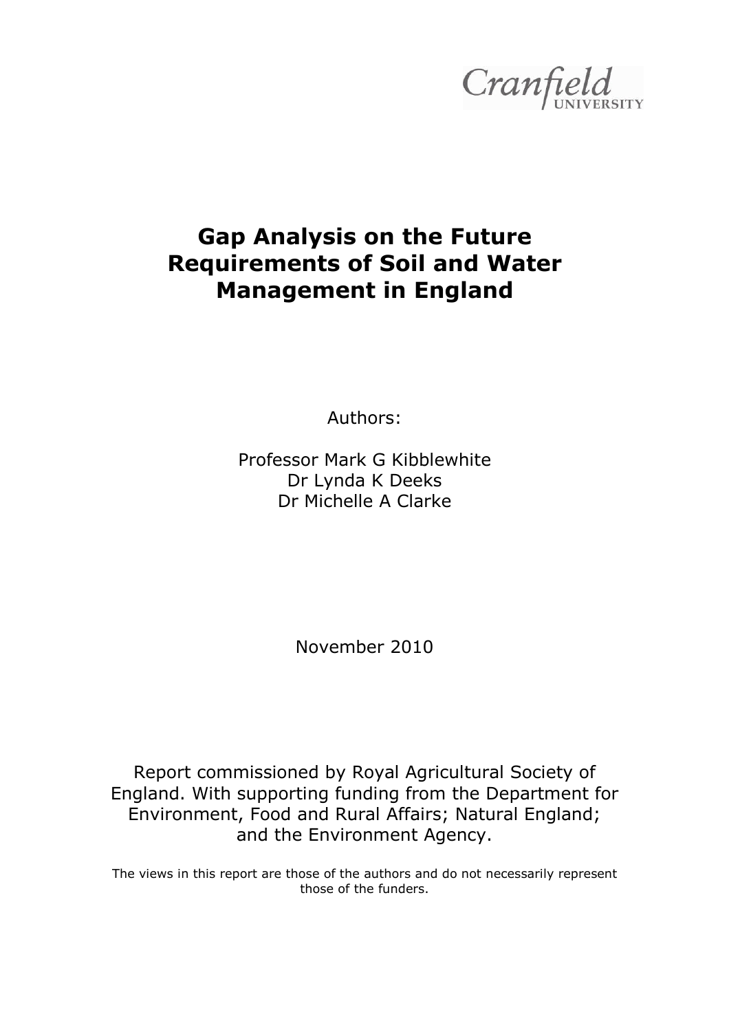Cranfield UNIVERSITY

# Gap Analysis on the Future Requirements of Soil and Water Management in England

Authors:

Professor Mark G Kibblewhite
Dr Lynda K Deeks
Dr Michelle A Clarke

November 2010

Report commissioned by Royal Agricultural Society of England. With supporting funding from the Department for Environment, Food and Rural Affairs; Natural England; and the Environment Agency.

The views in this report are those of the authors and do not necessarily represent those of the funders.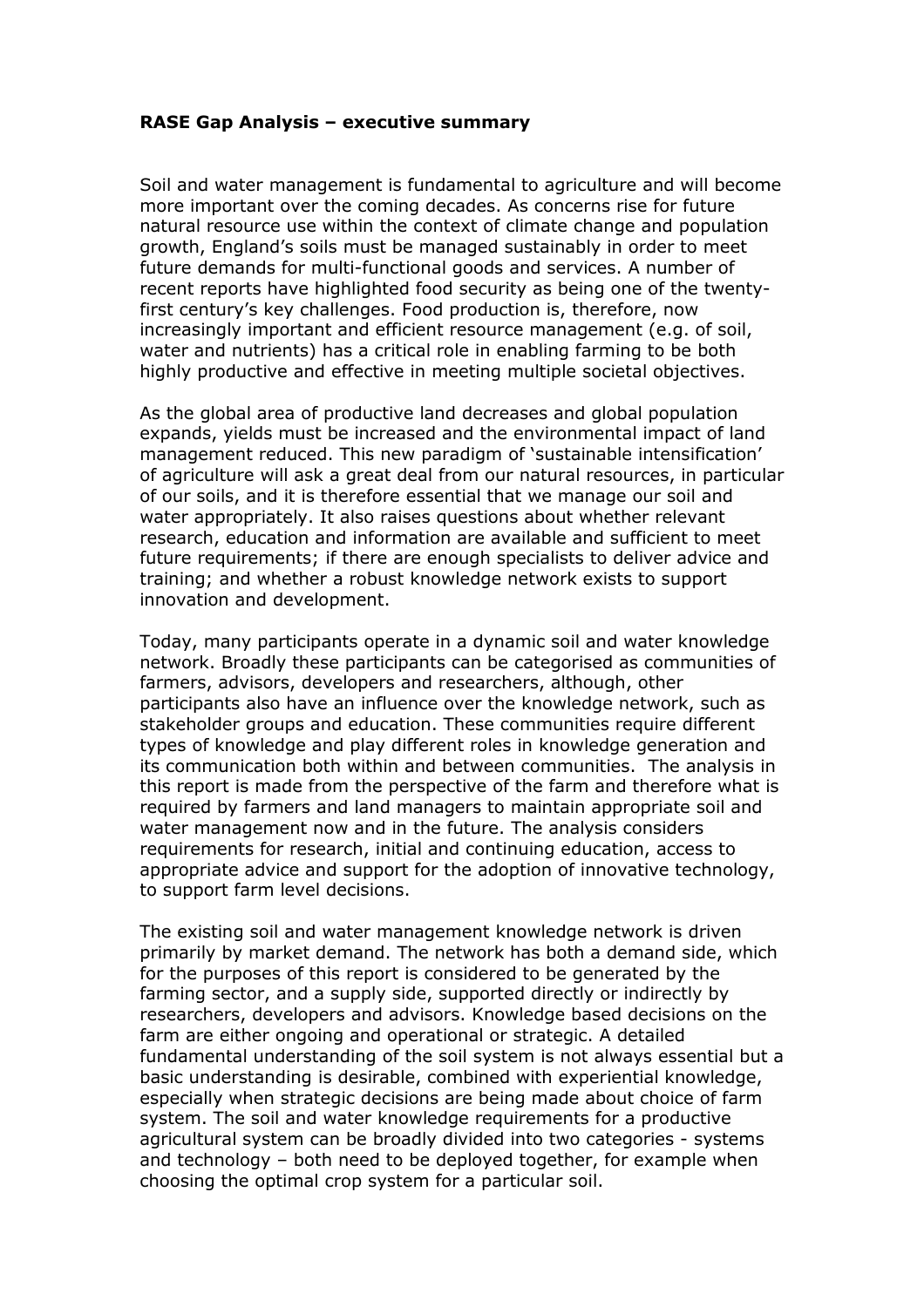**RASE Gap Analysis – executive summary**

Soil and water management is fundamental to agriculture and will become more important over the coming decades. As concerns rise for future natural resource use within the context of climate change and population growth, England's soils must be managed sustainably in order to meet future demands for multi-functional goods and services. A number of recent reports have highlighted food security as being one of the twenty-first century's key challenges. Food production is, therefore, now increasingly important and efficient resource management (e.g. of soil, water and nutrients) has a critical role in enabling farming to be both highly productive and effective in meeting multiple societal objectives.

As the global area of productive land decreases and global population expands, yields must be increased and the environmental impact of land management reduced. This new paradigm of 'sustainable intensification' of agriculture will ask a great deal from our natural resources, in particular of our soils, and it is therefore essential that we manage our soil and water appropriately. It also raises questions about whether relevant research, education and information are available and sufficient to meet future requirements; if there are enough specialists to deliver advice and training; and whether a robust knowledge network exists to support innovation and development.

Today, many participants operate in a dynamic soil and water knowledge network. Broadly these participants can be categorised as communities of farmers, advisors, developers and researchers, although, other participants also have an influence over the knowledge network, such as stakeholder groups and education. These communities require different types of knowledge and play different roles in knowledge generation and its communication both within and between communities. The analysis in this report is made from the perspective of the farm and therefore what is required by farmers and land managers to maintain appropriate soil and water management now and in the future. The analysis considers requirements for research, initial and continuing education, access to appropriate advice and support for the adoption of innovative technology, to support farm level decisions.

The existing soil and water management knowledge network is driven primarily by market demand. The network has both a demand side, which for the purposes of this report is considered to be generated by the farming sector, and a supply side, supported directly or indirectly by researchers, developers and advisors. Knowledge based decisions on the farm are either ongoing and operational or strategic. A detailed fundamental understanding of the soil system is not always essential but a basic understanding is desirable, combined with experiential knowledge, especially when strategic decisions are being made about choice of farm system. The soil and water knowledge requirements for a productive agricultural system can be broadly divided into two categories - systems and technology – both need to be deployed together, for example when choosing the optimal crop system for a particular soil.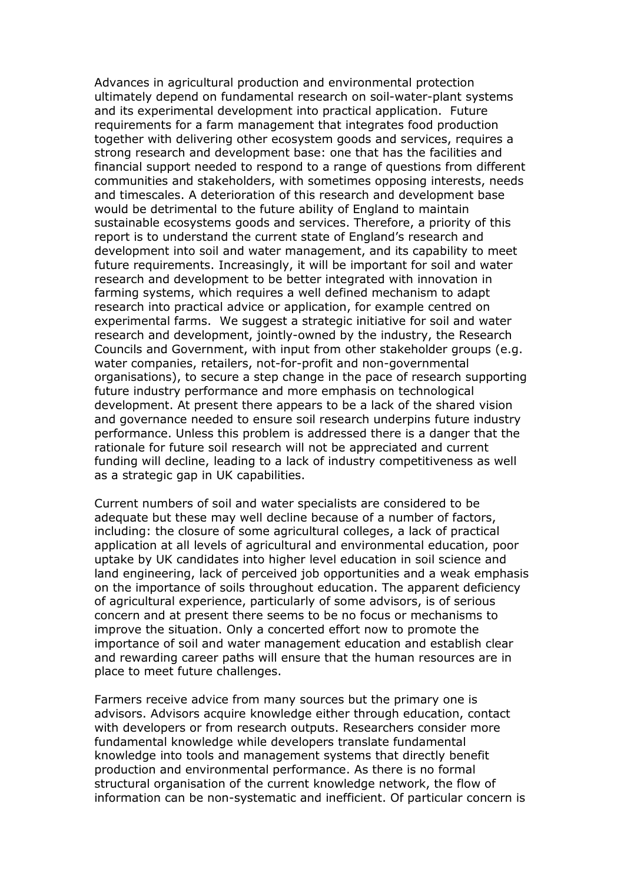Advances in agricultural production and environmental protection ultimately depend on fundamental research on soil-water-plant systems and its experimental development into practical application. Future requirements for a farm management that integrates food production together with delivering other ecosystem goods and services, requires a strong research and development base: one that has the facilities and financial support needed to respond to a range of questions from different communities and stakeholders, with sometimes opposing interests, needs and timescales. A deterioration of this research and development base would be detrimental to the future ability of England to maintain sustainable ecosystems goods and services. Therefore, a priority of this report is to understand the current state of England's research and development into soil and water management, and its capability to meet future requirements. Increasingly, it will be important for soil and water research and development to be better integrated with innovation in farming systems, which requires a well defined mechanism to adapt research into practical advice or application, for example centred on experimental farms. We suggest a strategic initiative for soil and water research and development, jointly-owned by the industry, the Research Councils and Government, with input from other stakeholder groups (e.g. water companies, retailers, not-for-profit and non-governmental organisations), to secure a step change in the pace of research supporting future industry performance and more emphasis on technological development. At present there appears to be a lack of the shared vision and governance needed to ensure soil research underpins future industry performance. Unless this problem is addressed there is a danger that the rationale for future soil research will not be appreciated and current funding will decline, leading to a lack of industry competitiveness as well as a strategic gap in UK capabilities.

Current numbers of soil and water specialists are considered to be adequate but these may well decline because of a number of factors, including: the closure of some agricultural colleges, a lack of practical application at all levels of agricultural and environmental education, poor uptake by UK candidates into higher level education in soil science and land engineering, lack of perceived job opportunities and a weak emphasis on the importance of soils throughout education. The apparent deficiency of agricultural experience, particularly of some advisors, is of serious concern and at present there seems to be no focus or mechanisms to improve the situation. Only a concerted effort now to promote the importance of soil and water management education and establish clear and rewarding career paths will ensure that the human resources are in place to meet future challenges.

Farmers receive advice from many sources but the primary one is advisors. Advisors acquire knowledge either through education, contact with developers or from research outputs. Researchers consider more fundamental knowledge while developers translate fundamental knowledge into tools and management systems that directly benefit production and environmental performance. As there is no formal structural organisation of the current knowledge network, the flow of information can be non-systematic and inefficient. Of particular concern is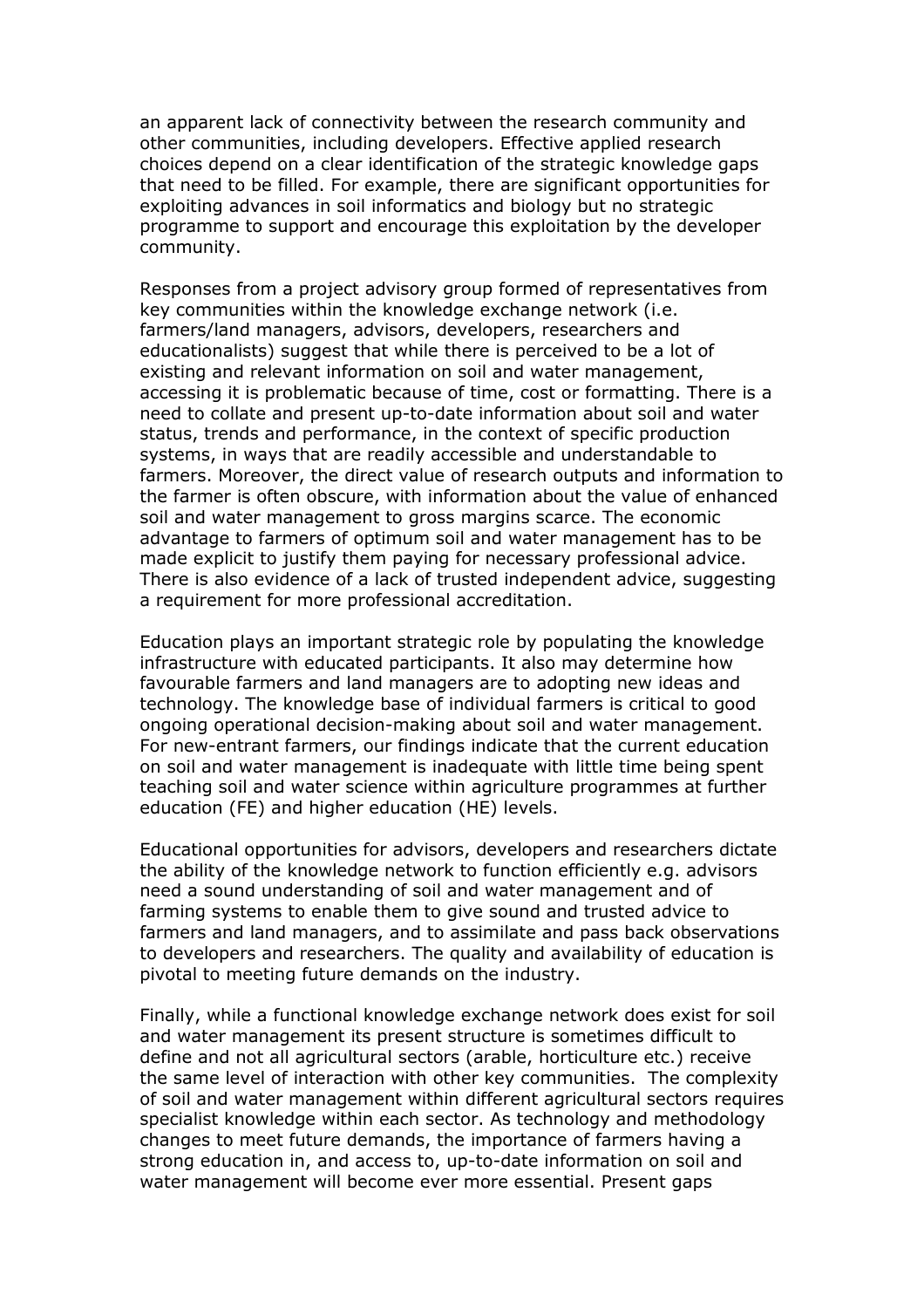an apparent lack of connectivity between the research community and other communities, including developers. Effective applied research choices depend on a clear identification of the strategic knowledge gaps that need to be filled. For example, there are significant opportunities for exploiting advances in soil informatics and biology but no strategic programme to support and encourage this exploitation by the developer community.

Responses from a project advisory group formed of representatives from key communities within the knowledge exchange network (i.e. farmers/land managers, advisors, developers, researchers and educationalists) suggest that while there is perceived to be a lot of existing and relevant information on soil and water management, accessing it is problematic because of time, cost or formatting. There is a need to collate and present up-to-date information about soil and water status, trends and performance, in the context of specific production systems, in ways that are readily accessible and understandable to farmers. Moreover, the direct value of research outputs and information to the farmer is often obscure, with information about the value of enhanced soil and water management to gross margins scarce. The economic advantage to farmers of optimum soil and water management has to be made explicit to justify them paying for necessary professional advice. There is also evidence of a lack of trusted independent advice, suggesting a requirement for more professional accreditation.

Education plays an important strategic role by populating the knowledge infrastructure with educated participants. It also may determine how favourable farmers and land managers are to adopting new ideas and technology. The knowledge base of individual farmers is critical to good ongoing operational decision-making about soil and water management. For new-entrant farmers, our findings indicate that the current education on soil and water management is inadequate with little time being spent teaching soil and water science within agriculture programmes at further education (FE) and higher education (HE) levels.

Educational opportunities for advisors, developers and researchers dictate the ability of the knowledge network to function efficiently e.g. advisors need a sound understanding of soil and water management and of farming systems to enable them to give sound and trusted advice to farmers and land managers, and to assimilate and pass back observations to developers and researchers. The quality and availability of education is pivotal to meeting future demands on the industry.

Finally, while a functional knowledge exchange network does exist for soil and water management its present structure is sometimes difficult to define and not all agricultural sectors (arable, horticulture etc.) receive the same level of interaction with other key communities. The complexity of soil and water management within different agricultural sectors requires specialist knowledge within each sector. As technology and methodology changes to meet future demands, the importance of farmers having a strong education in, and access to, up-to-date information on soil and water management will become ever more essential. Present gaps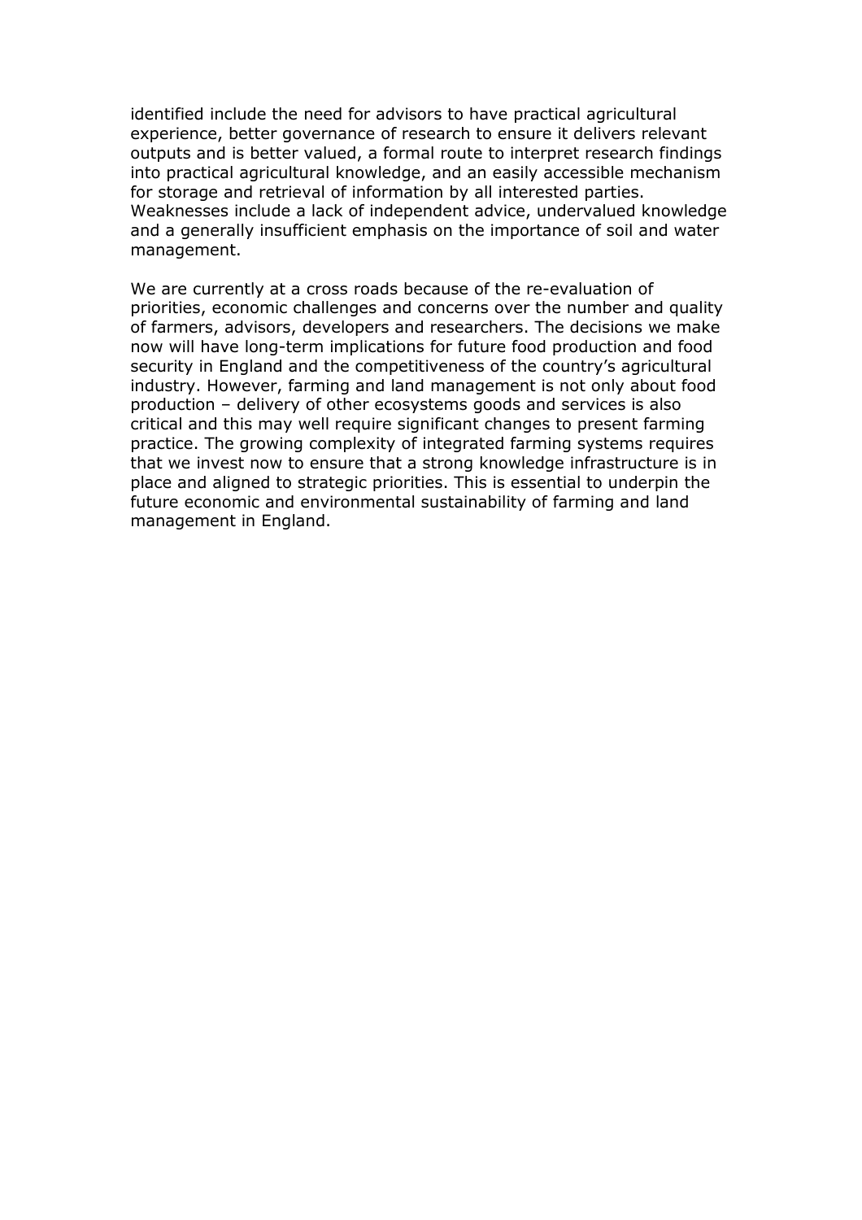identified include the need for advisors to have practical agricultural experience, better governance of research to ensure it delivers relevant outputs and is better valued, a formal route to interpret research findings into practical agricultural knowledge, and an easily accessible mechanism for storage and retrieval of information by all interested parties. Weaknesses include a lack of independent advice, undervalued knowledge and a generally insufficient emphasis on the importance of soil and water management.

We are currently at a cross roads because of the re-evaluation of priorities, economic challenges and concerns over the number and quality of farmers, advisors, developers and researchers. The decisions we make now will have long-term implications for future food production and food security in England and the competitiveness of the country's agricultural industry. However, farming and land management is not only about food production – delivery of other ecosystems goods and services is also critical and this may well require significant changes to present farming practice. The growing complexity of integrated farming systems requires that we invest now to ensure that a strong knowledge infrastructure is in place and aligned to strategic priorities. This is essential to underpin the future economic and environmental sustainability of farming and land management in England.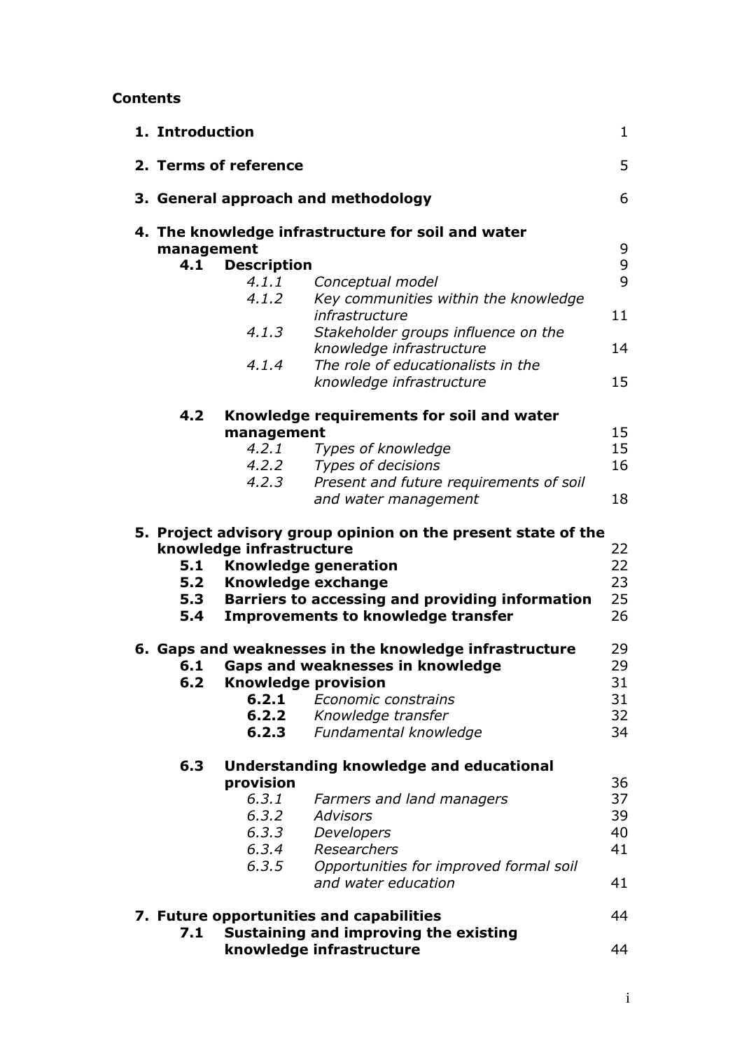**Contents**

| | | |
|---|---|---|
| **1. Introduction** | | 1 |
| **2. Terms of reference** | | 5 |
| **3. General approach and methodology** | | 6 |
| **4. The knowledge infrastructure for soil and water management** | | 9 |
| **4.1** | **Description** | 9 |
| *4.1.1* | *Conceptual model* | 9 |
| *4.1.2* | *Key communities within the knowledge infrastructure* | 11 |
| *4.1.3* | *Stakeholder groups influence on the knowledge infrastructure* | 14 |
| *4.1.4* | *The role of educationalists in the knowledge infrastructure* | 15 |
| **4.2** | **Knowledge requirements for soil and water management** | 15 |
| *4.2.1* | *Types of knowledge* | 15 |
| *4.2.2* | *Types of decisions* | 16 |
| *4.2.3* | *Present and future requirements of soil and water management* | 18 |
| **5. Project advisory group opinion on the present state of the knowledge infrastructure** | | 22 |
| **5.1** | **Knowledge generation** | 22 |
| **5.2** | **Knowledge exchange** | 23 |
| **5.3** | **Barriers to accessing and providing information** | 25 |
| **5.4** | **Improvements to knowledge transfer** | 26 |
| **6. Gaps and weaknesses in the knowledge infrastructure** | | 29 |
| **6.1** | **Gaps and weaknesses in knowledge** | 29 |
| **6.2** | **Knowledge provision** | 31 |
| **6.2.1** | *Economic constrains* | 31 |
| **6.2.2** | *Knowledge transfer* | 32 |
| **6.2.3** | *Fundamental knowledge* | 34 |
| **6.3** | **Understanding knowledge and educational provision** | 36 |
| *6.3.1* | *Farmers and land managers* | 37 |
| *6.3.2* | *Advisors* | 39 |
| *6.3.3* | *Developers* | 40 |
| *6.3.4* | *Researchers* | 41 |
| *6.3.5* | *Opportunities for improved formal soil and water education* | 41 |
| **7. Future opportunities and capabilities** | | 44 |
| **7.1** | **Sustaining and improving the existing knowledge infrastructure** | 44 |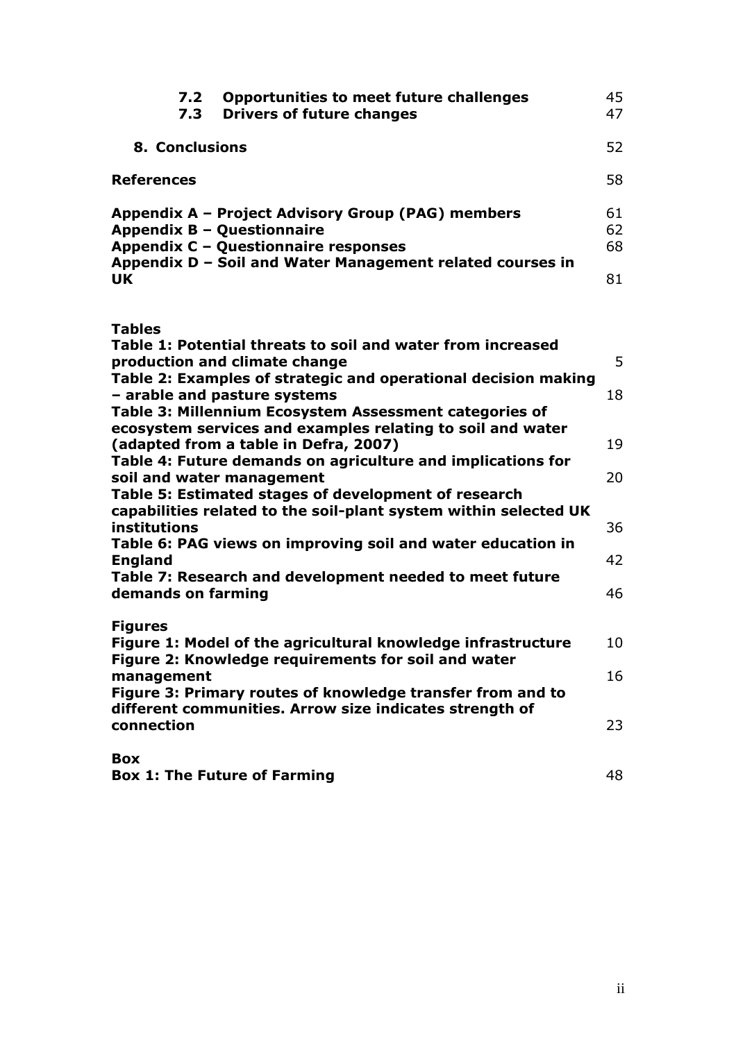**7.2 Opportunities to meet future challenges** 45
**7.3 Drivers of future changes** 47

**8. Conclusions** 52

**References** 58

**Appendix A – Project Advisory Group (PAG) members** 61
**Appendix B – Questionnaire** 62
**Appendix C – Questionnaire responses** 68
**Appendix D – Soil and Water Management related courses in UK** 81

**Tables**

**Table 1: Potential threats to soil and water from increased production and climate change** 5
**Table 2: Examples of strategic and operational decision making – arable and pasture systems** 18
**Table 3: Millennium Ecosystem Assessment categories of ecosystem services and examples relating to soil and water (adapted from a table in Defra, 2007)** 19
**Table 4: Future demands on agriculture and implications for soil and water management** 20
**Table 5: Estimated stages of development of research capabilities related to the soil-plant system within selected UK institutions** 36
**Table 6: PAG views on improving soil and water education in England** 42
**Table 7: Research and development needed to meet future demands on farming** 46

**Figures**

**Figure 1: Model of the agricultural knowledge infrastructure** 10
**Figure 2: Knowledge requirements for soil and water management** 16
**Figure 3: Primary routes of knowledge transfer from and to different communities. Arrow size indicates strength of connection** 23

**Box**

**Box 1: The Future of Farming** 48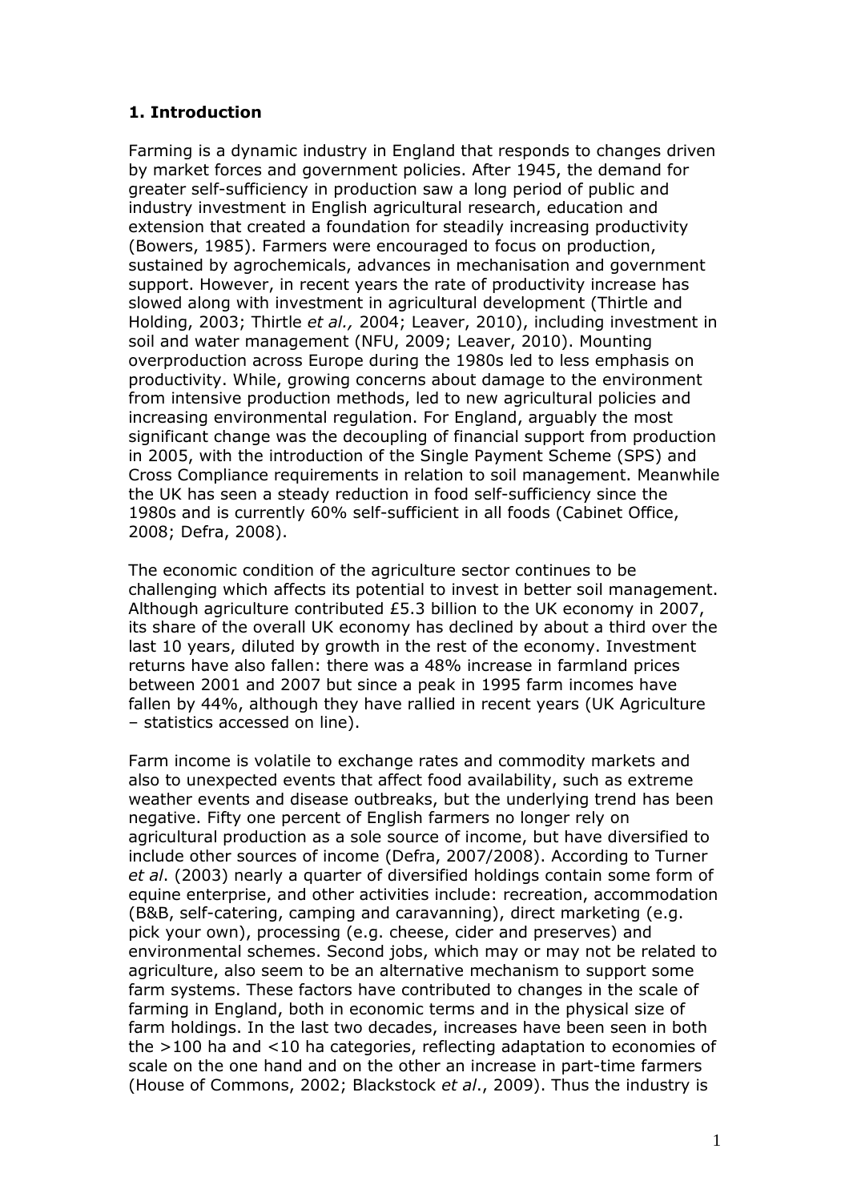# 1. Introduction

Farming is a dynamic industry in England that responds to changes driven by market forces and government policies. After 1945, the demand for greater self-sufficiency in production saw a long period of public and industry investment in English agricultural research, education and extension that created a foundation for steadily increasing productivity (Bowers, 1985). Farmers were encouraged to focus on production, sustained by agrochemicals, advances in mechanisation and government support. However, in recent years the rate of productivity increase has slowed along with investment in agricultural development (Thirtle and Holding, 2003; Thirtle *et al.,* 2004; Leaver, 2010), including investment in soil and water management (NFU, 2009; Leaver, 2010). Mounting overproduction across Europe during the 1980s led to less emphasis on productivity. While, growing concerns about damage to the environment from intensive production methods, led to new agricultural policies and increasing environmental regulation. For England, arguably the most significant change was the decoupling of financial support from production in 2005, with the introduction of the Single Payment Scheme (SPS) and Cross Compliance requirements in relation to soil management. Meanwhile the UK has seen a steady reduction in food self-sufficiency since the 1980s and is currently 60% self-sufficient in all foods (Cabinet Office, 2008; Defra, 2008).

The economic condition of the agriculture sector continues to be challenging which affects its potential to invest in better soil management. Although agriculture contributed £5.3 billion to the UK economy in 2007, its share of the overall UK economy has declined by about a third over the last 10 years, diluted by growth in the rest of the economy. Investment returns have also fallen: there was a 48% increase in farmland prices between 2001 and 2007 but since a peak in 1995 farm incomes have fallen by 44%, although they have rallied in recent years (UK Agriculture – statistics accessed on line).

Farm income is volatile to exchange rates and commodity markets and also to unexpected events that affect food availability, such as extreme weather events and disease outbreaks, but the underlying trend has been negative. Fifty one percent of English farmers no longer rely on agricultural production as a sole source of income, but have diversified to include other sources of income (Defra, 2007/2008). According to Turner *et al*. (2003) nearly a quarter of diversified holdings contain some form of equine enterprise, and other activities include: recreation, accommodation (B&B, self-catering, camping and caravanning), direct marketing (e.g. pick your own), processing (e.g. cheese, cider and preserves) and environmental schemes. Second jobs, which may or may not be related to agriculture, also seem to be an alternative mechanism to support some farm systems. These factors have contributed to changes in the scale of farming in England, both in economic terms and in the physical size of farm holdings. In the last two decades, increases have been seen in both the >100 ha and <10 ha categories, reflecting adaptation to economies of scale on the one hand and on the other an increase in part-time farmers (House of Commons, 2002; Blackstock *et al*., 2009). Thus the industry is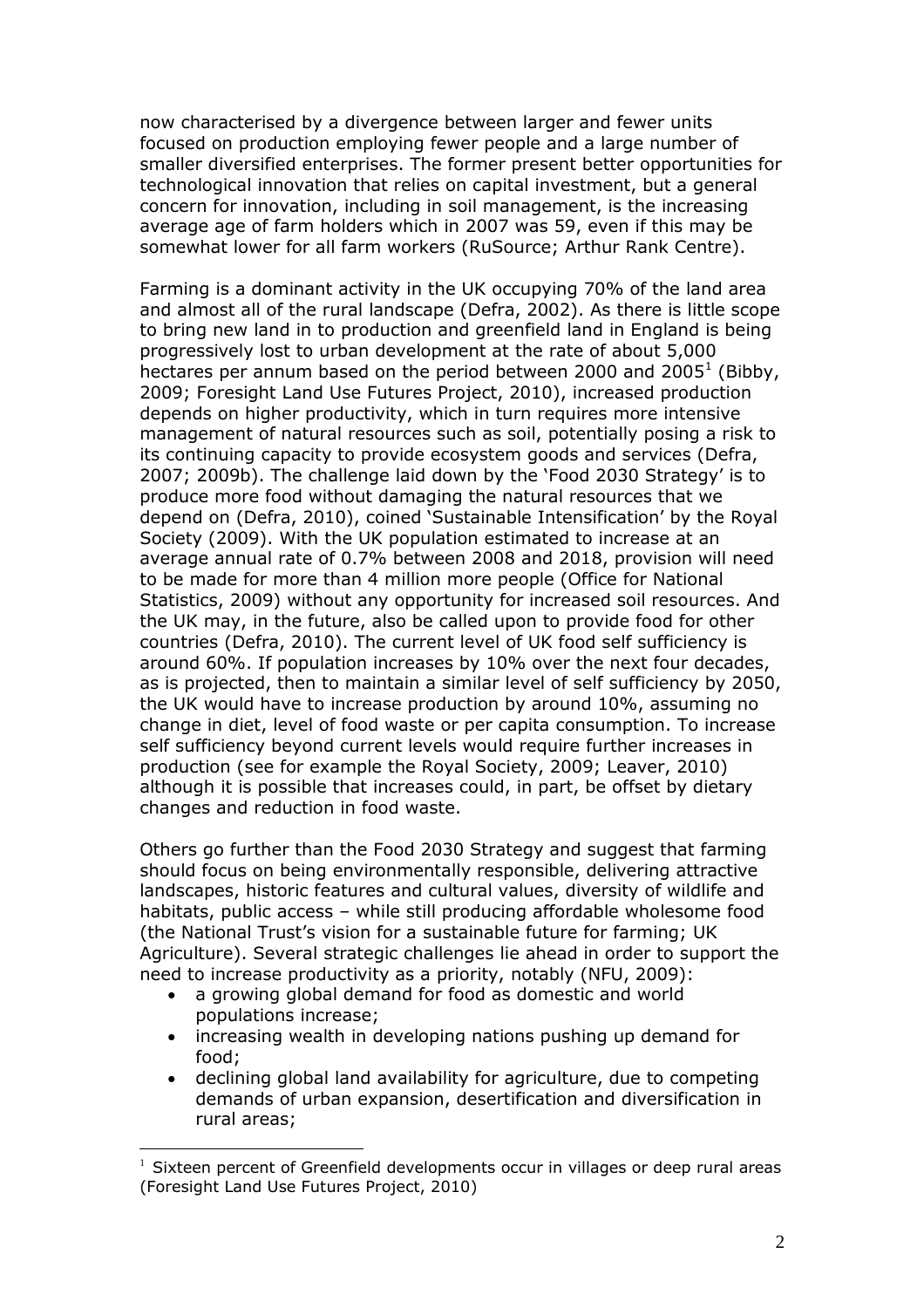now characterised by a divergence between larger and fewer units focused on production employing fewer people and a large number of smaller diversified enterprises. The former present better opportunities for technological innovation that relies on capital investment, but a general concern for innovation, including in soil management, is the increasing average age of farm holders which in 2007 was 59, even if this may be somewhat lower for all farm workers (RuSource; Arthur Rank Centre).

Farming is a dominant activity in the UK occupying 70% of the land area and almost all of the rural landscape (Defra, 2002). As there is little scope to bring new land in to production and greenfield land in England is being progressively lost to urban development at the rate of about 5,000 hectares per annum based on the period between 2000 and 2005[1] (Bibby, 2009; Foresight Land Use Futures Project, 2010), increased production depends on higher productivity, which in turn requires more intensive management of natural resources such as soil, potentially posing a risk to its continuing capacity to provide ecosystem goods and services (Defra, 2007; 2009b). The challenge laid down by the 'Food 2030 Strategy' is to produce more food without damaging the natural resources that we depend on (Defra, 2010), coined 'Sustainable Intensification' by the Royal Society (2009). With the UK population estimated to increase at an average annual rate of 0.7% between 2008 and 2018, provision will need to be made for more than 4 million more people (Office for National Statistics, 2009) without any opportunity for increased soil resources. And the UK may, in the future, also be called upon to provide food for other countries (Defra, 2010). The current level of UK food self sufficiency is around 60%. If population increases by 10% over the next four decades, as is projected, then to maintain a similar level of self sufficiency by 2050, the UK would have to increase production by around 10%, assuming no change in diet, level of food waste or per capita consumption. To increase self sufficiency beyond current levels would require further increases in production (see for example the Royal Society, 2009; Leaver, 2010) although it is possible that increases could, in part, be offset by dietary changes and reduction in food waste.

Others go further than the Food 2030 Strategy and suggest that farming should focus on being environmentally responsible, delivering attractive landscapes, historic features and cultural values, diversity of wildlife and habitats, public access – while still producing affordable wholesome food (the National Trust's vision for a sustainable future for farming; UK Agriculture). Several strategic challenges lie ahead in order to support the need to increase productivity as a priority, notably (NFU, 2009):

- a growing global demand for food as domestic and world populations increase;
- increasing wealth in developing nations pushing up demand for food;
- declining global land availability for agriculture, due to competing demands of urban expansion, desertification and diversification in rural areas;

[1] Sixteen percent of Greenfield developments occur in villages or deep rural areas (Foresight Land Use Futures Project, 2010)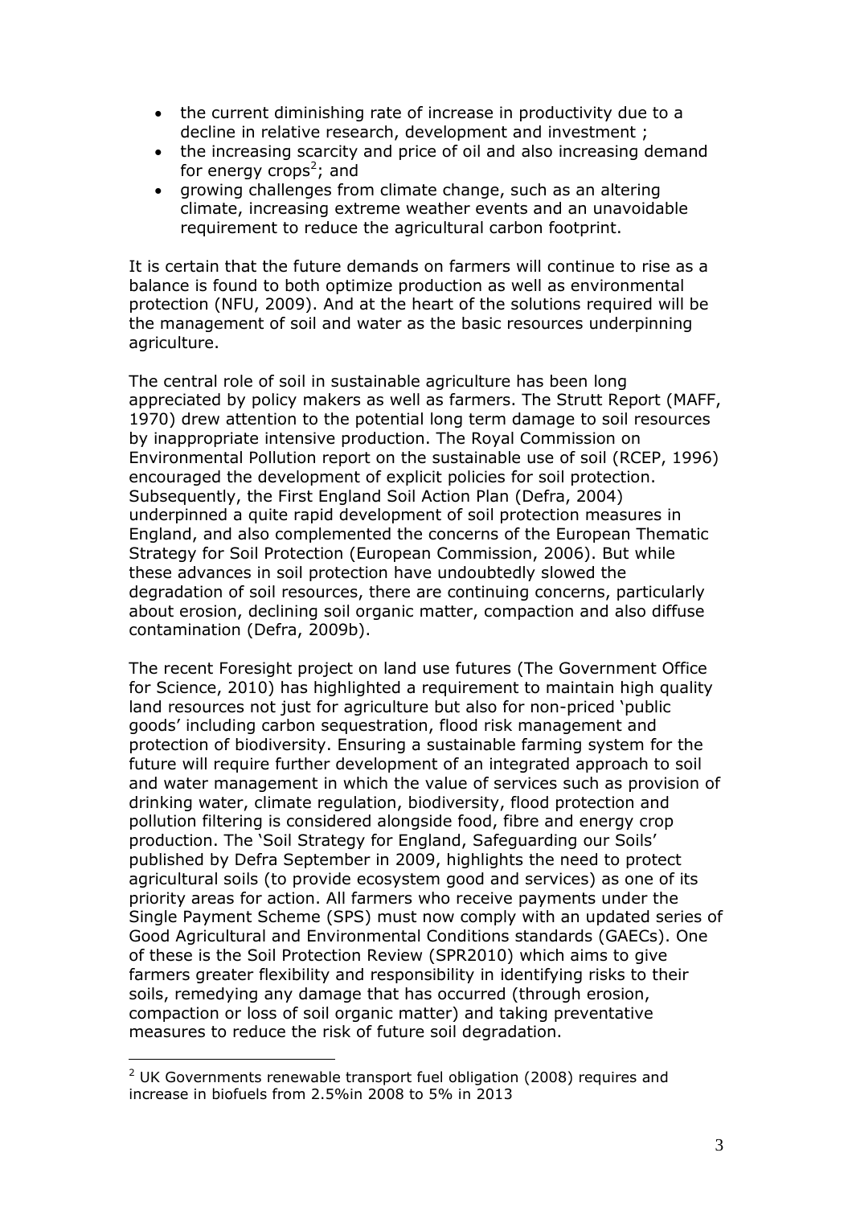- the current diminishing rate of increase in productivity due to a decline in relative research, development and investment ;
- the increasing scarcity and price of oil and also increasing demand for energy crops[2]; and
- growing challenges from climate change, such as an altering climate, increasing extreme weather events and an unavoidable requirement to reduce the agricultural carbon footprint.

It is certain that the future demands on farmers will continue to rise as a balance is found to both optimize production as well as environmental protection (NFU, 2009). And at the heart of the solutions required will be the management of soil and water as the basic resources underpinning agriculture.

The central role of soil in sustainable agriculture has been long appreciated by policy makers as well as farmers. The Strutt Report (MAFF, 1970) drew attention to the potential long term damage to soil resources by inappropriate intensive production. The Royal Commission on Environmental Pollution report on the sustainable use of soil (RCEP, 1996) encouraged the development of explicit policies for soil protection. Subsequently, the First England Soil Action Plan (Defra, 2004) underpinned a quite rapid development of soil protection measures in England, and also complemented the concerns of the European Thematic Strategy for Soil Protection (European Commission, 2006). But while these advances in soil protection have undoubtedly slowed the degradation of soil resources, there are continuing concerns, particularly about erosion, declining soil organic matter, compaction and also diffuse contamination (Defra, 2009b).

The recent Foresight project on land use futures (The Government Office for Science, 2010) has highlighted a requirement to maintain high quality land resources not just for agriculture but also for non-priced 'public goods' including carbon sequestration, flood risk management and protection of biodiversity. Ensuring a sustainable farming system for the future will require further development of an integrated approach to soil and water management in which the value of services such as provision of drinking water, climate regulation, biodiversity, flood protection and pollution filtering is considered alongside food, fibre and energy crop production. The 'Soil Strategy for England, Safeguarding our Soils' published by Defra September in 2009, highlights the need to protect agricultural soils (to provide ecosystem good and services) as one of its priority areas for action. All farmers who receive payments under the Single Payment Scheme (SPS) must now comply with an updated series of Good Agricultural and Environmental Conditions standards (GAECs). One of these is the Soil Protection Review (SPR2010) which aims to give farmers greater flexibility and responsibility in identifying risks to their soils, remedying any damage that has occurred (through erosion, compaction or loss of soil organic matter) and taking preventative measures to reduce the risk of future soil degradation.

[2] UK Governments renewable transport fuel obligation (2008) requires and increase in biofuels from 2.5%in 2008 to 5% in 2013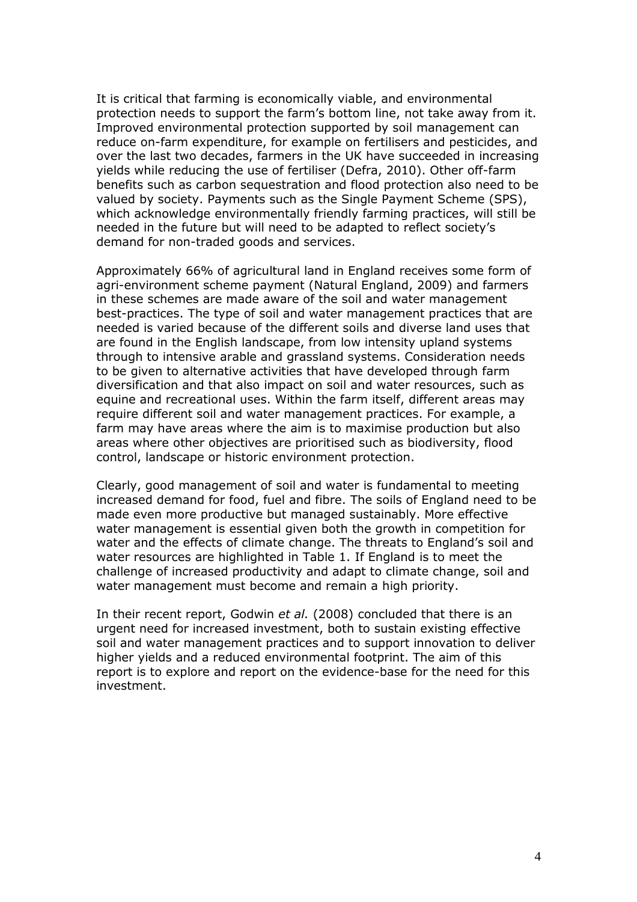It is critical that farming is economically viable, and environmental protection needs to support the farm's bottom line, not take away from it. Improved environmental protection supported by soil management can reduce on-farm expenditure, for example on fertilisers and pesticides, and over the last two decades, farmers in the UK have succeeded in increasing yields while reducing the use of fertiliser (Defra, 2010). Other off-farm benefits such as carbon sequestration and flood protection also need to be valued by society. Payments such as the Single Payment Scheme (SPS), which acknowledge environmentally friendly farming practices, will still be needed in the future but will need to be adapted to reflect society's demand for non-traded goods and services.

Approximately 66% of agricultural land in England receives some form of agri-environment scheme payment (Natural England, 2009) and farmers in these schemes are made aware of the soil and water management best-practices. The type of soil and water management practices that are needed is varied because of the different soils and diverse land uses that are found in the English landscape, from low intensity upland systems through to intensive arable and grassland systems. Consideration needs to be given to alternative activities that have developed through farm diversification and that also impact on soil and water resources, such as equine and recreational uses. Within the farm itself, different areas may require different soil and water management practices. For example, a farm may have areas where the aim is to maximise production but also areas where other objectives are prioritised such as biodiversity, flood control, landscape or historic environment protection.

Clearly, good management of soil and water is fundamental to meeting increased demand for food, fuel and fibre. The soils of England need to be made even more productive but managed sustainably. More effective water management is essential given both the growth in competition for water and the effects of climate change. The threats to England's soil and water resources are highlighted in Table 1. If England is to meet the challenge of increased productivity and adapt to climate change, soil and water management must become and remain a high priority.

In their recent report, Godwin *et al.* (2008) concluded that there is an urgent need for increased investment, both to sustain existing effective soil and water management practices and to support innovation to deliver higher yields and a reduced environmental footprint. The aim of this report is to explore and report on the evidence-base for the need for this investment.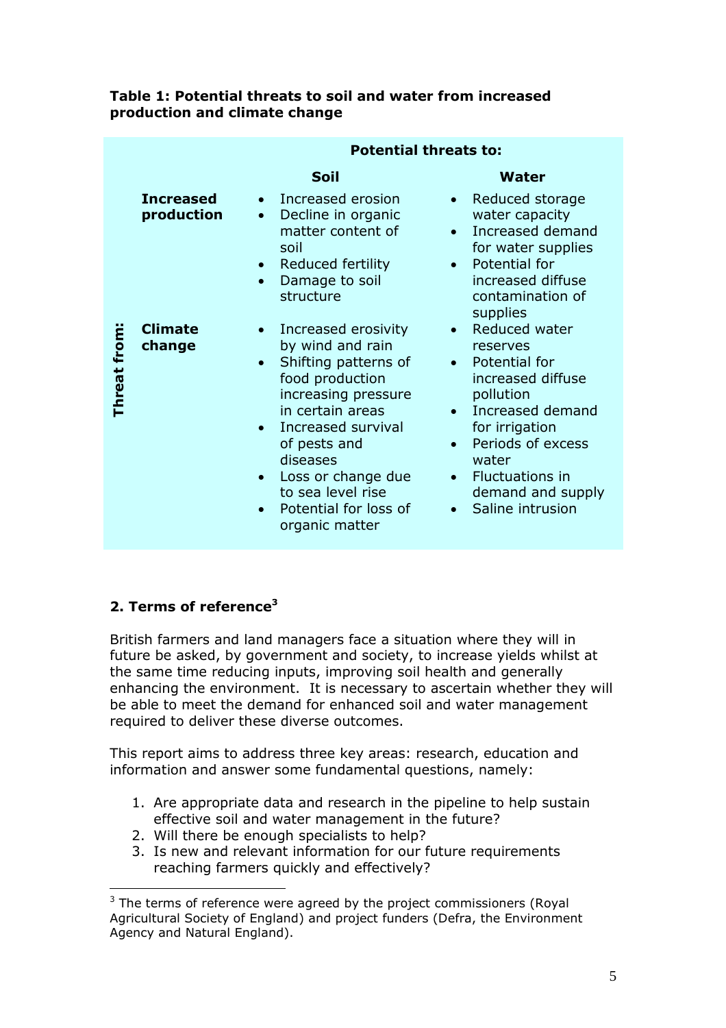**Table 1: Potential threats to soil and water from increased production and climate change**

| | | Potential threats to: | |
|---|---|---|---|
| | | **Soil** | **Water** |
| **Threat from:** | **Increased production** | • Increased erosion<br>• Decline in organic matter content of soil<br>• Reduced fertility<br>• Damage to soil structure | • Reduced storage water capacity<br>• Increased demand for water supplies<br>• Potential for increased diffuse contamination of supplies |
| | **Climate change** | • Increased erosivity by wind and rain<br>• Shifting patterns of food production increasing pressure in certain areas<br>• Increased survival of pests and diseases<br>• Loss or change due to sea level rise<br>• Potential for loss of organic matter | • Reduced water reserves<br>• Potential for increased diffuse pollution<br>• Increased demand for irrigation<br>• Periods of excess water<br>• Fluctuations in demand and supply<br>• Saline intrusion |

## 2. Terms of reference[3]

British farmers and land managers face a situation where they will in future be asked, by government and society, to increase yields whilst at the same time reducing inputs, improving soil health and generally enhancing the environment. It is necessary to ascertain whether they will be able to meet the demand for enhanced soil and water management required to deliver these diverse outcomes.

This report aims to address three key areas: research, education and information and answer some fundamental questions, namely:

1. Are appropriate data and research in the pipeline to help sustain effective soil and water management in the future?
2. Will there be enough specialists to help?
3. Is new and relevant information for our future requirements reaching farmers quickly and effectively?

[3] The terms of reference were agreed by the project commissioners (Royal Agricultural Society of England) and project funders (Defra, the Environment Agency and Natural England).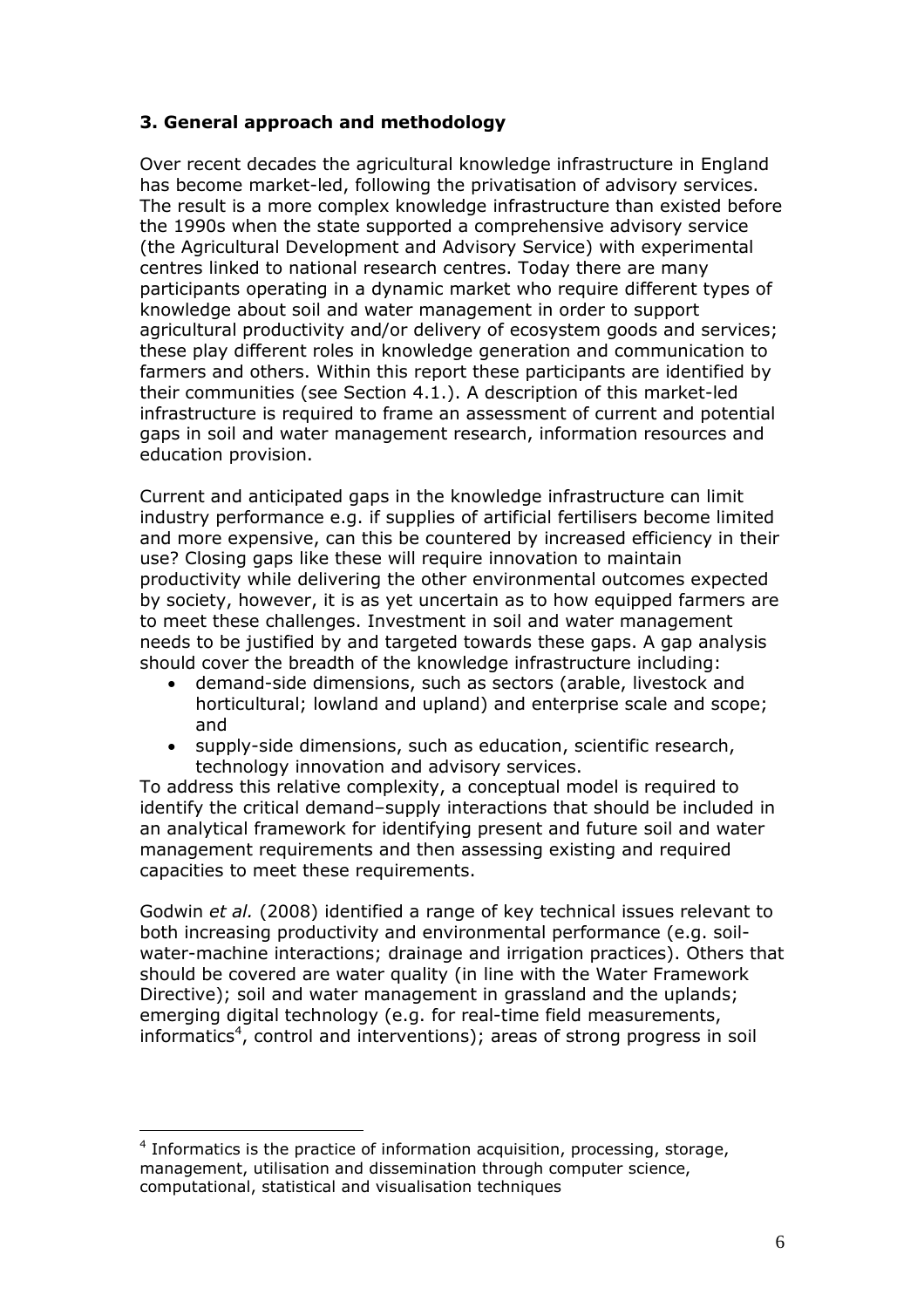### 3. General approach and methodology

Over recent decades the agricultural knowledge infrastructure in England has become market-led, following the privatisation of advisory services. The result is a more complex knowledge infrastructure than existed before the 1990s when the state supported a comprehensive advisory service (the Agricultural Development and Advisory Service) with experimental centres linked to national research centres. Today there are many participants operating in a dynamic market who require different types of knowledge about soil and water management in order to support agricultural productivity and/or delivery of ecosystem goods and services; these play different roles in knowledge generation and communication to farmers and others. Within this report these participants are identified by their communities (see Section 4.1.). A description of this market-led infrastructure is required to frame an assessment of current and potential gaps in soil and water management research, information resources and education provision.

Current and anticipated gaps in the knowledge infrastructure can limit industry performance e.g. if supplies of artificial fertilisers become limited and more expensive, can this be countered by increased efficiency in their use? Closing gaps like these will require innovation to maintain productivity while delivering the other environmental outcomes expected by society, however, it is as yet uncertain as to how equipped farmers are to meet these challenges. Investment in soil and water management needs to be justified by and targeted towards these gaps. A gap analysis should cover the breadth of the knowledge infrastructure including:

- demand-side dimensions, such as sectors (arable, livestock and horticultural; lowland and upland) and enterprise scale and scope; and
- supply-side dimensions, such as education, scientific research, technology innovation and advisory services.

To address this relative complexity, a conceptual model is required to identify the critical demand–supply interactions that should be included in an analytical framework for identifying present and future soil and water management requirements and then assessing existing and required capacities to meet these requirements.

Godwin *et al.* (2008) identified a range of key technical issues relevant to both increasing productivity and environmental performance (e.g. soil-water-machine interactions; drainage and irrigation practices). Others that should be covered are water quality (in line with the Water Framework Directive); soil and water management in grassland and the uplands; emerging digital technology (e.g. for real-time field measurements, informatics[4], control and interventions); areas of strong progress in soil

[4] Informatics is the practice of information acquisition, processing, storage, management, utilisation and dissemination through computer science, computational, statistical and visualisation techniques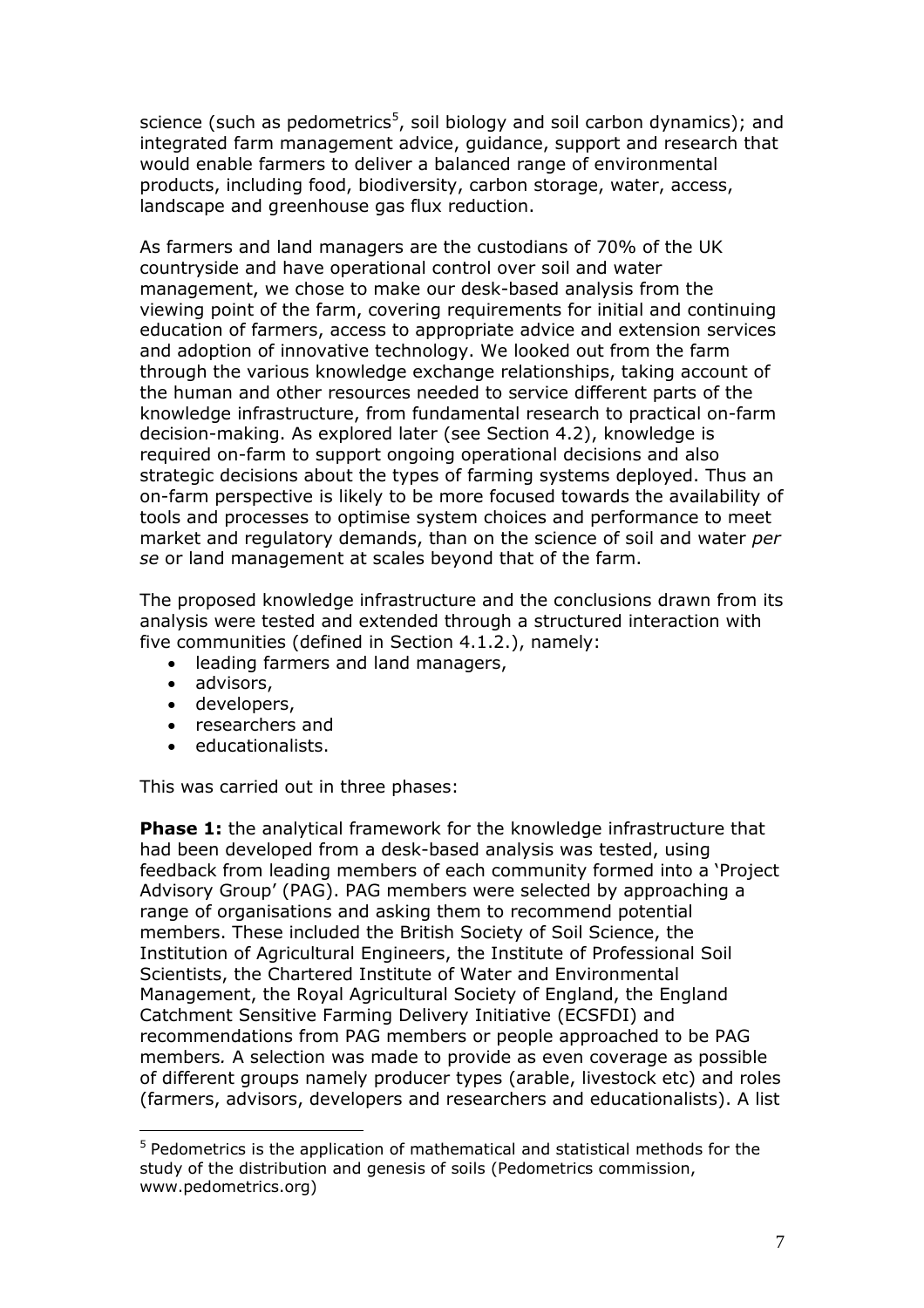science (such as pedometrics[5], soil biology and soil carbon dynamics); and integrated farm management advice, guidance, support and research that would enable farmers to deliver a balanced range of environmental products, including food, biodiversity, carbon storage, water, access, landscape and greenhouse gas flux reduction.

As farmers and land managers are the custodians of 70% of the UK countryside and have operational control over soil and water management, we chose to make our desk-based analysis from the viewing point of the farm, covering requirements for initial and continuing education of farmers, access to appropriate advice and extension services and adoption of innovative technology. We looked out from the farm through the various knowledge exchange relationships, taking account of the human and other resources needed to service different parts of the knowledge infrastructure, from fundamental research to practical on-farm decision-making. As explored later (see Section 4.2), knowledge is required on-farm to support ongoing operational decisions and also strategic decisions about the types of farming systems deployed. Thus an on-farm perspective is likely to be more focused towards the availability of tools and processes to optimise system choices and performance to meet market and regulatory demands, than on the science of soil and water *per se* or land management at scales beyond that of the farm.

The proposed knowledge infrastructure and the conclusions drawn from its analysis were tested and extended through a structured interaction with five communities (defined in Section 4.1.2.), namely:

- leading farmers and land managers,
- advisors,
- developers,
- researchers and
- educationalists.

This was carried out in three phases:

**Phase 1:** the analytical framework for the knowledge infrastructure that had been developed from a desk-based analysis was tested, using feedback from leading members of each community formed into a 'Project Advisory Group' (PAG). PAG members were selected by approaching a range of organisations and asking them to recommend potential members. These included the British Society of Soil Science, the Institution of Agricultural Engineers, the Institute of Professional Soil Scientists, the Chartered Institute of Water and Environmental Management, the Royal Agricultural Society of England, the England Catchment Sensitive Farming Delivery Initiative (ECSFDI) and recommendations from PAG members or people approached to be PAG members*.* A selection was made to provide as even coverage as possible of different groups namely producer types (arable, livestock etc) and roles (farmers, advisors, developers and researchers and educationalists). A list

[5] Pedometrics is the application of mathematical and statistical methods for the study of the distribution and genesis of soils (Pedometrics commission, www.pedometrics.org)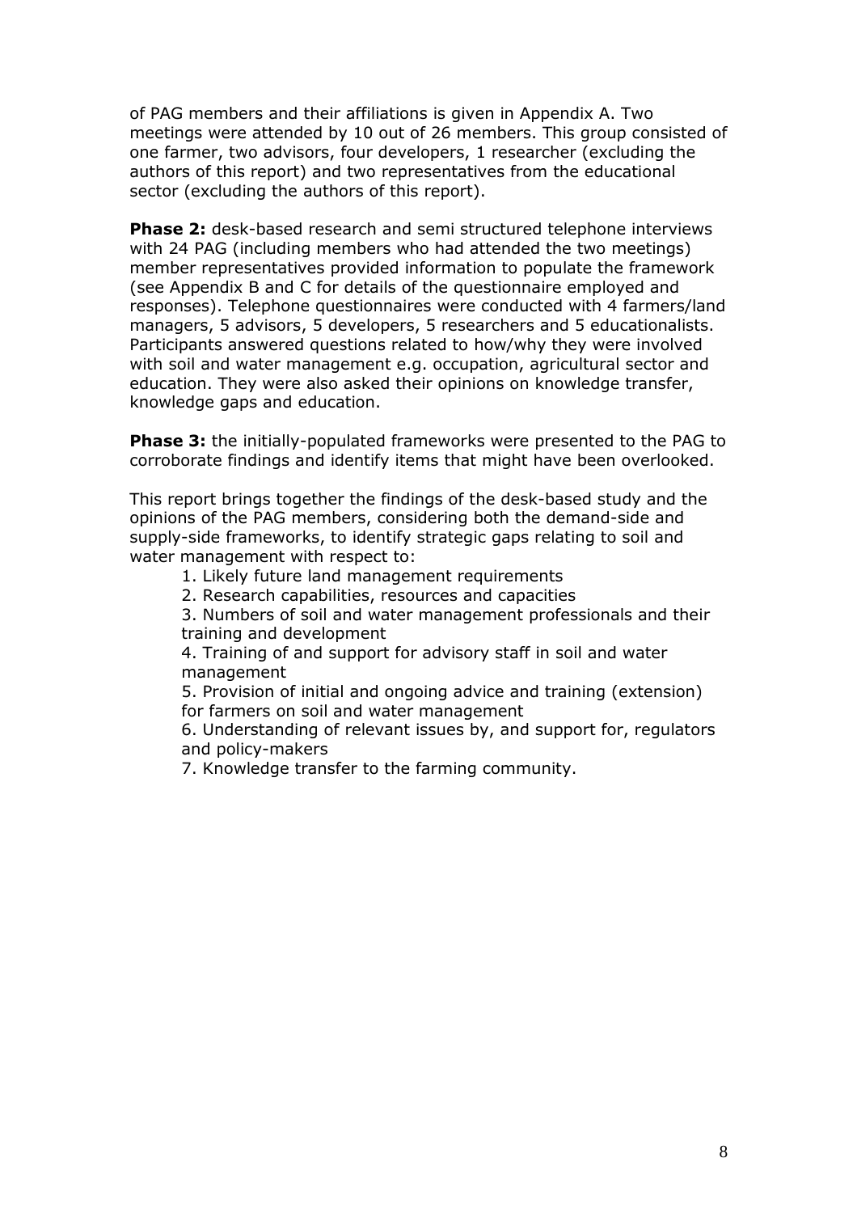of PAG members and their affiliations is given in Appendix A. Two meetings were attended by 10 out of 26 members. This group consisted of one farmer, two advisors, four developers, 1 researcher (excluding the authors of this report) and two representatives from the educational sector (excluding the authors of this report).

**Phase 2:** desk-based research and semi structured telephone interviews with 24 PAG (including members who had attended the two meetings) member representatives provided information to populate the framework (see Appendix B and C for details of the questionnaire employed and responses). Telephone questionnaires were conducted with 4 farmers/land managers, 5 advisors, 5 developers, 5 researchers and 5 educationalists. Participants answered questions related to how/why they were involved with soil and water management e.g. occupation, agricultural sector and education. They were also asked their opinions on knowledge transfer, knowledge gaps and education.

**Phase 3:** the initially-populated frameworks were presented to the PAG to corroborate findings and identify items that might have been overlooked.

This report brings together the findings of the desk-based study and the opinions of the PAG members, considering both the demand-side and supply-side frameworks, to identify strategic gaps relating to soil and water management with respect to:

1. Likely future land management requirements
2. Research capabilities, resources and capacities
3. Numbers of soil and water management professionals and their training and development
4. Training of and support for advisory staff in soil and water management
5. Provision of initial and ongoing advice and training (extension) for farmers on soil and water management
6. Understanding of relevant issues by, and support for, regulators and policy-makers
7. Knowledge transfer to the farming community.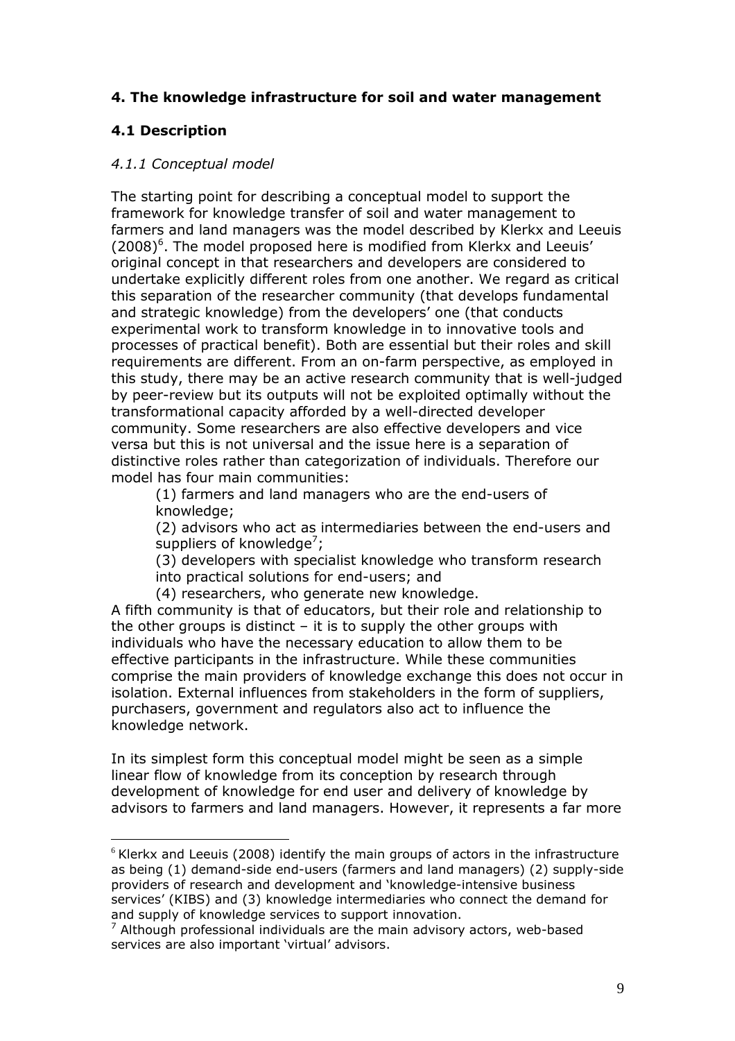## 4. The knowledge infrastructure for soil and water management

### 4.1 Description

#### *4.1.1 Conceptual model*

The starting point for describing a conceptual model to support the framework for knowledge transfer of soil and water management to farmers and land managers was the model described by Klerkx and Leeuis (2008)[6]. The model proposed here is modified from Klerkx and Leeuis' original concept in that researchers and developers are considered to undertake explicitly different roles from one another. We regard as critical this separation of the researcher community (that develops fundamental and strategic knowledge) from the developers' one (that conducts experimental work to transform knowledge in to innovative tools and processes of practical benefit). Both are essential but their roles and skill requirements are different. From an on-farm perspective, as employed in this study, there may be an active research community that is well-judged by peer-review but its outputs will not be exploited optimally without the transformational capacity afforded by a well-directed developer community. Some researchers are also effective developers and vice versa but this is not universal and the issue here is a separation of distinctive roles rather than categorization of individuals. Therefore our model has four main communities:

(1) farmers and land managers who are the end-users of knowledge;

(2) advisors who act as intermediaries between the end-users and suppliers of knowledge[7];

(3) developers with specialist knowledge who transform research into practical solutions for end-users; and

(4) researchers, who generate new knowledge.

A fifth community is that of educators, but their role and relationship to the other groups is distinct – it is to supply the other groups with individuals who have the necessary education to allow them to be effective participants in the infrastructure. While these communities comprise the main providers of knowledge exchange this does not occur in isolation. External influences from stakeholders in the form of suppliers, purchasers, government and regulators also act to influence the knowledge network.

In its simplest form this conceptual model might be seen as a simple linear flow of knowledge from its conception by research through development of knowledge for end user and delivery of knowledge by advisors to farmers and land managers. However, it represents a far more

---

[6] Klerkx and Leeuis (2008) identify the main groups of actors in the infrastructure as being (1) demand-side end-users (farmers and land managers) (2) supply-side providers of research and development and 'knowledge-intensive business services' (KIBS) and (3) knowledge intermediaries who connect the demand for and supply of knowledge services to support innovation.

[7] Although professional individuals are the main advisory actors, web-based services are also important 'virtual' advisors.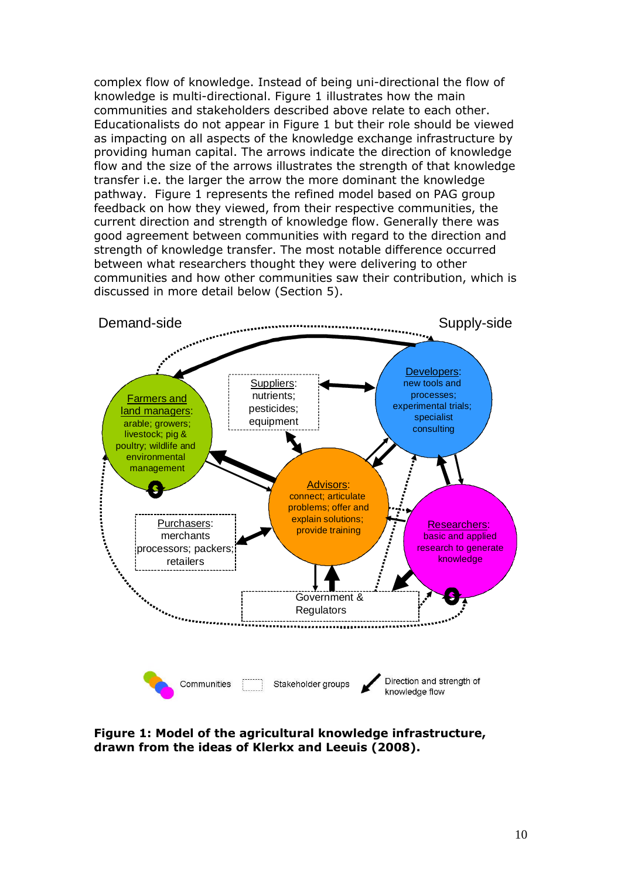complex flow of knowledge. Instead of being uni-directional the flow of knowledge is multi-directional. Figure 1 illustrates how the main communities and stakeholders described above relate to each other. Educationalists do not appear in Figure 1 but their role should be viewed as impacting on all aspects of the knowledge exchange infrastructure by providing human capital. The arrows indicate the direction of knowledge flow and the size of the arrows illustrates the strength of that knowledge transfer i.e. the larger the arrow the more dominant the knowledge pathway. Figure 1 represents the refined model based on PAG group feedback on how they viewed, from their respective communities, the current direction and strength of knowledge flow. Generally there was good agreement between communities with regard to the direction and strength of knowledge transfer. The most notable difference occurred between what researchers thought they were delivering to other communities and how other communities saw their contribution, which is discussed in more detail below (Section 5).

**Figure 1: Model of the agricultural knowledge infrastructure, drawn from the ideas of Klerkx and Leeuis (2008).**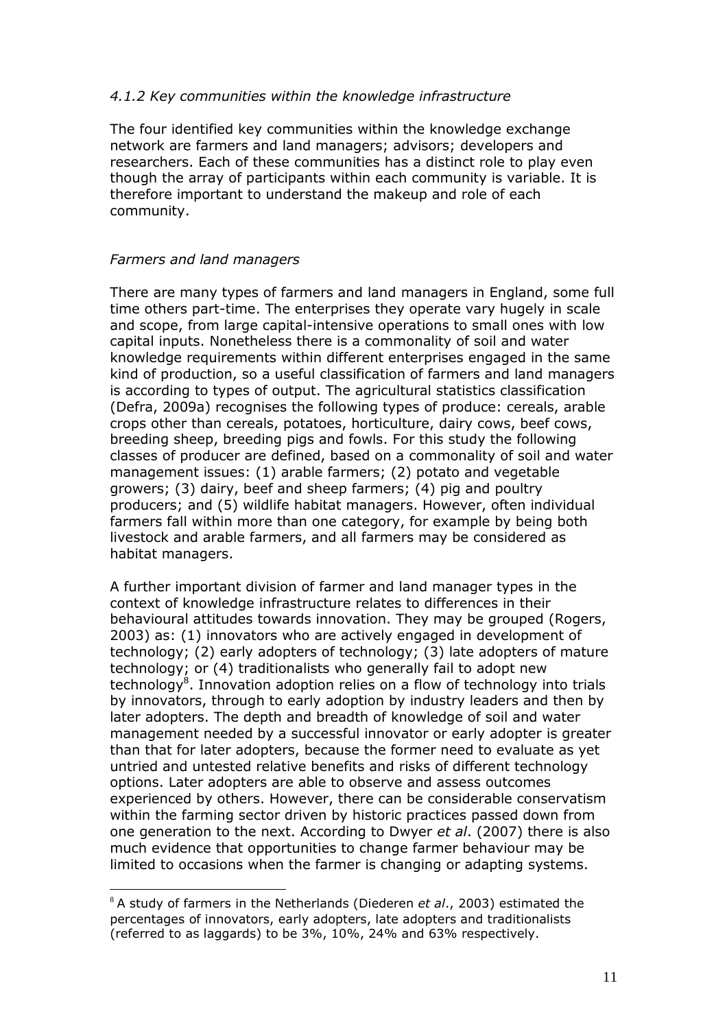#### *4.1.2 Key communities within the knowledge infrastructure*

The four identified key communities within the knowledge exchange network are farmers and land managers; advisors; developers and researchers. Each of these communities has a distinct role to play even though the array of participants within each community is variable. It is therefore important to understand the makeup and role of each community.

*Farmers and land managers*

There are many types of farmers and land managers in England, some full time others part-time. The enterprises they operate vary hugely in scale and scope, from large capital-intensive operations to small ones with low capital inputs. Nonetheless there is a commonality of soil and water knowledge requirements within different enterprises engaged in the same kind of production, so a useful classification of farmers and land managers is according to types of output. The agricultural statistics classification (Defra, 2009a) recognises the following types of produce: cereals, arable crops other than cereals, potatoes, horticulture, dairy cows, beef cows, breeding sheep, breeding pigs and fowls. For this study the following classes of producer are defined, based on a commonality of soil and water management issues: (1) arable farmers; (2) potato and vegetable growers; (3) dairy, beef and sheep farmers; (4) pig and poultry producers; and (5) wildlife habitat managers. However, often individual farmers fall within more than one category, for example by being both livestock and arable farmers, and all farmers may be considered as habitat managers.

A further important division of farmer and land manager types in the context of knowledge infrastructure relates to differences in their behavioural attitudes towards innovation. They may be grouped (Rogers, 2003) as: (1) innovators who are actively engaged in development of technology; (2) early adopters of technology; (3) late adopters of mature technology; or (4) traditionalists who generally fail to adopt new technology[8]. Innovation adoption relies on a flow of technology into trials by innovators, through to early adoption by industry leaders and then by later adopters. The depth and breadth of knowledge of soil and water management needed by a successful innovator or early adopter is greater than that for later adopters, because the former need to evaluate as yet untried and untested relative benefits and risks of different technology options. Later adopters are able to observe and assess outcomes experienced by others. However, there can be considerable conservatism within the farming sector driven by historic practices passed down from one generation to the next. According to Dwyer *et al*. (2007) there is also much evidence that opportunities to change farmer behaviour may be limited to occasions when the farmer is changing or adapting systems.

---

[8] A study of farmers in the Netherlands (Diederen *et al*., 2003) estimated the percentages of innovators, early adopters, late adopters and traditionalists (referred to as laggards) to be 3%, 10%, 24% and 63% respectively.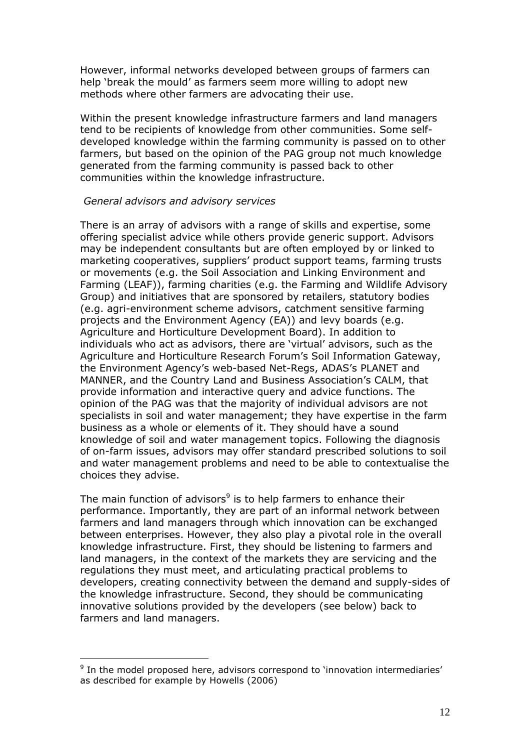However, informal networks developed between groups of farmers can help 'break the mould' as farmers seem more willing to adopt new methods where other farmers are advocating their use.

Within the present knowledge infrastructure farmers and land managers tend to be recipients of knowledge from other communities. Some self-developed knowledge within the farming community is passed on to other farmers, but based on the opinion of the PAG group not much knowledge generated from the farming community is passed back to other communities within the knowledge infrastructure.

*General advisors and advisory services*

There is an array of advisors with a range of skills and expertise, some offering specialist advice while others provide generic support. Advisors may be independent consultants but are often employed by or linked to marketing cooperatives, suppliers' product support teams, farming trusts or movements (e.g. the Soil Association and Linking Environment and Farming (LEAF)), farming charities (e.g. the Farming and Wildlife Advisory Group) and initiatives that are sponsored by retailers, statutory bodies (e.g. agri-environment scheme advisors, catchment sensitive farming projects and the Environment Agency (EA)) and levy boards (e.g. Agriculture and Horticulture Development Board). In addition to individuals who act as advisors, there are 'virtual' advisors, such as the Agriculture and Horticulture Research Forum's Soil Information Gateway, the Environment Agency's web-based Net-Regs, ADAS's PLANET and MANNER, and the Country Land and Business Association's CALM, that provide information and interactive query and advice functions. The opinion of the PAG was that the majority of individual advisors are not specialists in soil and water management; they have expertise in the farm business as a whole or elements of it. They should have a sound knowledge of soil and water management topics. Following the diagnosis of on-farm issues, advisors may offer standard prescribed solutions to soil and water management problems and need to be able to contextualise the choices they advise.

The main function of advisors[9] is to help farmers to enhance their performance. Importantly, they are part of an informal network between farmers and land managers through which innovation can be exchanged between enterprises. However, they also play a pivotal role in the overall knowledge infrastructure. First, they should be listening to farmers and land managers, in the context of the markets they are servicing and the regulations they must meet, and articulating practical problems to developers, creating connectivity between the demand and supply-sides of the knowledge infrastructure. Second, they should be communicating innovative solutions provided by the developers (see below) back to farmers and land managers.

[9] In the model proposed here, advisors correspond to 'innovation intermediaries' as described for example by Howells (2006)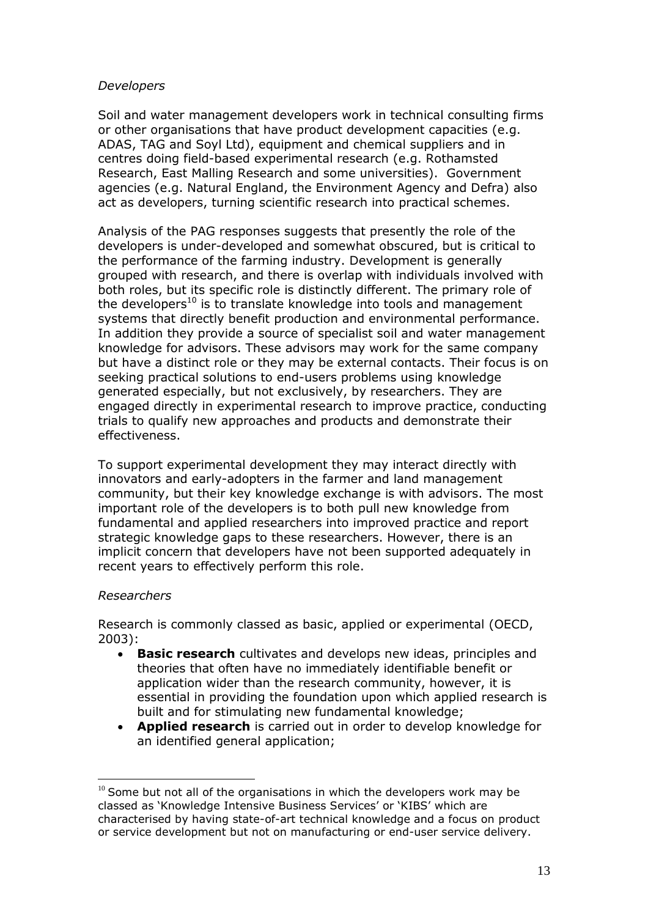*Developers*

Soil and water management developers work in technical consulting firms or other organisations that have product development capacities (e.g. ADAS, TAG and Soyl Ltd), equipment and chemical suppliers and in centres doing field-based experimental research (e.g. Rothamsted Research, East Malling Research and some universities). Government agencies (e.g. Natural England, the Environment Agency and Defra) also act as developers, turning scientific research into practical schemes.

Analysis of the PAG responses suggests that presently the role of the developers is under-developed and somewhat obscured, but is critical to the performance of the farming industry. Development is generally grouped with research, and there is overlap with individuals involved with both roles, but its specific role is distinctly different. The primary role of the developers[10] is to translate knowledge into tools and management systems that directly benefit production and environmental performance. In addition they provide a source of specialist soil and water management knowledge for advisors. These advisors may work for the same company but have a distinct role or they may be external contacts. Their focus is on seeking practical solutions to end-users problems using knowledge generated especially, but not exclusively, by researchers. They are engaged directly in experimental research to improve practice, conducting trials to qualify new approaches and products and demonstrate their effectiveness.

To support experimental development they may interact directly with innovators and early-adopters in the farmer and land management community, but their key knowledge exchange is with advisors. The most important role of the developers is to both pull new knowledge from fundamental and applied researchers into improved practice and report strategic knowledge gaps to these researchers. However, there is an implicit concern that developers have not been supported adequately in recent years to effectively perform this role.

*Researchers*

Research is commonly classed as basic, applied or experimental (OECD, 2003):

- **Basic research** cultivates and develops new ideas, principles and theories that often have no immediately identifiable benefit or application wider than the research community, however, it is essential in providing the foundation upon which applied research is built and for stimulating new fundamental knowledge;
- **Applied research** is carried out in order to develop knowledge for an identified general application;

[10] Some but not all of the organisations in which the developers work may be classed as 'Knowledge Intensive Business Services' or 'KIBS' which are characterised by having state-of-art technical knowledge and a focus on product or service development but not on manufacturing or end-user service delivery.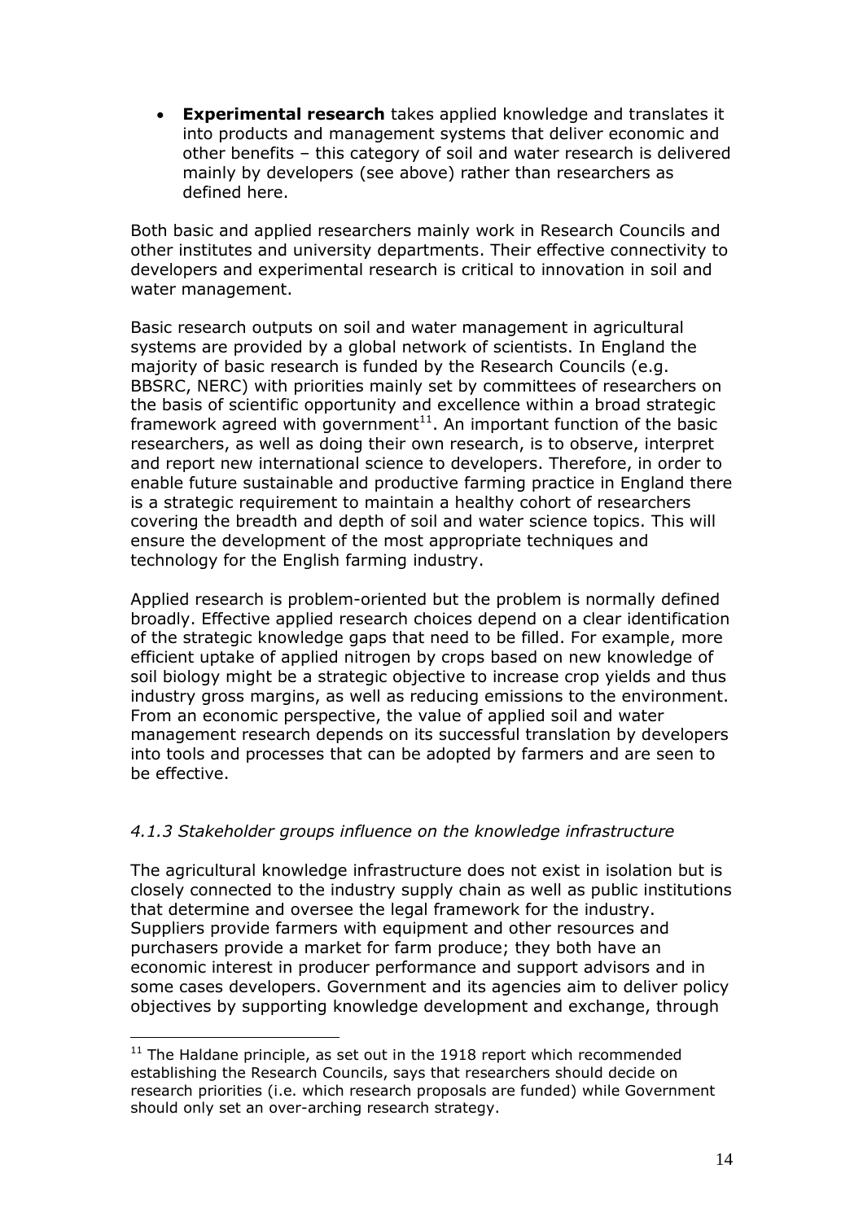- **Experimental research** takes applied knowledge and translates it into products and management systems that deliver economic and other benefits – this category of soil and water research is delivered mainly by developers (see above) rather than researchers as defined here.

Both basic and applied researchers mainly work in Research Councils and other institutes and university departments. Their effective connectivity to developers and experimental research is critical to innovation in soil and water management.

Basic research outputs on soil and water management in agricultural systems are provided by a global network of scientists. In England the majority of basic research is funded by the Research Councils (e.g. BBSRC, NERC) with priorities mainly set by committees of researchers on the basis of scientific opportunity and excellence within a broad strategic framework agreed with government[11]. An important function of the basic researchers, as well as doing their own research, is to observe, interpret and report new international science to developers. Therefore, in order to enable future sustainable and productive farming practice in England there is a strategic requirement to maintain a healthy cohort of researchers covering the breadth and depth of soil and water science topics. This will ensure the development of the most appropriate techniques and technology for the English farming industry.

Applied research is problem-oriented but the problem is normally defined broadly. Effective applied research choices depend on a clear identification of the strategic knowledge gaps that need to be filled. For example, more efficient uptake of applied nitrogen by crops based on new knowledge of soil biology might be a strategic objective to increase crop yields and thus industry gross margins, as well as reducing emissions to the environment. From an economic perspective, the value of applied soil and water management research depends on its successful translation by developers into tools and processes that can be adopted by farmers and are seen to be effective.

### *4.1.3 Stakeholder groups influence on the knowledge infrastructure*

The agricultural knowledge infrastructure does not exist in isolation but is closely connected to the industry supply chain as well as public institutions that determine and oversee the legal framework for the industry. Suppliers provide farmers with equipment and other resources and purchasers provide a market for farm produce; they both have an economic interest in producer performance and support advisors and in some cases developers. Government and its agencies aim to deliver policy objectives by supporting knowledge development and exchange, through

[11] The Haldane principle, as set out in the 1918 report which recommended establishing the Research Councils, says that researchers should decide on research priorities (i.e. which research proposals are funded) while Government should only set an over-arching research strategy.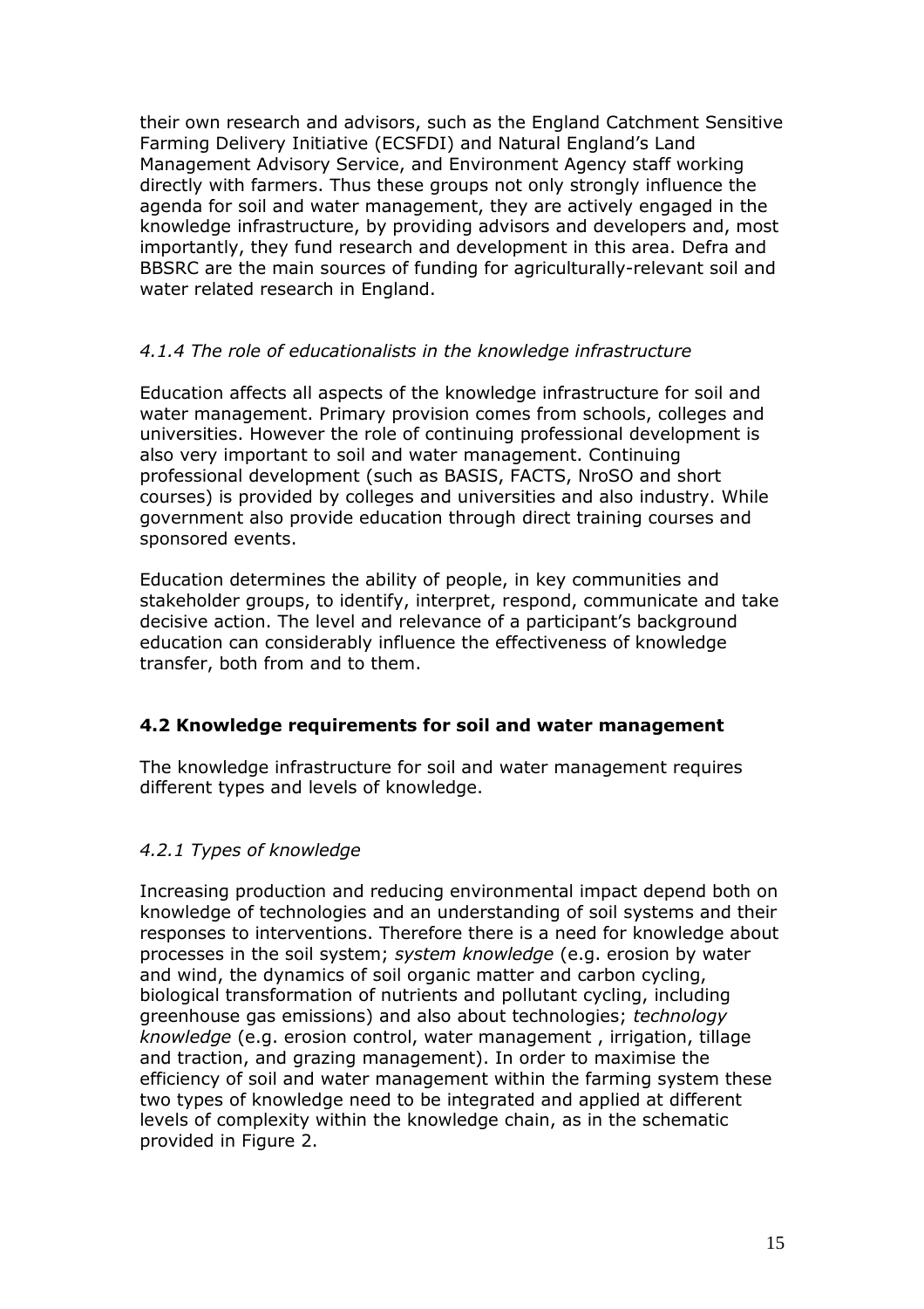their own research and advisors, such as the England Catchment Sensitive Farming Delivery Initiative (ECSFDI) and Natural England's Land Management Advisory Service, and Environment Agency staff working directly with farmers. Thus these groups not only strongly influence the agenda for soil and water management, they are actively engaged in the knowledge infrastructure, by providing advisors and developers and, most importantly, they fund research and development in this area. Defra and BBSRC are the main sources of funding for agriculturally-relevant soil and water related research in England.

#### *4.1.4 The role of educationalists in the knowledge infrastructure*

Education affects all aspects of the knowledge infrastructure for soil and water management. Primary provision comes from schools, colleges and universities. However the role of continuing professional development is also very important to soil and water management. Continuing professional development (such as BASIS, FACTS, NroSO and short courses) is provided by colleges and universities and also industry. While government also provide education through direct training courses and sponsored events.

Education determines the ability of people, in key communities and stakeholder groups, to identify, interpret, respond, communicate and take decisive action. The level and relevance of a participant's background education can considerably influence the effectiveness of knowledge transfer, both from and to them.

### **4.2 Knowledge requirements for soil and water management**

The knowledge infrastructure for soil and water management requires different types and levels of knowledge.

#### *4.2.1 Types of knowledge*

Increasing production and reducing environmental impact depend both on knowledge of technologies and an understanding of soil systems and their responses to interventions. Therefore there is a need for knowledge about processes in the soil system; *system knowledge* (e.g. erosion by water and wind, the dynamics of soil organic matter and carbon cycling, biological transformation of nutrients and pollutant cycling, including greenhouse gas emissions) and also about technologies; *technology knowledge* (e.g. erosion control, water management , irrigation, tillage and traction, and grazing management). In order to maximise the efficiency of soil and water management within the farming system these two types of knowledge need to be integrated and applied at different levels of complexity within the knowledge chain, as in the schematic provided in Figure 2.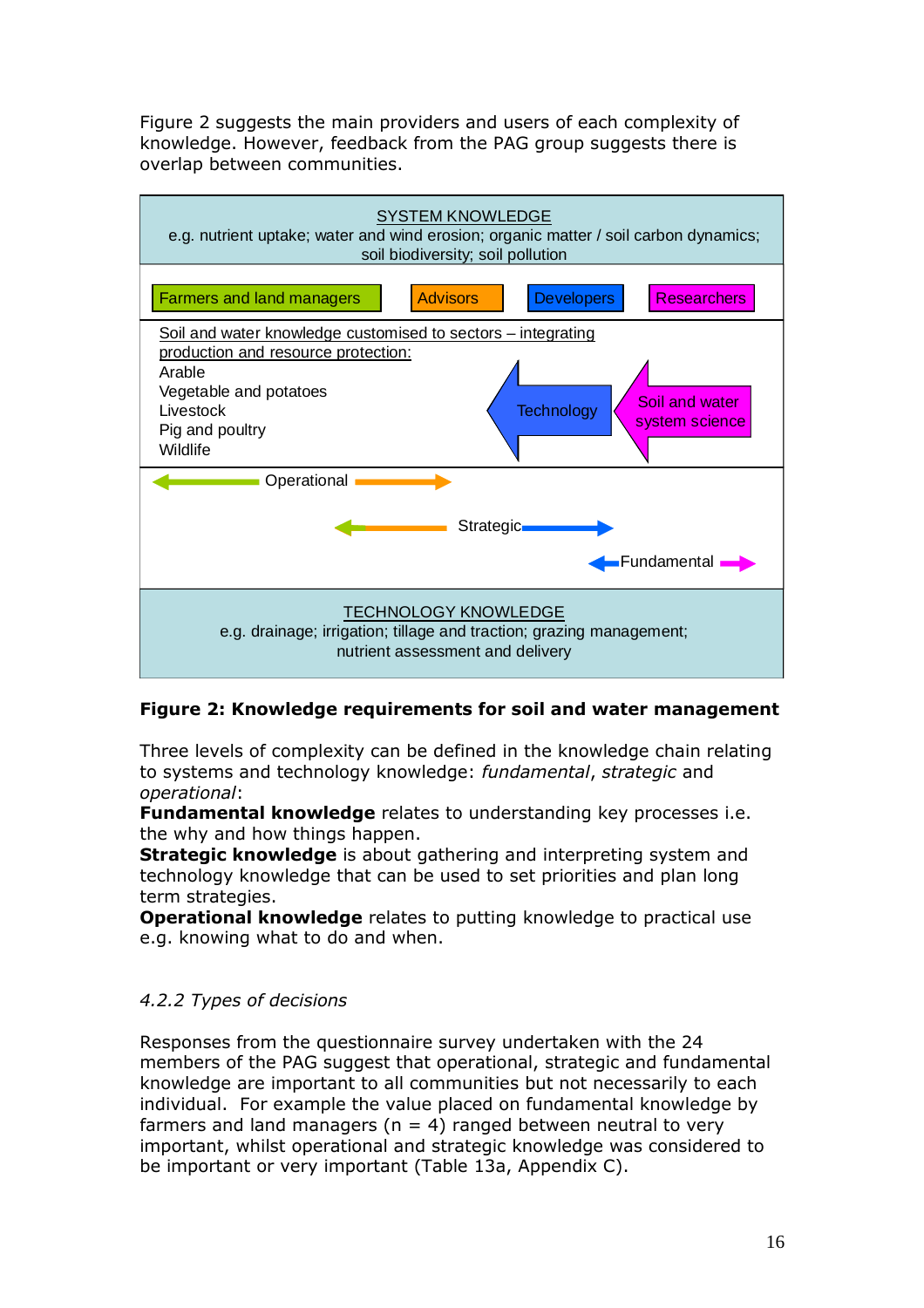Figure 2 suggests the main providers and users of each complexity of knowledge. However, feedback from the PAG group suggests there is overlap between communities.

SYSTEM KNOWLEDGE
e.g. nutrient uptake; water and wind erosion; organic matter / soil carbon dynamics; soil biodiversity; soil pollution

Farmers and land managers | Advisors | Developers | Researchers

Soil and water knowledge customised to sectors – integrating production and resource protection:
Arable
Vegetable and potatoes
Livestock
Pig and poultry
Wildlife

Technology ← Soil and water system science

Operational
Strategic
Fundamental

TECHNOLOGY KNOWLEDGE
e.g. drainage; irrigation; tillage and traction; grazing management; nutrient assessment and delivery

**Figure 2: Knowledge requirements for soil and water management**

Three levels of complexity can be defined in the knowledge chain relating to systems and technology knowledge: *fundamental*, *strategic* and *operational*:
**Fundamental knowledge** relates to understanding key processes i.e. the why and how things happen.
**Strategic knowledge** is about gathering and interpreting system and technology knowledge that can be used to set priorities and plan long term strategies.
**Operational knowledge** relates to putting knowledge to practical use e.g. knowing what to do and when.

### *4.2.2 Types of decisions*

Responses from the questionnaire survey undertaken with the 24 members of the PAG suggest that operational, strategic and fundamental knowledge are important to all communities but not necessarily to each individual. For example the value placed on fundamental knowledge by farmers and land managers (n = 4) ranged between neutral to very important, whilst operational and strategic knowledge was considered to be important or very important (Table 13a, Appendix C).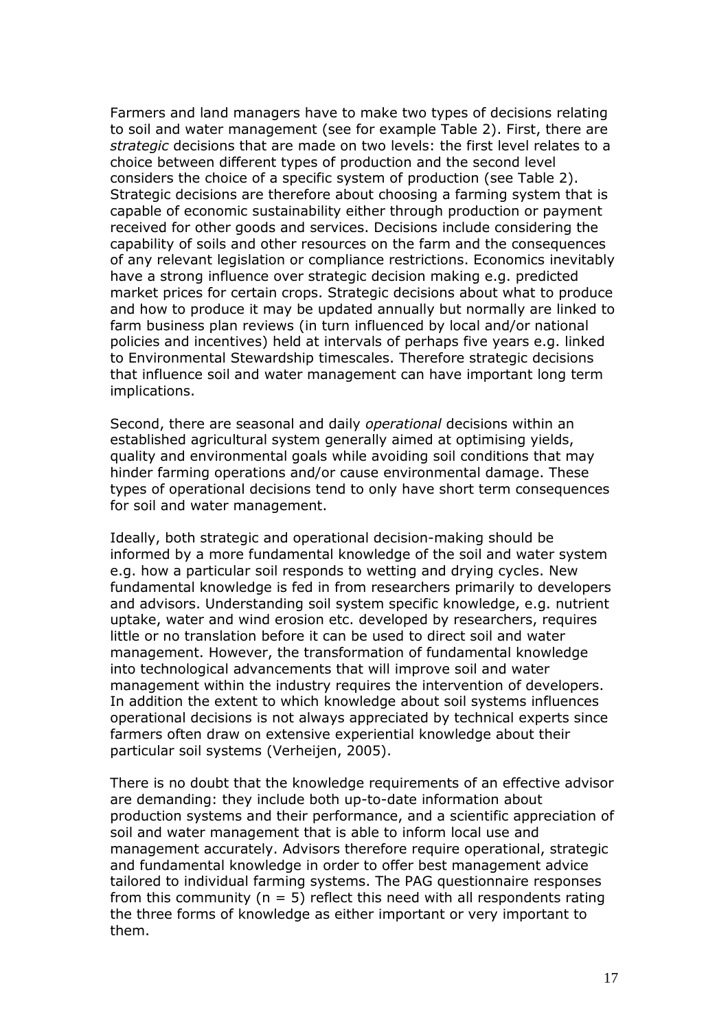Farmers and land managers have to make two types of decisions relating to soil and water management (see for example Table 2). First, there are *strategic* decisions that are made on two levels: the first level relates to a choice between different types of production and the second level considers the choice of a specific system of production (see Table 2). Strategic decisions are therefore about choosing a farming system that is capable of economic sustainability either through production or payment received for other goods and services. Decisions include considering the capability of soils and other resources on the farm and the consequences of any relevant legislation or compliance restrictions. Economics inevitably have a strong influence over strategic decision making e.g. predicted market prices for certain crops. Strategic decisions about what to produce and how to produce it may be updated annually but normally are linked to farm business plan reviews (in turn influenced by local and/or national policies and incentives) held at intervals of perhaps five years e.g. linked to Environmental Stewardship timescales. Therefore strategic decisions that influence soil and water management can have important long term implications.

Second, there are seasonal and daily *operational* decisions within an established agricultural system generally aimed at optimising yields, quality and environmental goals while avoiding soil conditions that may hinder farming operations and/or cause environmental damage. These types of operational decisions tend to only have short term consequences for soil and water management.

Ideally, both strategic and operational decision-making should be informed by a more fundamental knowledge of the soil and water system e.g. how a particular soil responds to wetting and drying cycles. New fundamental knowledge is fed in from researchers primarily to developers and advisors. Understanding soil system specific knowledge, e.g. nutrient uptake, water and wind erosion etc. developed by researchers, requires little or no translation before it can be used to direct soil and water management. However, the transformation of fundamental knowledge into technological advancements that will improve soil and water management within the industry requires the intervention of developers. In addition the extent to which knowledge about soil systems influences operational decisions is not always appreciated by technical experts since farmers often draw on extensive experiential knowledge about their particular soil systems (Verheijen, 2005).

There is no doubt that the knowledge requirements of an effective advisor are demanding: they include both up-to-date information about production systems and their performance, and a scientific appreciation of soil and water management that is able to inform local use and management accurately. Advisors therefore require operational, strategic and fundamental knowledge in order to offer best management advice tailored to individual farming systems. The PAG questionnaire responses from this community ($n = 5$) reflect this need with all respondents rating the three forms of knowledge as either important or very important to them.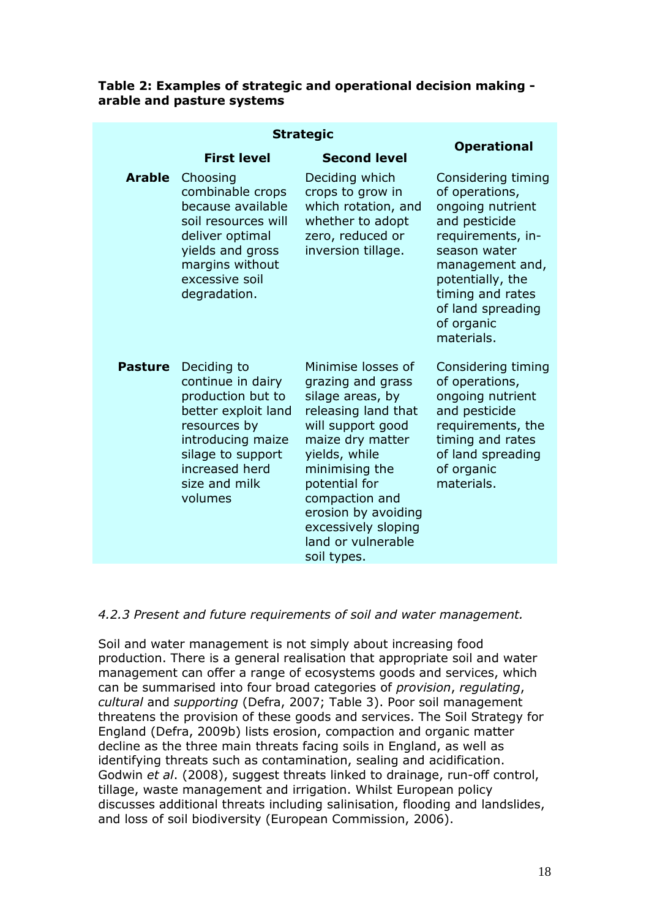**Table 2: Examples of strategic and operational decision making - arable and pasture systems**

| | Strategic | | Operational |
|---|---|---|---|
| | First level | Second level | |
| **Arable** | Choosing combinable crops because available soil resources will deliver optimal yields and gross margins without excessive soil degradation. | Deciding which crops to grow in which rotation, and whether to adopt zero, reduced or inversion tillage. | Considering timing of operations, ongoing nutrient and pesticide requirements, in-season water management and, potentially, the timing and rates of land spreading of organic materials. |
| **Pasture** | Deciding to continue in dairy production but to better exploit land resources by introducing maize silage to support increased herd size and milk volumes | Minimise losses of grazing and grass silage areas, by releasing land that will support good maize dry matter yields, while minimising the potential for compaction and erosion by avoiding excessively sloping land or vulnerable soil types. | Considering timing of operations, ongoing nutrient and pesticide requirements, the timing and rates of land spreading of organic materials. |

*4.2.3 Present and future requirements of soil and water management.*

Soil and water management is not simply about increasing food production. There is a general realisation that appropriate soil and water management can offer a range of ecosystems goods and services, which can be summarised into four broad categories of *provision*, *regulating*, *cultural* and *supporting* (Defra, 2007; Table 3). Poor soil management threatens the provision of these goods and services. The Soil Strategy for England (Defra, 2009b) lists erosion, compaction and organic matter decline as the three main threats facing soils in England, as well as identifying threats such as contamination, sealing and acidification. Godwin *et al*. (2008), suggest threats linked to drainage, run-off control, tillage, waste management and irrigation. Whilst European policy discusses additional threats including salinisation, flooding and landslides, and loss of soil biodiversity (European Commission, 2006).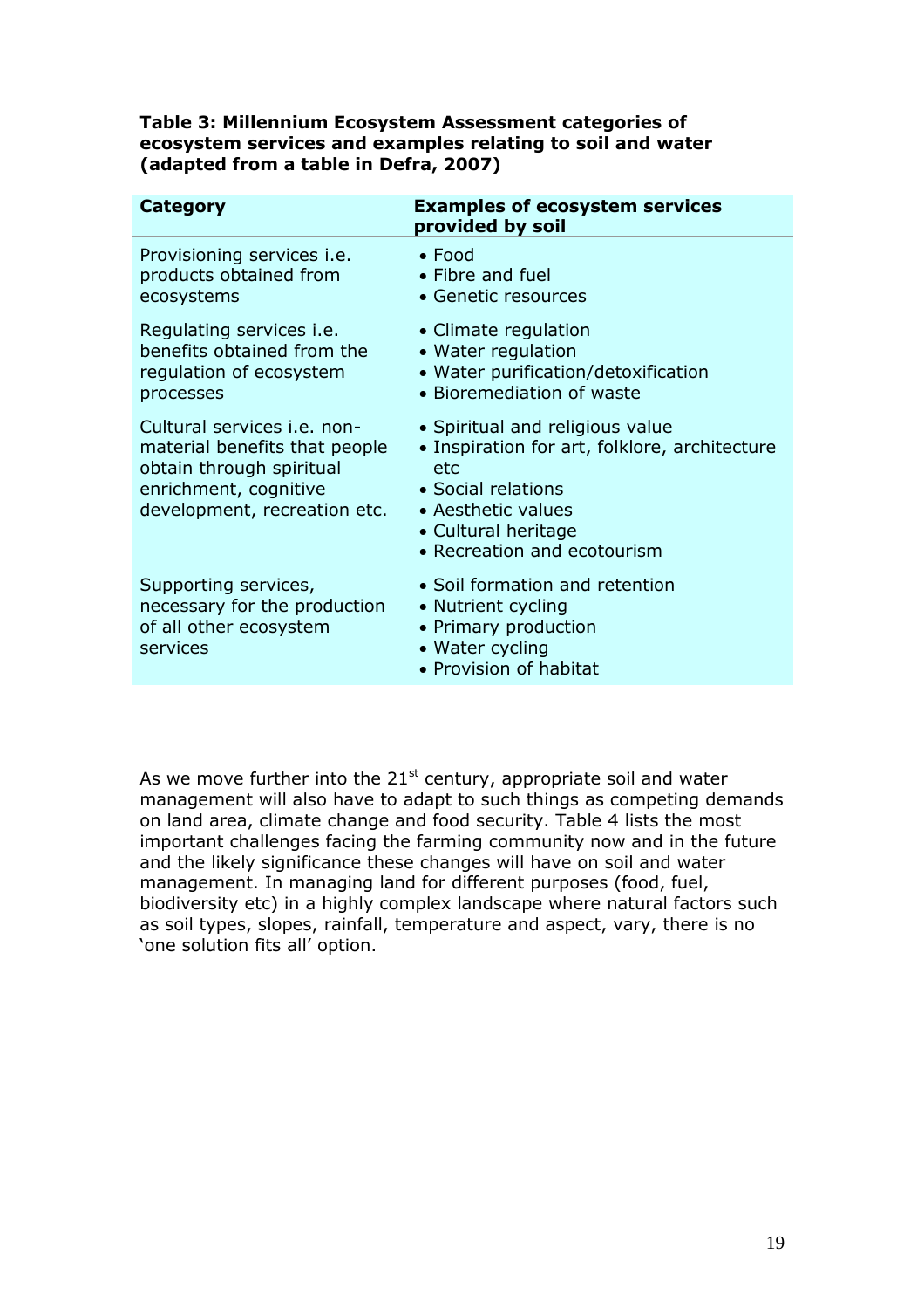**Table 3: Millennium Ecosystem Assessment categories of ecosystem services and examples relating to soil and water (adapted from a table in Defra, 2007)**

| Category | Examples of ecosystem services provided by soil |
|---|---|
| Provisioning services i.e. products obtained from ecosystems | • Food<br>• Fibre and fuel<br>• Genetic resources |
| Regulating services i.e. benefits obtained from the regulation of ecosystem processes | • Climate regulation<br>• Water regulation<br>• Water purification/detoxification<br>• Bioremediation of waste |
| Cultural services i.e. non-material benefits that people obtain through spiritual enrichment, cognitive development, recreation etc. | • Spiritual and religious value<br>• Inspiration for art, folklore, architecture etc<br>• Social relations<br>• Aesthetic values<br>• Cultural heritage<br>• Recreation and ecotourism |
| Supporting services, necessary for the production of all other ecosystem services | • Soil formation and retention<br>• Nutrient cycling<br>• Primary production<br>• Water cycling<br>• Provision of habitat |

As we move further into the 21st century, appropriate soil and water management will also have to adapt to such things as competing demands on land area, climate change and food security. Table 4 lists the most important challenges facing the farming community now and in the future and the likely significance these changes will have on soil and water management. In managing land for different purposes (food, fuel, biodiversity etc) in a highly complex landscape where natural factors such as soil types, slopes, rainfall, temperature and aspect, vary, there is no 'one solution fits all' option.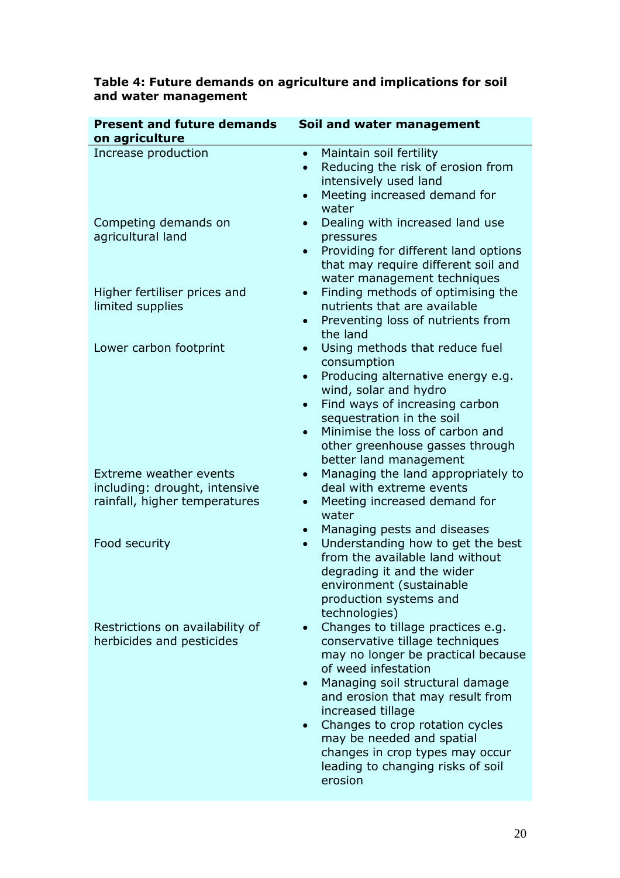**Table 4: Future demands on agriculture and implications for soil and water management**

| Present and future demands on agriculture | Soil and water management |
|---|---|
| Increase production | • Maintain soil fertility<br>• Reducing the risk of erosion from intensively used land<br>• Meeting increased demand for water |
| Competing demands on agricultural land | • Dealing with increased land use pressures<br>• Providing for different land options that may require different soil and water management techniques |
| Higher fertiliser prices and limited supplies | • Finding methods of optimising the nutrients that are available<br>• Preventing loss of nutrients from the land |
| Lower carbon footprint | • Using methods that reduce fuel consumption<br>• Producing alternative energy e.g. wind, solar and hydro<br>• Find ways of increasing carbon sequestration in the soil<br>• Minimise the loss of carbon and other greenhouse gasses through better land management |
| Extreme weather events including: drought, intensive rainfall, higher temperatures | • Managing the land appropriately to deal with extreme events<br>• Meeting increased demand for water<br>• Managing pests and diseases |
| Food security | • Understanding how to get the best from the available land without degrading it and the wider environment (sustainable production systems and technologies) |
| Restrictions on availability of herbicides and pesticides | • Changes to tillage practices e.g. conservative tillage techniques may no longer be practical because of weed infestation<br>• Managing soil structural damage and erosion that may result from increased tillage<br>• Changes to crop rotation cycles may be needed and spatial changes in crop types may occur leading to changing risks of soil erosion |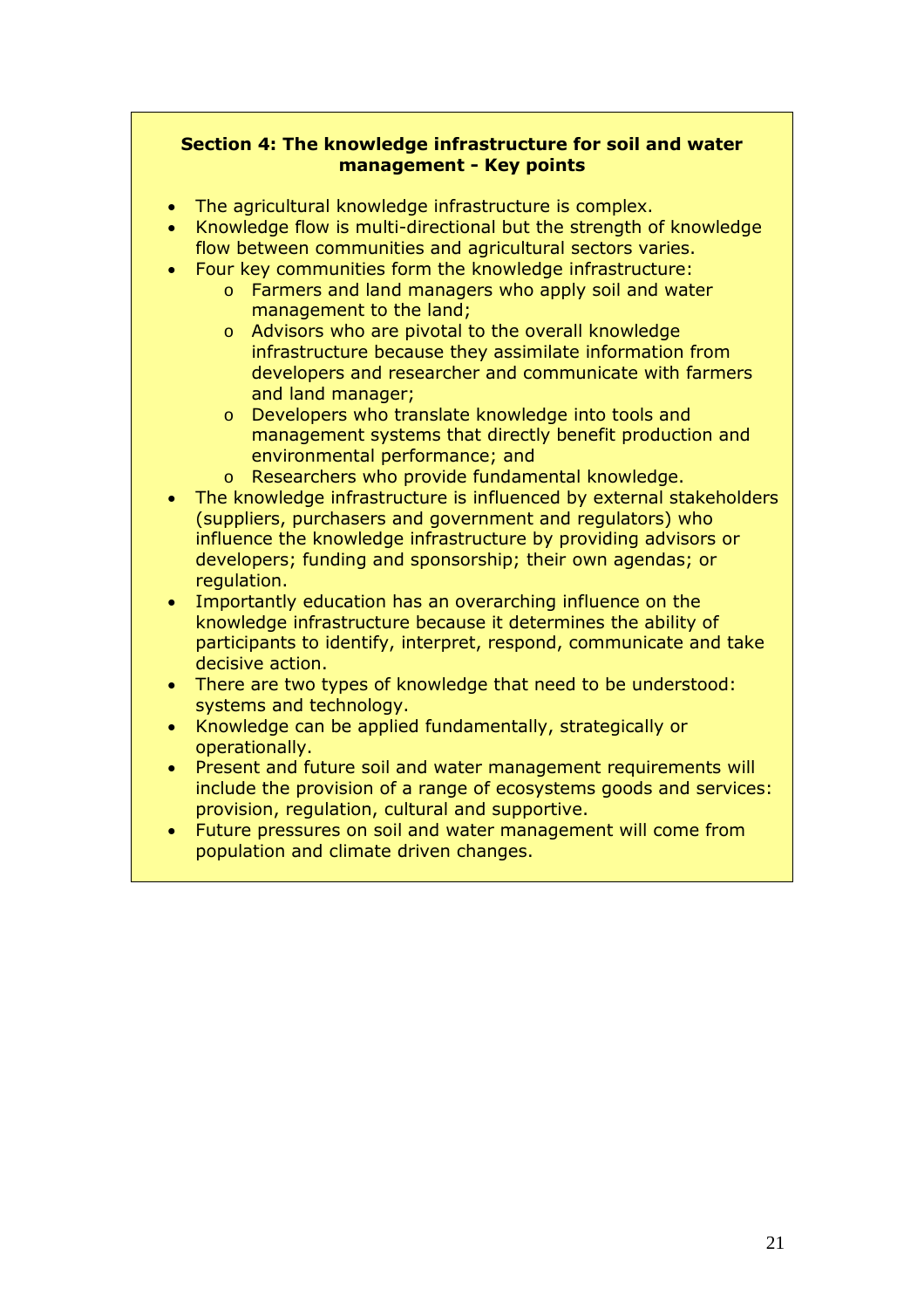**Section 4: The knowledge infrastructure for soil and water management - Key points**

- The agricultural knowledge infrastructure is complex.
- Knowledge flow is multi-directional but the strength of knowledge flow between communities and agricultural sectors varies.
- Four key communities form the knowledge infrastructure:
    - Farmers and land managers who apply soil and water management to the land;
    - Advisors who are pivotal to the overall knowledge infrastructure because they assimilate information from developers and researcher and communicate with farmers and land manager;
    - Developers who translate knowledge into tools and management systems that directly benefit production and environmental performance; and
    - Researchers who provide fundamental knowledge.
- The knowledge infrastructure is influenced by external stakeholders (suppliers, purchasers and government and regulators) who influence the knowledge infrastructure by providing advisors or developers; funding and sponsorship; their own agendas; or regulation.
- Importantly education has an overarching influence on the knowledge infrastructure because it determines the ability of participants to identify, interpret, respond, communicate and take decisive action.
- There are two types of knowledge that need to be understood: systems and technology.
- Knowledge can be applied fundamentally, strategically or operationally.
- Present and future soil and water management requirements will include the provision of a range of ecosystems goods and services: provision, regulation, cultural and supportive.
- Future pressures on soil and water management will come from population and climate driven changes.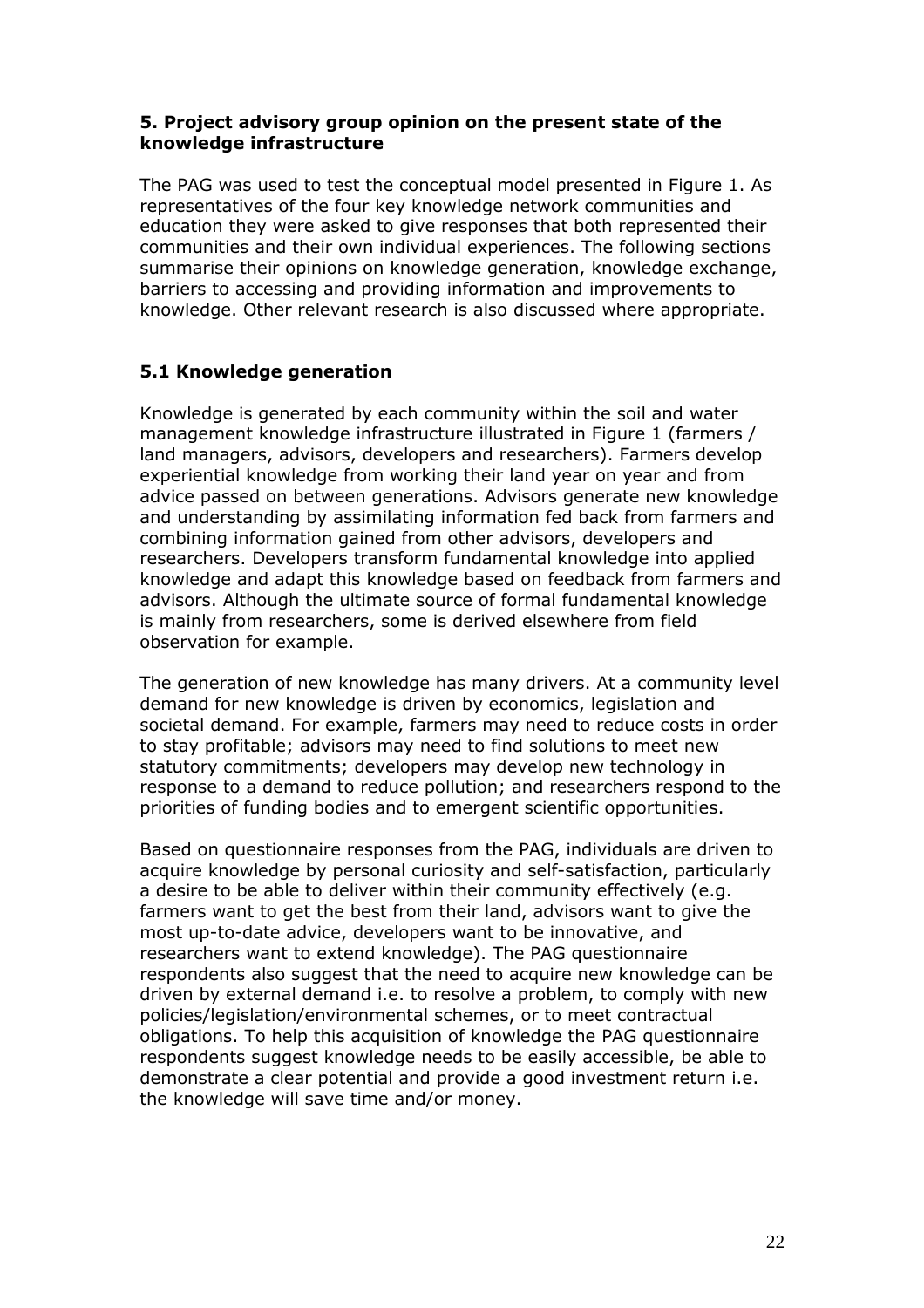## 5. Project advisory group opinion on the present state of the knowledge infrastructure

The PAG was used to test the conceptual model presented in Figure 1. As representatives of the four key knowledge network communities and education they were asked to give responses that both represented their communities and their own individual experiences. The following sections summarise their opinions on knowledge generation, knowledge exchange, barriers to accessing and providing information and improvements to knowledge. Other relevant research is also discussed where appropriate.

### 5.1 Knowledge generation

Knowledge is generated by each community within the soil and water management knowledge infrastructure illustrated in Figure 1 (farmers / land managers, advisors, developers and researchers). Farmers develop experiential knowledge from working their land year on year and from advice passed on between generations. Advisors generate new knowledge and understanding by assimilating information fed back from farmers and combining information gained from other advisors, developers and researchers. Developers transform fundamental knowledge into applied knowledge and adapt this knowledge based on feedback from farmers and advisors. Although the ultimate source of formal fundamental knowledge is mainly from researchers, some is derived elsewhere from field observation for example.

The generation of new knowledge has many drivers. At a community level demand for new knowledge is driven by economics, legislation and societal demand. For example, farmers may need to reduce costs in order to stay profitable; advisors may need to find solutions to meet new statutory commitments; developers may develop new technology in response to a demand to reduce pollution; and researchers respond to the priorities of funding bodies and to emergent scientific opportunities.

Based on questionnaire responses from the PAG, individuals are driven to acquire knowledge by personal curiosity and self-satisfaction, particularly a desire to be able to deliver within their community effectively (e.g. farmers want to get the best from their land, advisors want to give the most up-to-date advice, developers want to be innovative, and researchers want to extend knowledge). The PAG questionnaire respondents also suggest that the need to acquire new knowledge can be driven by external demand i.e. to resolve a problem, to comply with new policies/legislation/environmental schemes, or to meet contractual obligations. To help this acquisition of knowledge the PAG questionnaire respondents suggest knowledge needs to be easily accessible, be able to demonstrate a clear potential and provide a good investment return i.e. the knowledge will save time and/or money.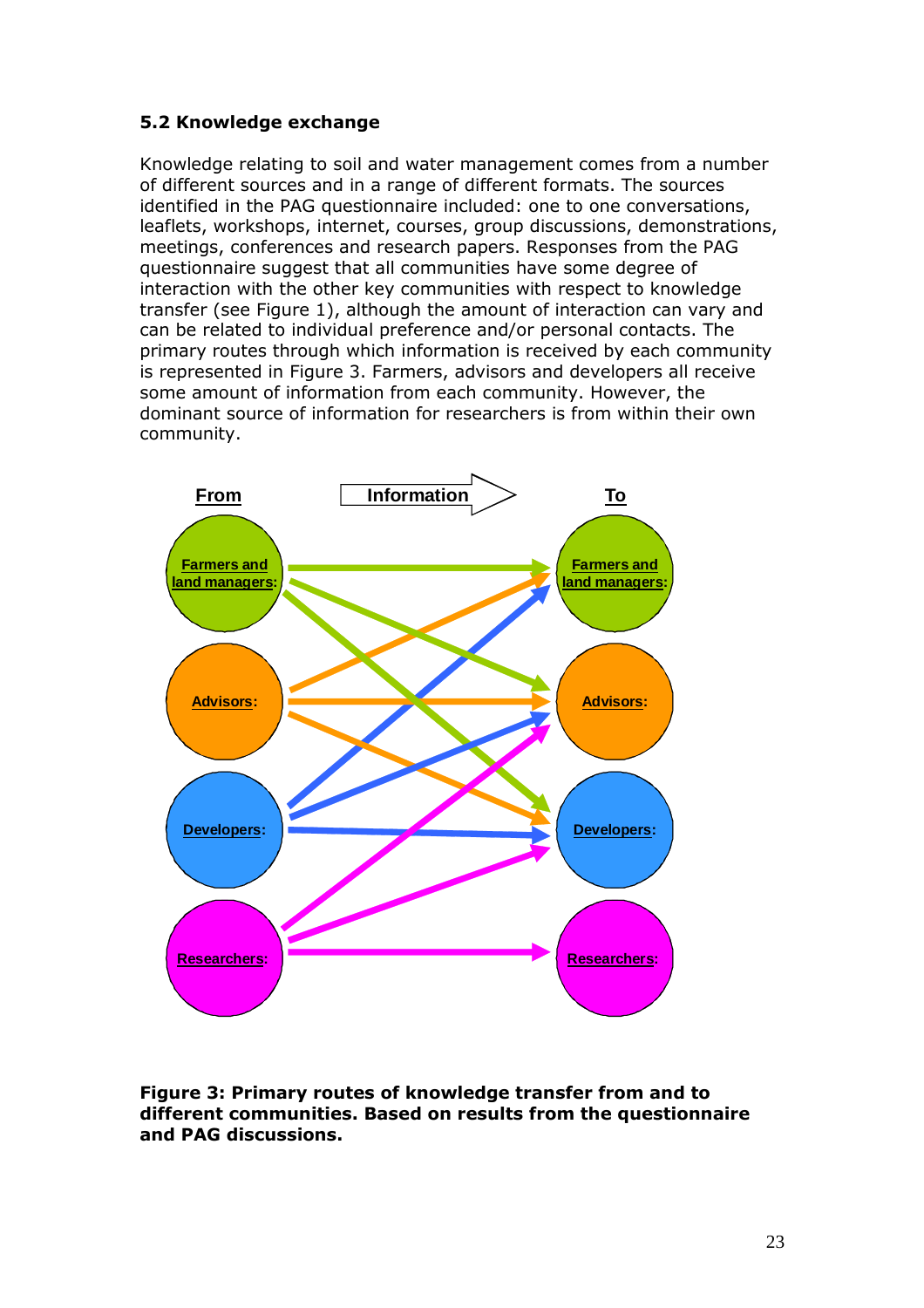### 5.2 Knowledge exchange

Knowledge relating to soil and water management comes from a number of different sources and in a range of different formats. The sources identified in the PAG questionnaire included: one to one conversations, leaflets, workshops, internet, courses, group discussions, demonstrations, meetings, conferences and research papers. Responses from the PAG questionnaire suggest that all communities have some degree of interaction with the other key communities with respect to knowledge transfer (see Figure 1), although the amount of interaction can vary and can be related to individual preference and/or personal contacts. The primary routes through which information is received by each community is represented in Figure 3. Farmers, advisors and developers all receive some amount of information from each community. However, the dominant source of information for researchers is from within their own community.

**Figure 3: Primary routes of knowledge transfer from and to different communities. Based on results from the questionnaire and PAG discussions.**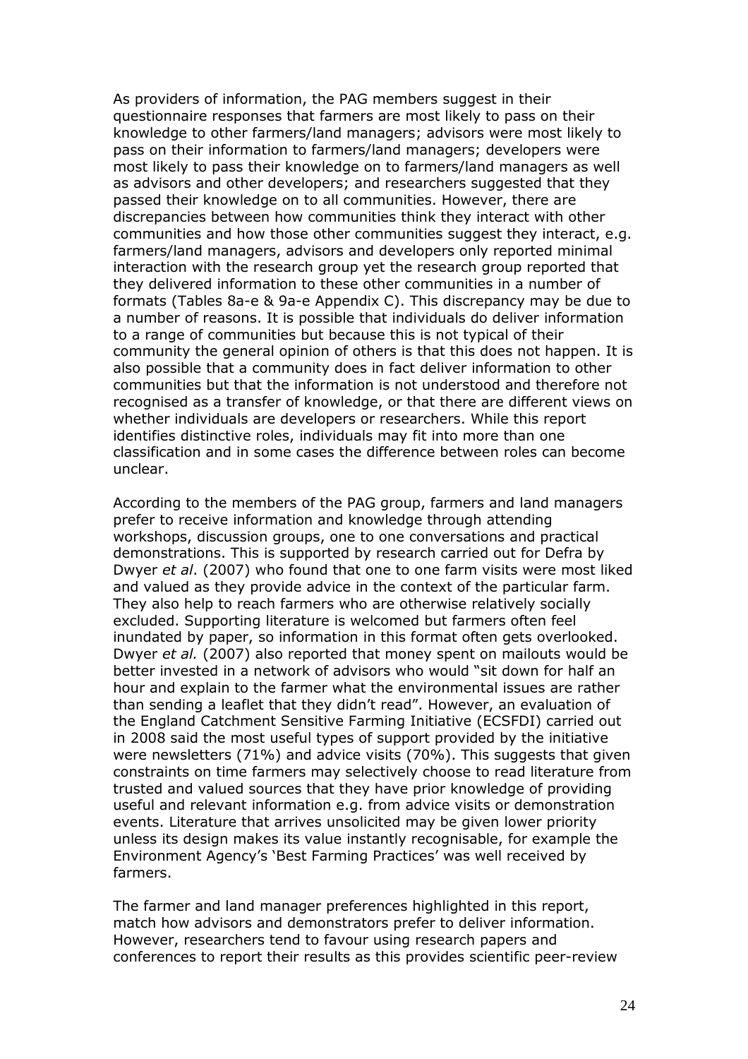As providers of information, the PAG members suggest in their questionnaire responses that farmers are most likely to pass on their knowledge to other farmers/land managers; advisors were most likely to pass on their information to farmers/land managers; developers were most likely to pass their knowledge on to farmers/land managers as well as advisors and other developers; and researchers suggested that they passed their knowledge on to all communities. However, there are discrepancies between how communities think they interact with other communities and how those other communities suggest they interact, e.g. farmers/land managers, advisors and developers only reported minimal interaction with the research group yet the research group reported that they delivered information to these other communities in a number of formats (Tables 8a-e & 9a-e Appendix C). This discrepancy may be due to a number of reasons. It is possible that individuals do deliver information to a range of communities but because this is not typical of their community the general opinion of others is that this does not happen. It is also possible that a community does in fact deliver information to other communities but that the information is not understood and therefore not recognised as a transfer of knowledge, or that there are different views on whether individuals are developers or researchers. While this report identifies distinctive roles, individuals may fit into more than one classification and in some cases the difference between roles can become unclear.

According to the members of the PAG group, farmers and land managers prefer to receive information and knowledge through attending workshops, discussion groups, one to one conversations and practical demonstrations. This is supported by research carried out for Defra by Dwyer *et al*. (2007) who found that one to one farm visits were most liked and valued as they provide advice in the context of the particular farm. They also help to reach farmers who are otherwise relatively socially excluded. Supporting literature is welcomed but farmers often feel inundated by paper, so information in this format often gets overlooked. Dwyer *et al.* (2007) also reported that money spent on mailouts would be better invested in a network of advisors who would "sit down for half an hour and explain to the farmer what the environmental issues are rather than sending a leaflet that they didn't read". However, an evaluation of the England Catchment Sensitive Farming Initiative (ECSFDI) carried out in 2008 said the most useful types of support provided by the initiative were newsletters (71%) and advice visits (70%). This suggests that given constraints on time farmers may selectively choose to read literature from trusted and valued sources that they have prior knowledge of providing useful and relevant information e.g. from advice visits or demonstration events. Literature that arrives unsolicited may be given lower priority unless its design makes its value instantly recognisable, for example the Environment Agency's 'Best Farming Practices' was well received by farmers.

The farmer and land manager preferences highlighted in this report, match how advisors and demonstrators prefer to deliver information. However, researchers tend to favour using research papers and conferences to report their results as this provides scientific peer-review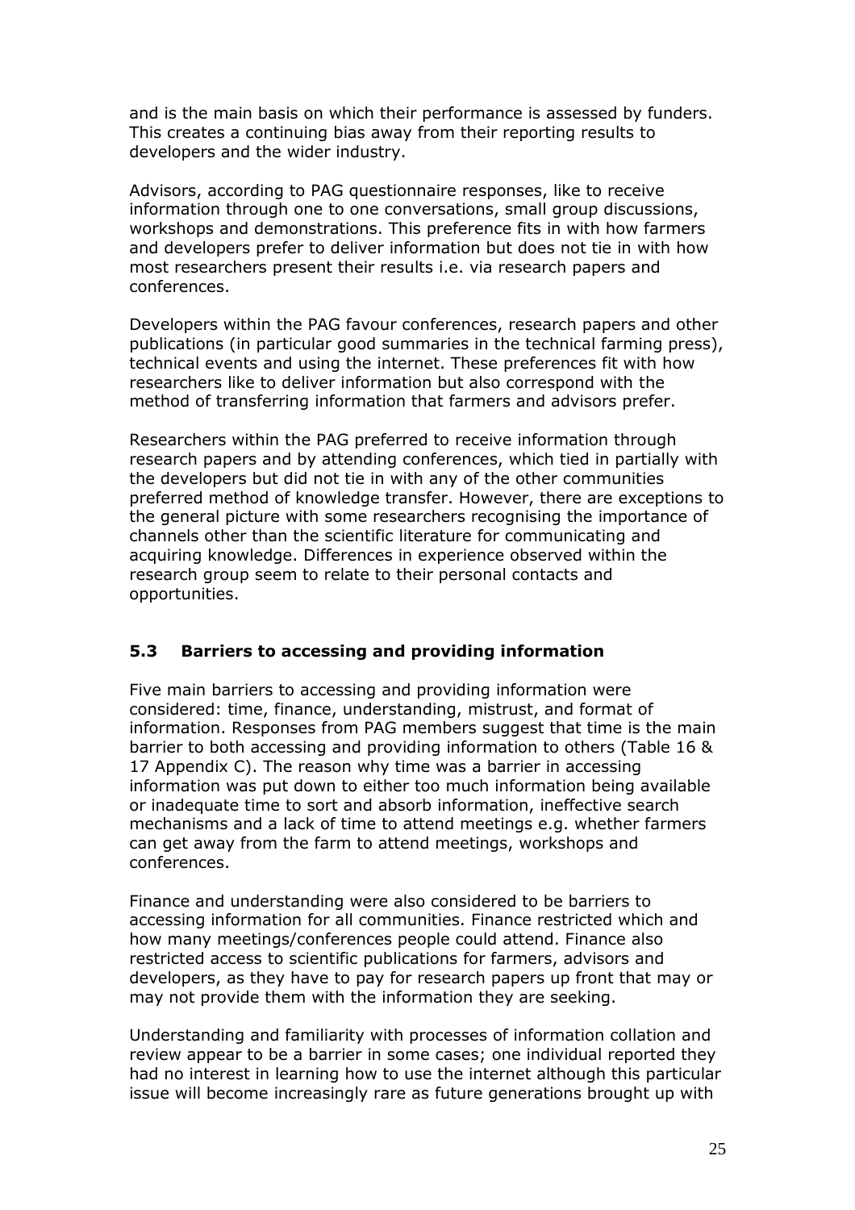and is the main basis on which their performance is assessed by funders. This creates a continuing bias away from their reporting results to developers and the wider industry.

Advisors, according to PAG questionnaire responses, like to receive information through one to one conversations, small group discussions, workshops and demonstrations. This preference fits in with how farmers and developers prefer to deliver information but does not tie in with how most researchers present their results i.e. via research papers and conferences.

Developers within the PAG favour conferences, research papers and other publications (in particular good summaries in the technical farming press), technical events and using the internet. These preferences fit with how researchers like to deliver information but also correspond with the method of transferring information that farmers and advisors prefer.

Researchers within the PAG preferred to receive information through research papers and by attending conferences, which tied in partially with the developers but did not tie in with any of the other communities preferred method of knowledge transfer. However, there are exceptions to the general picture with some researchers recognising the importance of channels other than the scientific literature for communicating and acquiring knowledge. Differences in experience observed within the research group seem to relate to their personal contacts and opportunities.

### 5.3 Barriers to accessing and providing information

Five main barriers to accessing and providing information were considered: time, finance, understanding, mistrust, and format of information. Responses from PAG members suggest that time is the main barrier to both accessing and providing information to others (Table 16 & 17 Appendix C). The reason why time was a barrier in accessing information was put down to either too much information being available or inadequate time to sort and absorb information, ineffective search mechanisms and a lack of time to attend meetings e.g. whether farmers can get away from the farm to attend meetings, workshops and conferences.

Finance and understanding were also considered to be barriers to accessing information for all communities. Finance restricted which and how many meetings/conferences people could attend. Finance also restricted access to scientific publications for farmers, advisors and developers, as they have to pay for research papers up front that may or may not provide them with the information they are seeking.

Understanding and familiarity with processes of information collation and review appear to be a barrier in some cases; one individual reported they had no interest in learning how to use the internet although this particular issue will become increasingly rare as future generations brought up with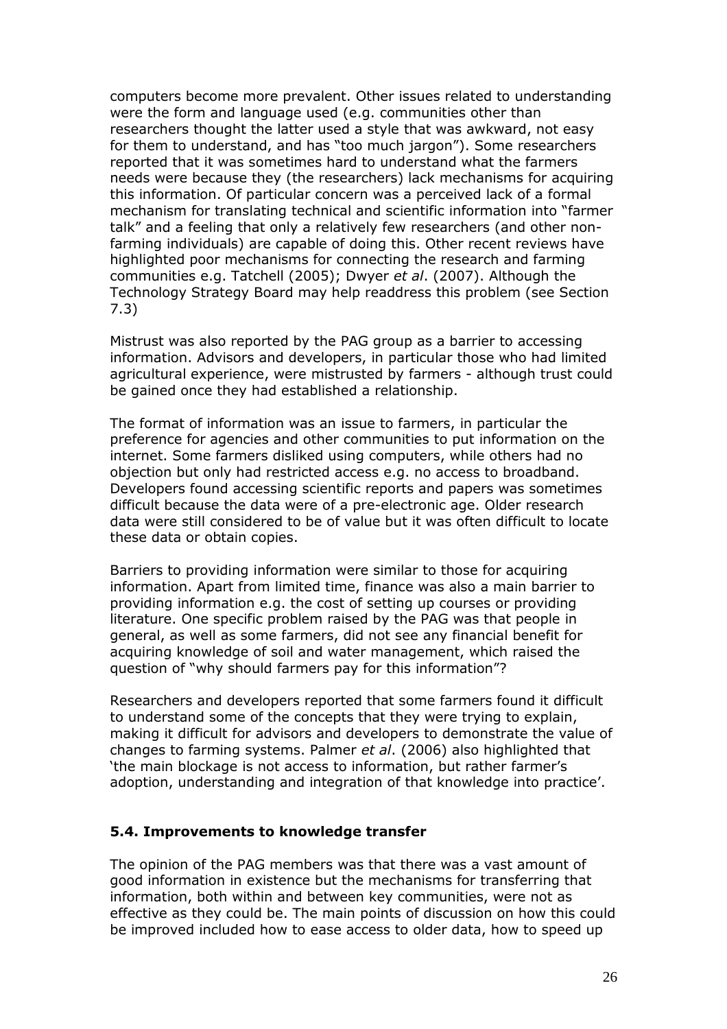computers become more prevalent. Other issues related to understanding were the form and language used (e.g. communities other than researchers thought the latter used a style that was awkward, not easy for them to understand, and has "too much jargon"). Some researchers reported that it was sometimes hard to understand what the farmers needs were because they (the researchers) lack mechanisms for acquiring this information. Of particular concern was a perceived lack of a formal mechanism for translating technical and scientific information into "farmer talk" and a feeling that only a relatively few researchers (and other non-farming individuals) are capable of doing this. Other recent reviews have highlighted poor mechanisms for connecting the research and farming communities e.g. Tatchell (2005); Dwyer *et al*. (2007). Although the Technology Strategy Board may help readdress this problem (see Section 7.3)

Mistrust was also reported by the PAG group as a barrier to accessing information. Advisors and developers, in particular those who had limited agricultural experience, were mistrusted by farmers - although trust could be gained once they had established a relationship.

The format of information was an issue to farmers, in particular the preference for agencies and other communities to put information on the internet. Some farmers disliked using computers, while others had no objection but only had restricted access e.g. no access to broadband. Developers found accessing scientific reports and papers was sometimes difficult because the data were of a pre-electronic age. Older research data were still considered to be of value but it was often difficult to locate these data or obtain copies.

Barriers to providing information were similar to those for acquiring information. Apart from limited time, finance was also a main barrier to providing information e.g. the cost of setting up courses or providing literature. One specific problem raised by the PAG was that people in general, as well as some farmers, did not see any financial benefit for acquiring knowledge of soil and water management, which raised the question of "why should farmers pay for this information"?

Researchers and developers reported that some farmers found it difficult to understand some of the concepts that they were trying to explain, making it difficult for advisors and developers to demonstrate the value of changes to farming systems. Palmer *et al*. (2006) also highlighted that 'the main blockage is not access to information, but rather farmer's adoption, understanding and integration of that knowledge into practice'.

### 5.4. Improvements to knowledge transfer

The opinion of the PAG members was that there was a vast amount of good information in existence but the mechanisms for transferring that information, both within and between key communities, were not as effective as they could be. The main points of discussion on how this could be improved included how to ease access to older data, how to speed up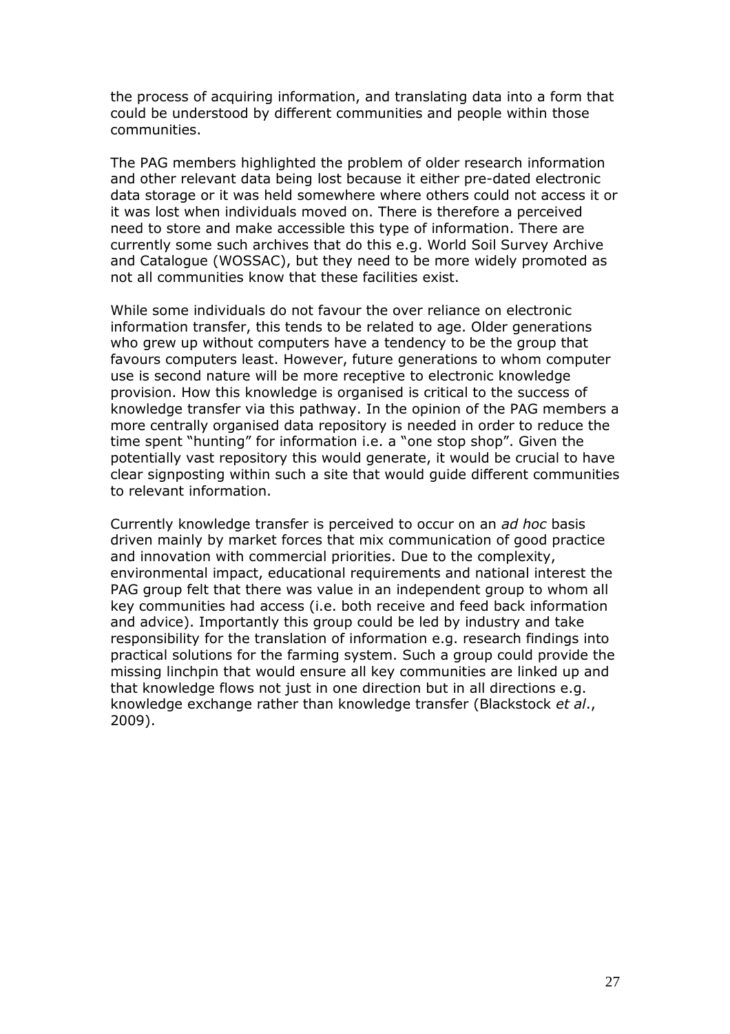the process of acquiring information, and translating data into a form that could be understood by different communities and people within those communities.

The PAG members highlighted the problem of older research information and other relevant data being lost because it either pre-dated electronic data storage or it was held somewhere where others could not access it or it was lost when individuals moved on. There is therefore a perceived need to store and make accessible this type of information. There are currently some such archives that do this e.g. World Soil Survey Archive and Catalogue (WOSSAC), but they need to be more widely promoted as not all communities know that these facilities exist.

While some individuals do not favour the over reliance on electronic information transfer, this tends to be related to age. Older generations who grew up without computers have a tendency to be the group that favours computers least. However, future generations to whom computer use is second nature will be more receptive to electronic knowledge provision. How this knowledge is organised is critical to the success of knowledge transfer via this pathway. In the opinion of the PAG members a more centrally organised data repository is needed in order to reduce the time spent "hunting" for information i.e. a "one stop shop". Given the potentially vast repository this would generate, it would be crucial to have clear signposting within such a site that would guide different communities to relevant information.

Currently knowledge transfer is perceived to occur on an *ad hoc* basis driven mainly by market forces that mix communication of good practice and innovation with commercial priorities. Due to the complexity, environmental impact, educational requirements and national interest the PAG group felt that there was value in an independent group to whom all key communities had access (i.e. both receive and feed back information and advice). Importantly this group could be led by industry and take responsibility for the translation of information e.g. research findings into practical solutions for the farming system. Such a group could provide the missing linchpin that would ensure all key communities are linked up and that knowledge flows not just in one direction but in all directions e.g. knowledge exchange rather than knowledge transfer (Blackstock *et al*., 2009).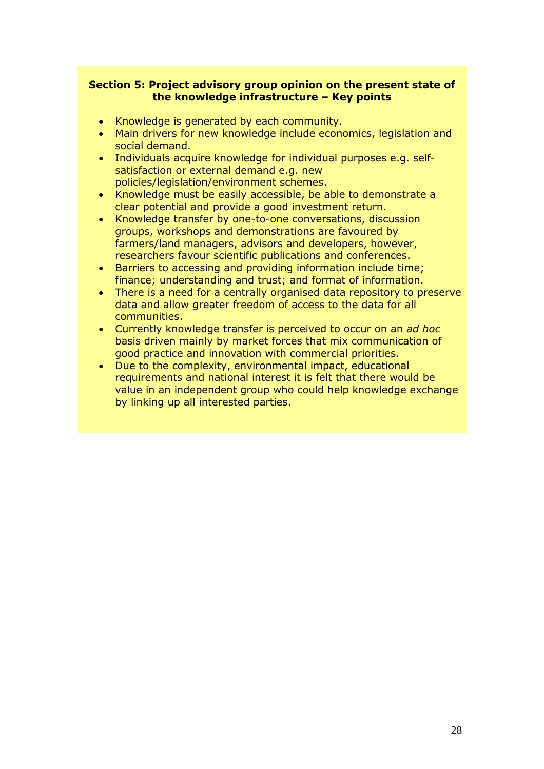**Section 5: Project advisory group opinion on the present state of the knowledge infrastructure – Key points**

- Knowledge is generated by each community.
- Main drivers for new knowledge include economics, legislation and social demand.
- Individuals acquire knowledge for individual purposes e.g. self-satisfaction or external demand e.g. new policies/legislation/environment schemes.
- Knowledge must be easily accessible, be able to demonstrate a clear potential and provide a good investment return.
- Knowledge transfer by one-to-one conversations, discussion groups, workshops and demonstrations are favoured by farmers/land managers, advisors and developers, however, researchers favour scientific publications and conferences.
- Barriers to accessing and providing information include time; finance; understanding and trust; and format of information.
- There is a need for a centrally organised data repository to preserve data and allow greater freedom of access to the data for all communities.
- Currently knowledge transfer is perceived to occur on an *ad hoc* basis driven mainly by market forces that mix communication of good practice and innovation with commercial priorities.
- Due to the complexity, environmental impact, educational requirements and national interest it is felt that there would be value in an independent group who could help knowledge exchange by linking up all interested parties.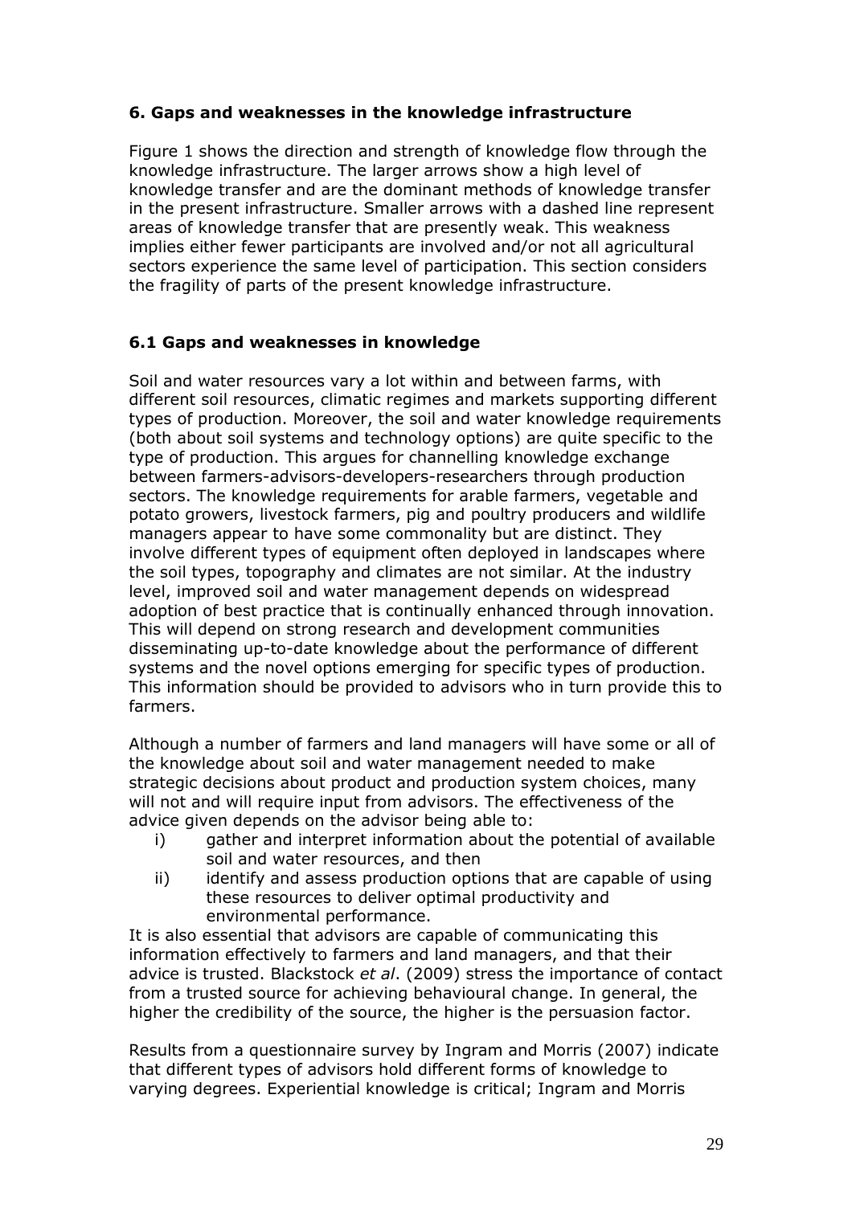## 6. Gaps and weaknesses in the knowledge infrastructure

Figure 1 shows the direction and strength of knowledge flow through the knowledge infrastructure. The larger arrows show a high level of knowledge transfer and are the dominant methods of knowledge transfer in the present infrastructure. Smaller arrows with a dashed line represent areas of knowledge transfer that are presently weak. This weakness implies either fewer participants are involved and/or not all agricultural sectors experience the same level of participation. This section considers the fragility of parts of the present knowledge infrastructure.

### 6.1 Gaps and weaknesses in knowledge

Soil and water resources vary a lot within and between farms, with different soil resources, climatic regimes and markets supporting different types of production. Moreover, the soil and water knowledge requirements (both about soil systems and technology options) are quite specific to the type of production. This argues for channelling knowledge exchange between farmers-advisors-developers-researchers through production sectors. The knowledge requirements for arable farmers, vegetable and potato growers, livestock farmers, pig and poultry producers and wildlife managers appear to have some commonality but are distinct. They involve different types of equipment often deployed in landscapes where the soil types, topography and climates are not similar. At the industry level, improved soil and water management depends on widespread adoption of best practice that is continually enhanced through innovation. This will depend on strong research and development communities disseminating up-to-date knowledge about the performance of different systems and the novel options emerging for specific types of production. This information should be provided to advisors who in turn provide this to farmers.

Although a number of farmers and land managers will have some or all of the knowledge about soil and water management needed to make strategic decisions about product and production system choices, many will not and will require input from advisors. The effectiveness of the advice given depends on the advisor being able to:

i) gather and interpret information about the potential of available soil and water resources, and then
ii) identify and assess production options that are capable of using these resources to deliver optimal productivity and environmental performance.

It is also essential that advisors are capable of communicating this information effectively to farmers and land managers, and that their advice is trusted. Blackstock *et al*. (2009) stress the importance of contact from a trusted source for achieving behavioural change. In general, the higher the credibility of the source, the higher is the persuasion factor.

Results from a questionnaire survey by Ingram and Morris (2007) indicate that different types of advisors hold different forms of knowledge to varying degrees. Experiential knowledge is critical; Ingram and Morris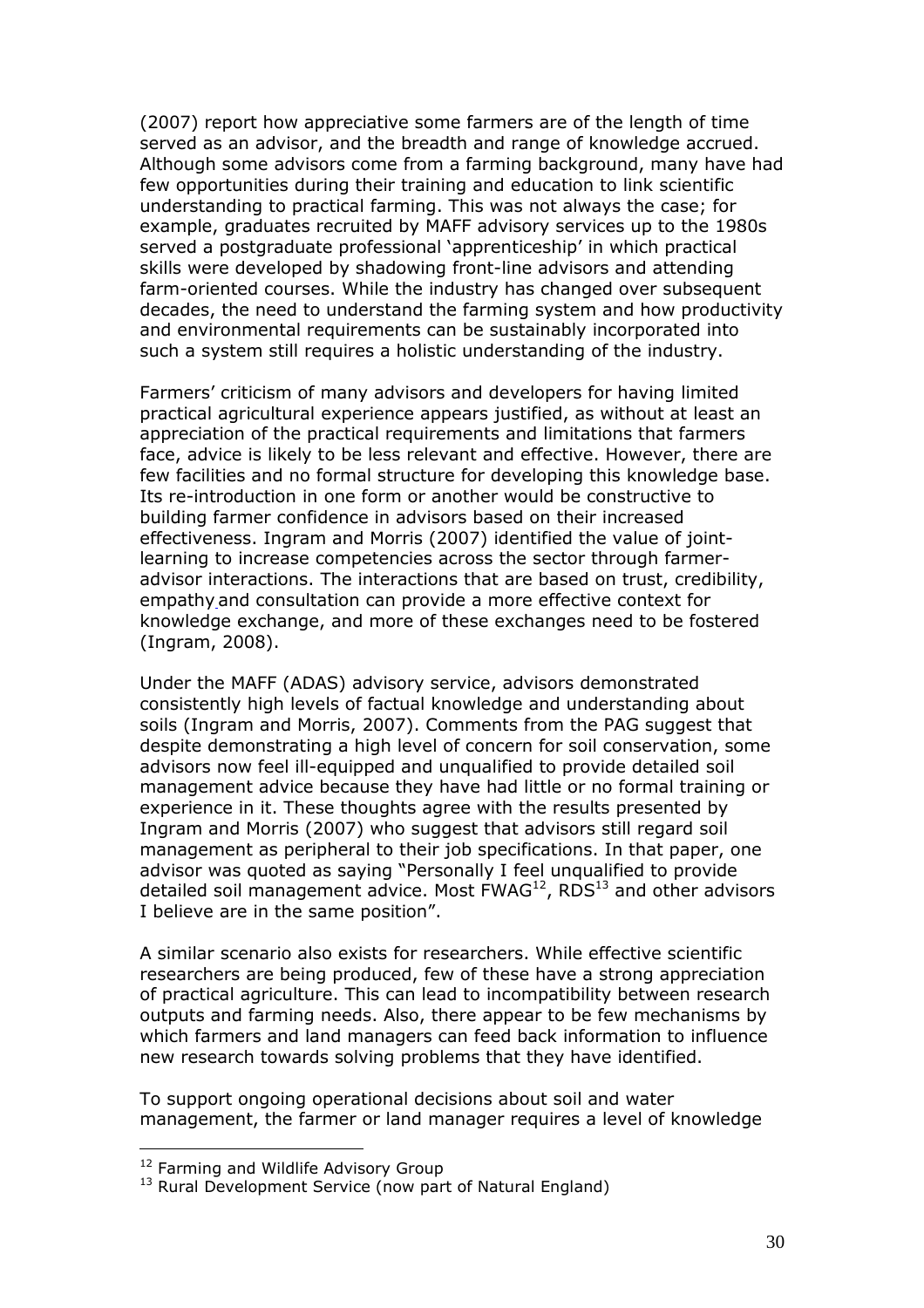(2007) report how appreciative some farmers are of the length of time served as an advisor, and the breadth and range of knowledge accrued. Although some advisors come from a farming background, many have had few opportunities during their training and education to link scientific understanding to practical farming. This was not always the case; for example, graduates recruited by MAFF advisory services up to the 1980s served a postgraduate professional 'apprenticeship' in which practical skills were developed by shadowing front-line advisors and attending farm-oriented courses. While the industry has changed over subsequent decades, the need to understand the farming system and how productivity and environmental requirements can be sustainably incorporated into such a system still requires a holistic understanding of the industry.

Farmers' criticism of many advisors and developers for having limited practical agricultural experience appears justified, as without at least an appreciation of the practical requirements and limitations that farmers face, advice is likely to be less relevant and effective. However, there are few facilities and no formal structure for developing this knowledge base. Its re-introduction in one form or another would be constructive to building farmer confidence in advisors based on their increased effectiveness. Ingram and Morris (2007) identified the value of joint-learning to increase competencies across the sector through farmer-advisor interactions. The interactions that are based on trust, credibility, empathy and consultation can provide a more effective context for knowledge exchange, and more of these exchanges need to be fostered (Ingram, 2008).

Under the MAFF (ADAS) advisory service, advisors demonstrated consistently high levels of factual knowledge and understanding about soils (Ingram and Morris, 2007). Comments from the PAG suggest that despite demonstrating a high level of concern for soil conservation, some advisors now feel ill-equipped and unqualified to provide detailed soil management advice because they have had little or no formal training or experience in it. These thoughts agree with the results presented by Ingram and Morris (2007) who suggest that advisors still regard soil management as peripheral to their job specifications. In that paper, one advisor was quoted as saying "Personally I feel unqualified to provide detailed soil management advice. Most FWAG[12], RDS[13] and other advisors I believe are in the same position".

A similar scenario also exists for researchers. While effective scientific researchers are being produced, few of these have a strong appreciation of practical agriculture. This can lead to incompatibility between research outputs and farming needs. Also, there appear to be few mechanisms by which farmers and land managers can feed back information to influence new research towards solving problems that they have identified.

To support ongoing operational decisions about soil and water management, the farmer or land manager requires a level of knowledge

[12] Farming and Wildlife Advisory Group

[13] Rural Development Service (now part of Natural England)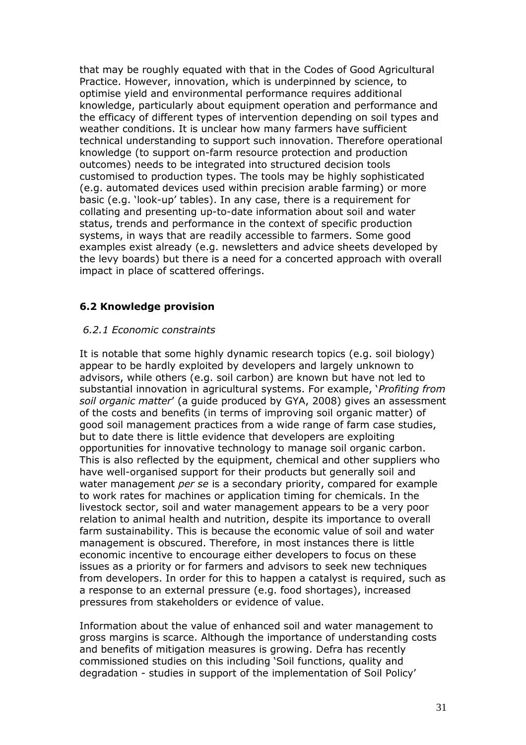that may be roughly equated with that in the Codes of Good Agricultural Practice. However, innovation, which is underpinned by science, to optimise yield and environmental performance requires additional knowledge, particularly about equipment operation and performance and the efficacy of different types of intervention depending on soil types and weather conditions. It is unclear how many farmers have sufficient technical understanding to support such innovation. Therefore operational knowledge (to support on-farm resource protection and production outcomes) needs to be integrated into structured decision tools customised to production types. The tools may be highly sophisticated (e.g. automated devices used within precision arable farming) or more basic (e.g. 'look-up' tables). In any case, there is a requirement for collating and presenting up-to-date information about soil and water status, trends and performance in the context of specific production systems, in ways that are readily accessible to farmers. Some good examples exist already (e.g. newsletters and advice sheets developed by the levy boards) but there is a need for a concerted approach with overall impact in place of scattered offerings.

### 6.2 Knowledge provision

#### *6.2.1 Economic constraints*

It is notable that some highly dynamic research topics (e.g. soil biology) appear to be hardly exploited by developers and largely unknown to advisors, while others (e.g. soil carbon) are known but have not led to substantial innovation in agricultural systems. For example, '*Profiting from soil organic matter*' (a guide produced by GYA, 2008) gives an assessment of the costs and benefits (in terms of improving soil organic matter) of good soil management practices from a wide range of farm case studies, but to date there is little evidence that developers are exploiting opportunities for innovative technology to manage soil organic carbon. This is also reflected by the equipment, chemical and other suppliers who have well-organised support for their products but generally soil and water management *per se* is a secondary priority, compared for example to work rates for machines or application timing for chemicals. In the livestock sector, soil and water management appears to be a very poor relation to animal health and nutrition, despite its importance to overall farm sustainability. This is because the economic value of soil and water management is obscured. Therefore, in most instances there is little economic incentive to encourage either developers to focus on these issues as a priority or for farmers and advisors to seek new techniques from developers. In order for this to happen a catalyst is required, such as a response to an external pressure (e.g. food shortages), increased pressures from stakeholders or evidence of value.

Information about the value of enhanced soil and water management to gross margins is scarce. Although the importance of understanding costs and benefits of mitigation measures is growing. Defra has recently commissioned studies on this including 'Soil functions, quality and degradation - studies in support of the implementation of Soil Policy'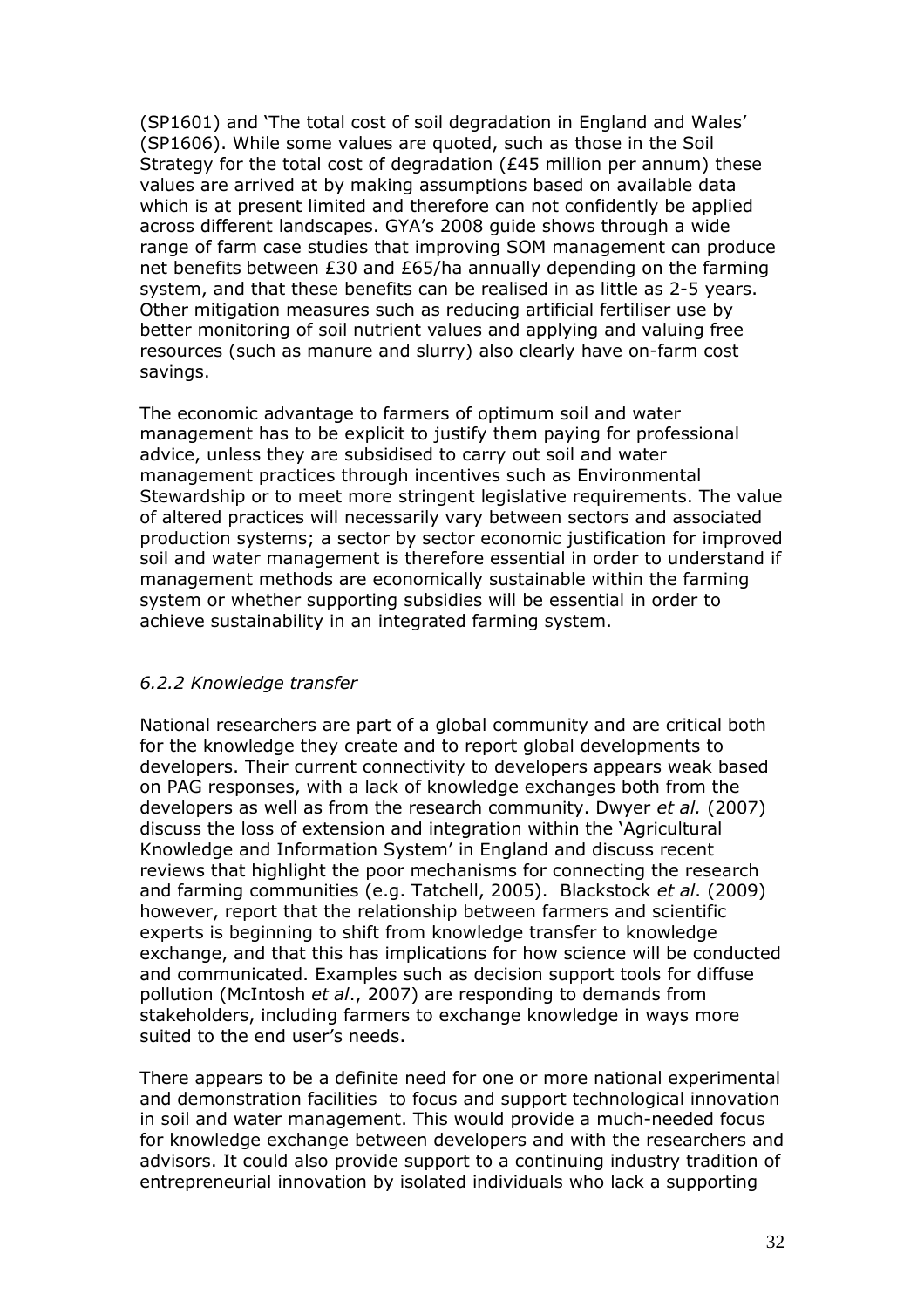(SP1601) and 'The total cost of soil degradation in England and Wales' (SP1606). While some values are quoted, such as those in the Soil Strategy for the total cost of degradation (£45 million per annum) these values are arrived at by making assumptions based on available data which is at present limited and therefore can not confidently be applied across different landscapes. GYA's 2008 guide shows through a wide range of farm case studies that improving SOM management can produce net benefits between £30 and £65/ha annually depending on the farming system, and that these benefits can be realised in as little as 2-5 years. Other mitigation measures such as reducing artificial fertiliser use by better monitoring of soil nutrient values and applying and valuing free resources (such as manure and slurry) also clearly have on-farm cost savings.

The economic advantage to farmers of optimum soil and water management has to be explicit to justify them paying for professional advice, unless they are subsidised to carry out soil and water management practices through incentives such as Environmental Stewardship or to meet more stringent legislative requirements. The value of altered practices will necessarily vary between sectors and associated production systems; a sector by sector economic justification for improved soil and water management is therefore essential in order to understand if management methods are economically sustainable within the farming system or whether supporting subsidies will be essential in order to achieve sustainability in an integrated farming system.

### *6.2.2 Knowledge transfer*

National researchers are part of a global community and are critical both for the knowledge they create and to report global developments to developers. Their current connectivity to developers appears weak based on PAG responses, with a lack of knowledge exchanges both from the developers as well as from the research community. Dwyer *et al.* (2007) discuss the loss of extension and integration within the 'Agricultural Knowledge and Information System' in England and discuss recent reviews that highlight the poor mechanisms for connecting the research and farming communities (e.g. Tatchell, 2005). Blackstock *et al*. (2009) however, report that the relationship between farmers and scientific experts is beginning to shift from knowledge transfer to knowledge exchange, and that this has implications for how science will be conducted and communicated. Examples such as decision support tools for diffuse pollution (McIntosh *et al*., 2007) are responding to demands from stakeholders, including farmers to exchange knowledge in ways more suited to the end user's needs.

There appears to be a definite need for one or more national experimental and demonstration facilities to focus and support technological innovation in soil and water management. This would provide a much-needed focus for knowledge exchange between developers and with the researchers and advisors. It could also provide support to a continuing industry tradition of entrepreneurial innovation by isolated individuals who lack a supporting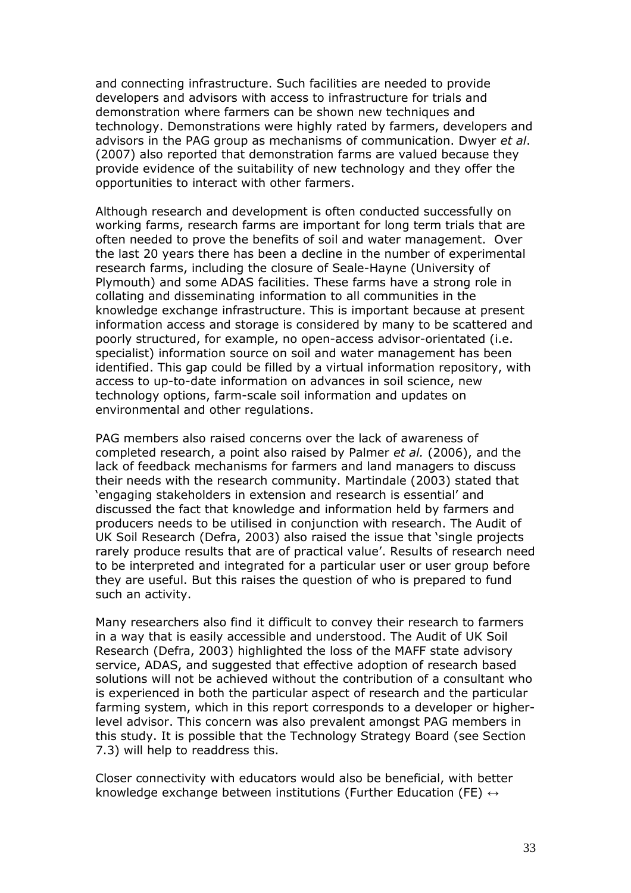and connecting infrastructure. Such facilities are needed to provide developers and advisors with access to infrastructure for trials and demonstration where farmers can be shown new techniques and technology. Demonstrations were highly rated by farmers, developers and advisors in the PAG group as mechanisms of communication. Dwyer *et al*. (2007) also reported that demonstration farms are valued because they provide evidence of the suitability of new technology and they offer the opportunities to interact with other farmers.

Although research and development is often conducted successfully on working farms, research farms are important for long term trials that are often needed to prove the benefits of soil and water management. Over the last 20 years there has been a decline in the number of experimental research farms, including the closure of Seale-Hayne (University of Plymouth) and some ADAS facilities. These farms have a strong role in collating and disseminating information to all communities in the knowledge exchange infrastructure. This is important because at present information access and storage is considered by many to be scattered and poorly structured, for example, no open-access advisor-orientated (i.e. specialist) information source on soil and water management has been identified. This gap could be filled by a virtual information repository, with access to up-to-date information on advances in soil science, new technology options, farm-scale soil information and updates on environmental and other regulations.

PAG members also raised concerns over the lack of awareness of completed research, a point also raised by Palmer *et al.* (2006), and the lack of feedback mechanisms for farmers and land managers to discuss their needs with the research community. Martindale (2003) stated that 'engaging stakeholders in extension and research is essential' and discussed the fact that knowledge and information held by farmers and producers needs to be utilised in conjunction with research. The Audit of UK Soil Research (Defra, 2003) also raised the issue that 'single projects rarely produce results that are of practical value'. Results of research need to be interpreted and integrated for a particular user or user group before they are useful. But this raises the question of who is prepared to fund such an activity.

Many researchers also find it difficult to convey their research to farmers in a way that is easily accessible and understood. The Audit of UK Soil Research (Defra, 2003) highlighted the loss of the MAFF state advisory service, ADAS, and suggested that effective adoption of research based solutions will not be achieved without the contribution of a consultant who is experienced in both the particular aspect of research and the particular farming system, which in this report corresponds to a developer or higher-level advisor. This concern was also prevalent amongst PAG members in this study. It is possible that the Technology Strategy Board (see Section 7.3) will help to readdress this.

Closer connectivity with educators would also be beneficial, with better knowledge exchange between institutions (Further Education (FE) ↔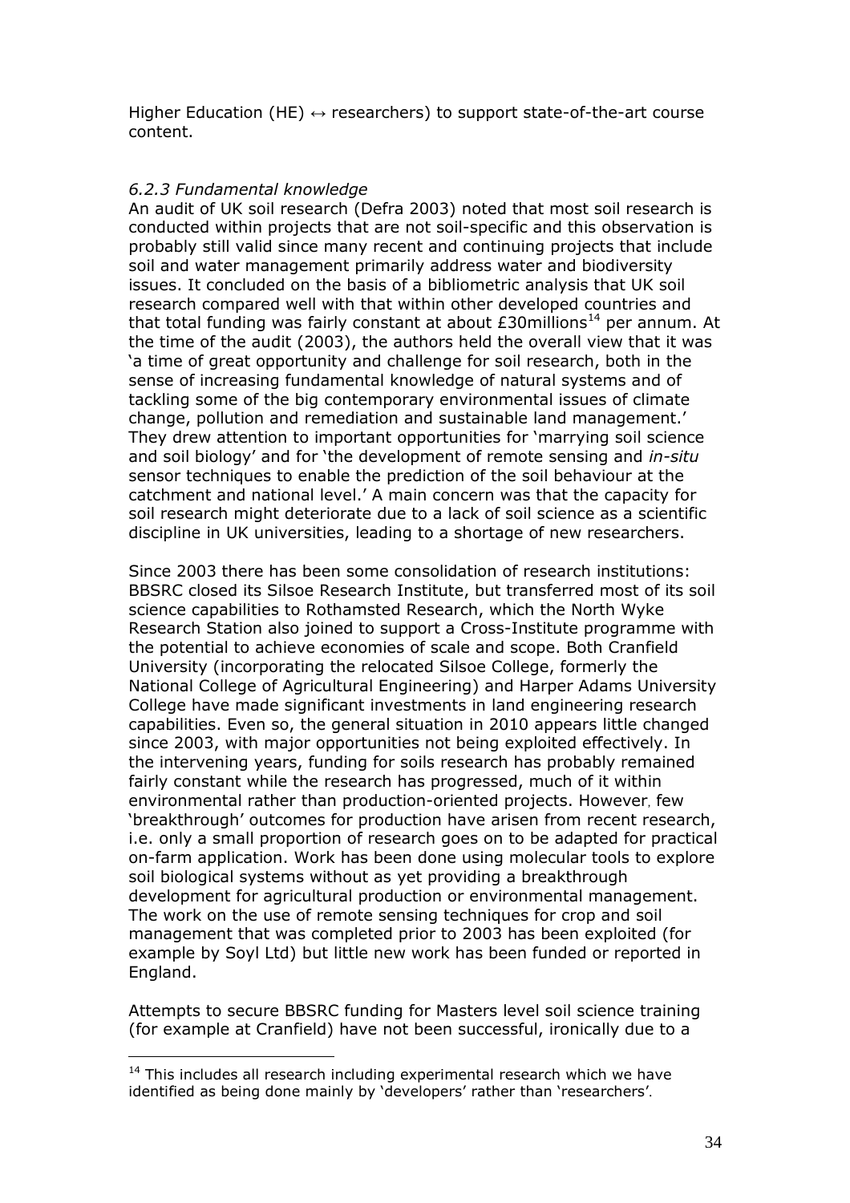Higher Education (HE) ↔ researchers) to support state-of-the-art course content.

### *6.2.3 Fundamental knowledge*

An audit of UK soil research (Defra 2003) noted that most soil research is conducted within projects that are not soil-specific and this observation is probably still valid since many recent and continuing projects that include soil and water management primarily address water and biodiversity issues. It concluded on the basis of a bibliometric analysis that UK soil research compared well with that within other developed countries and that total funding was fairly constant at about £30millions[14] per annum. At the time of the audit (2003), the authors held the overall view that it was 'a time of great opportunity and challenge for soil research, both in the sense of increasing fundamental knowledge of natural systems and of tackling some of the big contemporary environmental issues of climate change, pollution and remediation and sustainable land management.' They drew attention to important opportunities for 'marrying soil science and soil biology' and for 'the development of remote sensing and *in-situ* sensor techniques to enable the prediction of the soil behaviour at the catchment and national level.' A main concern was that the capacity for soil research might deteriorate due to a lack of soil science as a scientific discipline in UK universities, leading to a shortage of new researchers.

Since 2003 there has been some consolidation of research institutions: BBSRC closed its Silsoe Research Institute, but transferred most of its soil science capabilities to Rothamsted Research, which the North Wyke Research Station also joined to support a Cross-Institute programme with the potential to achieve economies of scale and scope. Both Cranfield University (incorporating the relocated Silsoe College, formerly the National College of Agricultural Engineering) and Harper Adams University College have made significant investments in land engineering research capabilities. Even so, the general situation in 2010 appears little changed since 2003, with major opportunities not being exploited effectively. In the intervening years, funding for soils research has probably remained fairly constant while the research has progressed, much of it within environmental rather than production-oriented projects. However, few 'breakthrough' outcomes for production have arisen from recent research, i.e. only a small proportion of research goes on to be adapted for practical on-farm application. Work has been done using molecular tools to explore soil biological systems without as yet providing a breakthrough development for agricultural production or environmental management. The work on the use of remote sensing techniques for crop and soil management that was completed prior to 2003 has been exploited (for example by Soyl Ltd) but little new work has been funded or reported in England.

Attempts to secure BBSRC funding for Masters level soil science training (for example at Cranfield) have not been successful, ironically due to a

---

[14] This includes all research including experimental research which we have identified as being done mainly by 'developers' rather than 'researchers'.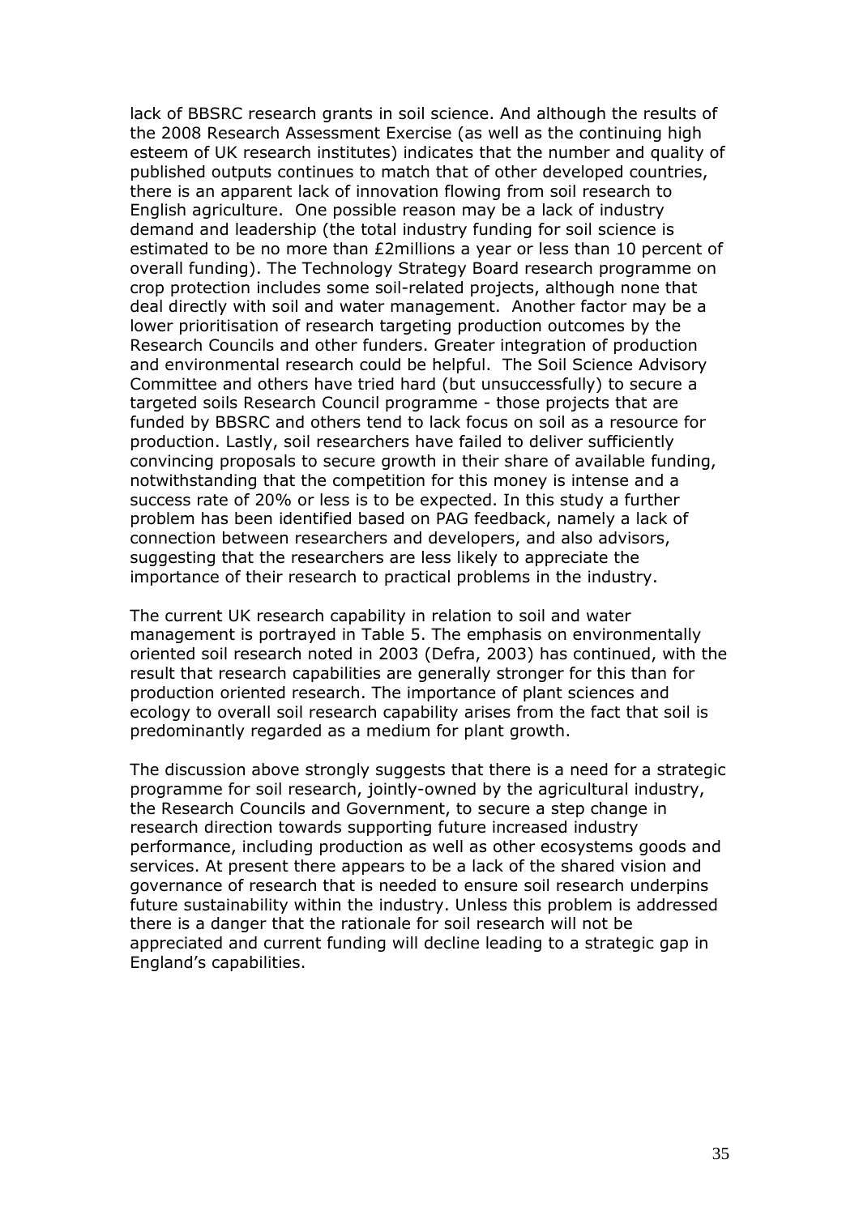lack of BBSRC research grants in soil science. And although the results of the 2008 Research Assessment Exercise (as well as the continuing high esteem of UK research institutes) indicates that the number and quality of published outputs continues to match that of other developed countries, there is an apparent lack of innovation flowing from soil research to English agriculture. One possible reason may be a lack of industry demand and leadership (the total industry funding for soil science is estimated to be no more than £2millions a year or less than 10 percent of overall funding). The Technology Strategy Board research programme on crop protection includes some soil-related projects, although none that deal directly with soil and water management. Another factor may be a lower prioritisation of research targeting production outcomes by the Research Councils and other funders. Greater integration of production and environmental research could be helpful. The Soil Science Advisory Committee and others have tried hard (but unsuccessfully) to secure a targeted soils Research Council programme - those projects that are funded by BBSRC and others tend to lack focus on soil as a resource for production. Lastly, soil researchers have failed to deliver sufficiently convincing proposals to secure growth in their share of available funding, notwithstanding that the competition for this money is intense and a success rate of 20% or less is to be expected. In this study a further problem has been identified based on PAG feedback, namely a lack of connection between researchers and developers, and also advisors, suggesting that the researchers are less likely to appreciate the importance of their research to practical problems in the industry.

The current UK research capability in relation to soil and water management is portrayed in Table 5. The emphasis on environmentally oriented soil research noted in 2003 (Defra, 2003) has continued, with the result that research capabilities are generally stronger for this than for production oriented research. The importance of plant sciences and ecology to overall soil research capability arises from the fact that soil is predominantly regarded as a medium for plant growth.

The discussion above strongly suggests that there is a need for a strategic programme for soil research, jointly-owned by the agricultural industry, the Research Councils and Government, to secure a step change in research direction towards supporting future increased industry performance, including production as well as other ecosystems goods and services. At present there appears to be a lack of the shared vision and governance of research that is needed to ensure soil research underpins future sustainability within the industry. Unless this problem is addressed there is a danger that the rationale for soil research will not be appreciated and current funding will decline leading to a strategic gap in England's capabilities.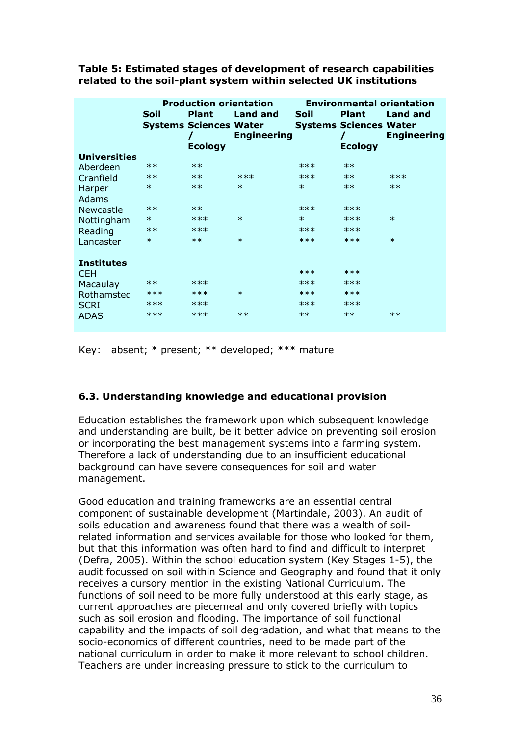**Table 5: Estimated stages of development of research capabilities related to the soil-plant system within selected UK institutions**

| | Production orientation | | | Environmental orientation | | |
|---|---|---|---|---|---|---|
| | Soil Systems | Plant Sciences / Ecology | Land and Water Engineering | Soil Systems | Plant Sciences / Ecology | Land and Water Engineering |
| **Universities** | | | | | | |
| Aberdeen | ** | ** | | *** | ** | |
| Cranfield | ** | ** | *** | *** | ** | *** |
| Harper Adams | * | ** | * | * | ** | ** |
| Newcastle | ** | ** | | *** | *** | |
| Nottingham | * | *** | * | * | *** | * |
| Reading | ** | *** | | *** | *** | |
| Lancaster | * | ** | * | *** | *** | * |
| **Institutes** | | | | | | |
| CEH | | | | *** | *** | |
| Macaulay | ** | *** | | *** | *** | |
| Rothamsted | *** | *** | * | *** | *** | |
| SCRI | *** | *** | | *** | *** | |
| ADAS | *** | *** | ** | ** | ** | ** |

Key: absent; * present; ** developed; *** mature

### 6.3. Understanding knowledge and educational provision

Education establishes the framework upon which subsequent knowledge and understanding are built, be it better advice on preventing soil erosion or incorporating the best management systems into a farming system. Therefore a lack of understanding due to an insufficient educational background can have severe consequences for soil and water management.

Good education and training frameworks are an essential central component of sustainable development (Martindale, 2003). An audit of soils education and awareness found that there was a wealth of soil-related information and services available for those who looked for them, but that this information was often hard to find and difficult to interpret (Defra, 2005). Within the school education system (Key Stages 1-5), the audit focussed on soil within Science and Geography and found that it only receives a cursory mention in the existing National Curriculum. The functions of soil need to be more fully understood at this early stage, as current approaches are piecemeal and only covered briefly with topics such as soil erosion and flooding. The importance of soil functional capability and the impacts of soil degradation, and what that means to the socio-economics of different countries, need to be made part of the national curriculum in order to make it more relevant to school children. Teachers are under increasing pressure to stick to the curriculum to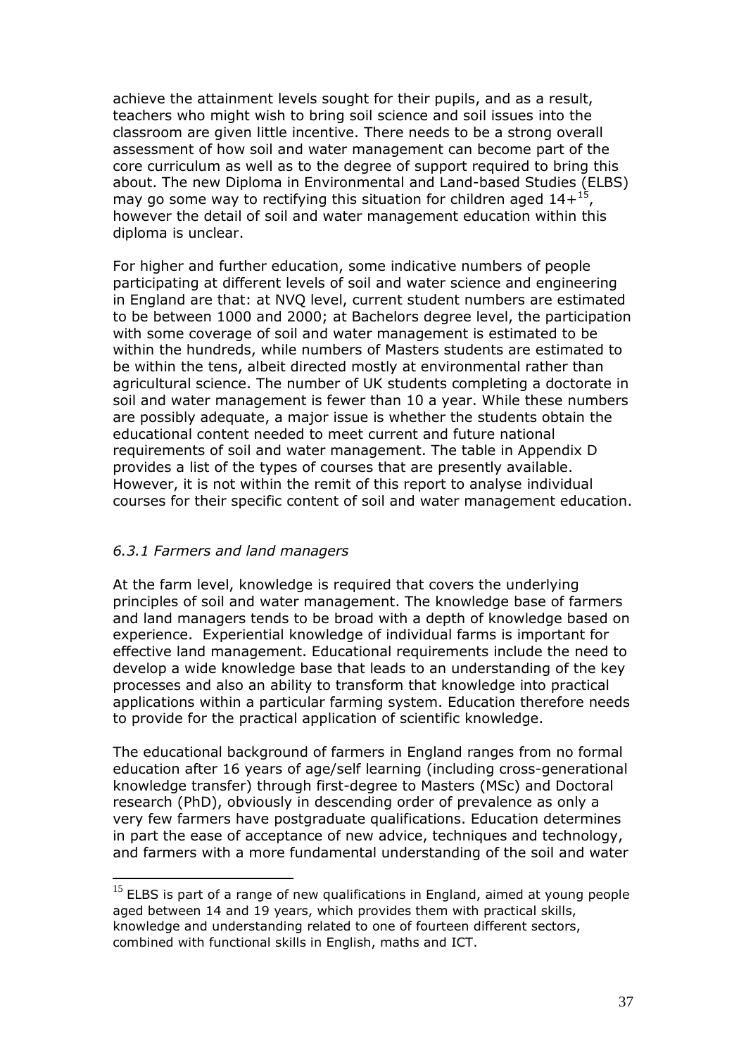achieve the attainment levels sought for their pupils, and as a result, teachers who might wish to bring soil science and soil issues into the classroom are given little incentive. There needs to be a strong overall assessment of how soil and water management can become part of the core curriculum as well as to the degree of support required to bring this about. The new Diploma in Environmental and Land-based Studies (ELBS) may go some way to rectifying this situation for children aged 14+[15], however the detail of soil and water management education within this diploma is unclear.

For higher and further education, some indicative numbers of people participating at different levels of soil and water science and engineering in England are that: at NVQ level, current student numbers are estimated to be between 1000 and 2000; at Bachelors degree level, the participation with some coverage of soil and water management is estimated to be within the hundreds, while numbers of Masters students are estimated to be within the tens, albeit directed mostly at environmental rather than agricultural science. The number of UK students completing a doctorate in soil and water management is fewer than 10 a year. While these numbers are possibly adequate, a major issue is whether the students obtain the educational content needed to meet current and future national requirements of soil and water management. The table in Appendix D provides a list of the types of courses that are presently available. However, it is not within the remit of this report to analyse individual courses for their specific content of soil and water management education.

### *6.3.1 Farmers and land managers*

At the farm level, knowledge is required that covers the underlying principles of soil and water management. The knowledge base of farmers and land managers tends to be broad with a depth of knowledge based on experience. Experiential knowledge of individual farms is important for effective land management. Educational requirements include the need to develop a wide knowledge base that leads to an understanding of the key processes and also an ability to transform that knowledge into practical applications within a particular farming system. Education therefore needs to provide for the practical application of scientific knowledge.

The educational background of farmers in England ranges from no formal education after 16 years of age/self learning (including cross-generational knowledge transfer) through first-degree to Masters (MSc) and Doctoral research (PhD), obviously in descending order of prevalence as only a very few farmers have postgraduate qualifications. Education determines in part the ease of acceptance of new advice, techniques and technology, and farmers with a more fundamental understanding of the soil and water

---

[15] ELBS is part of a range of new qualifications in England, aimed at young people aged between 14 and 19 years, which provides them with practical skills, knowledge and understanding related to one of fourteen different sectors, combined with functional skills in English, maths and ICT.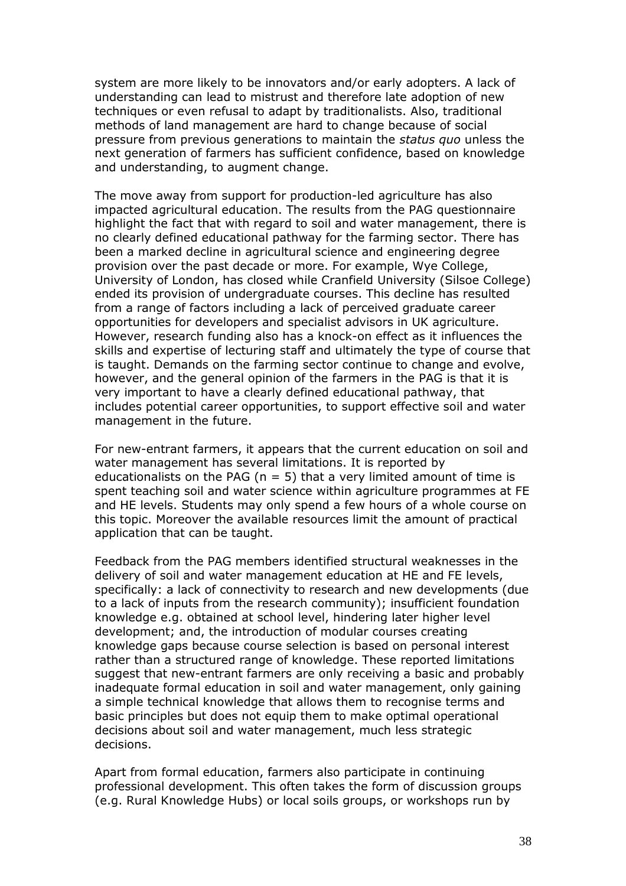system are more likely to be innovators and/or early adopters. A lack of understanding can lead to mistrust and therefore late adoption of new techniques or even refusal to adapt by traditionalists. Also, traditional methods of land management are hard to change because of social pressure from previous generations to maintain the *status quo* unless the next generation of farmers has sufficient confidence, based on knowledge and understanding, to augment change.

The move away from support for production-led agriculture has also impacted agricultural education. The results from the PAG questionnaire highlight the fact that with regard to soil and water management, there is no clearly defined educational pathway for the farming sector. There has been a marked decline in agricultural science and engineering degree provision over the past decade or more. For example, Wye College, University of London, has closed while Cranfield University (Silsoe College) ended its provision of undergraduate courses. This decline has resulted from a range of factors including a lack of perceived graduate career opportunities for developers and specialist advisors in UK agriculture. However, research funding also has a knock-on effect as it influences the skills and expertise of lecturing staff and ultimately the type of course that is taught. Demands on the farming sector continue to change and evolve, however, and the general opinion of the farmers in the PAG is that it is very important to have a clearly defined educational pathway, that includes potential career opportunities, to support effective soil and water management in the future.

For new-entrant farmers, it appears that the current education on soil and water management has several limitations. It is reported by educationalists on the PAG ($n = 5$) that a very limited amount of time is spent teaching soil and water science within agriculture programmes at FE and HE levels. Students may only spend a few hours of a whole course on this topic. Moreover the available resources limit the amount of practical application that can be taught.

Feedback from the PAG members identified structural weaknesses in the delivery of soil and water management education at HE and FE levels, specifically: a lack of connectivity to research and new developments (due to a lack of inputs from the research community); insufficient foundation knowledge e.g. obtained at school level, hindering later higher level development; and, the introduction of modular courses creating knowledge gaps because course selection is based on personal interest rather than a structured range of knowledge. These reported limitations suggest that new-entrant farmers are only receiving a basic and probably inadequate formal education in soil and water management, only gaining a simple technical knowledge that allows them to recognise terms and basic principles but does not equip them to make optimal operational decisions about soil and water management, much less strategic decisions.

Apart from formal education, farmers also participate in continuing professional development. This often takes the form of discussion groups (e.g. Rural Knowledge Hubs) or local soils groups, or workshops run by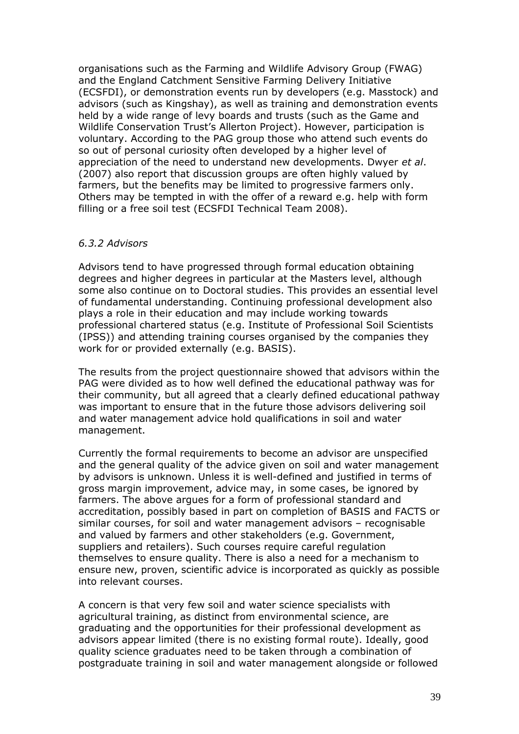organisations such as the Farming and Wildlife Advisory Group (FWAG) and the England Catchment Sensitive Farming Delivery Initiative (ECSFDI), or demonstration events run by developers (e.g. Masstock) and advisors (such as Kingshay), as well as training and demonstration events held by a wide range of levy boards and trusts (such as the Game and Wildlife Conservation Trust's Allerton Project). However, participation is voluntary. According to the PAG group those who attend such events do so out of personal curiosity often developed by a higher level of appreciation of the need to understand new developments. Dwyer *et al*. (2007) also report that discussion groups are often highly valued by farmers, but the benefits may be limited to progressive farmers only. Others may be tempted in with the offer of a reward e.g. help with form filling or a free soil test (ECSFDI Technical Team 2008).

### *6.3.2 Advisors*

Advisors tend to have progressed through formal education obtaining degrees and higher degrees in particular at the Masters level, although some also continue on to Doctoral studies. This provides an essential level of fundamental understanding. Continuing professional development also plays a role in their education and may include working towards professional chartered status (e.g. Institute of Professional Soil Scientists (IPSS)) and attending training courses organised by the companies they work for or provided externally (e.g. BASIS).

The results from the project questionnaire showed that advisors within the PAG were divided as to how well defined the educational pathway was for their community, but all agreed that a clearly defined educational pathway was important to ensure that in the future those advisors delivering soil and water management advice hold qualifications in soil and water management.

Currently the formal requirements to become an advisor are unspecified and the general quality of the advice given on soil and water management by advisors is unknown. Unless it is well-defined and justified in terms of gross margin improvement, advice may, in some cases, be ignored by farmers. The above argues for a form of professional standard and accreditation, possibly based in part on completion of BASIS and FACTS or similar courses, for soil and water management advisors – recognisable and valued by farmers and other stakeholders (e.g. Government, suppliers and retailers). Such courses require careful regulation themselves to ensure quality. There is also a need for a mechanism to ensure new, proven, scientific advice is incorporated as quickly as possible into relevant courses.

A concern is that very few soil and water science specialists with agricultural training, as distinct from environmental science, are graduating and the opportunities for their professional development as advisors appear limited (there is no existing formal route). Ideally, good quality science graduates need to be taken through a combination of postgraduate training in soil and water management alongside or followed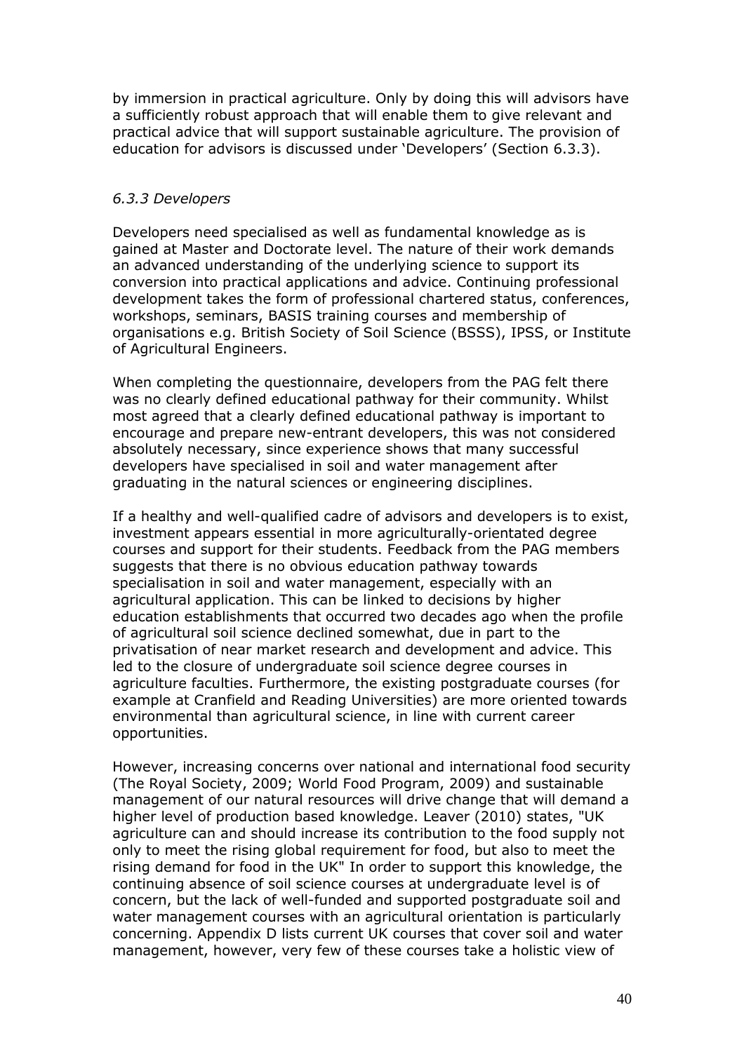by immersion in practical agriculture. Only by doing this will advisors have a sufficiently robust approach that will enable them to give relevant and practical advice that will support sustainable agriculture. The provision of education for advisors is discussed under 'Developers' (Section 6.3.3).

### *6.3.3 Developers*

Developers need specialised as well as fundamental knowledge as is gained at Master and Doctorate level. The nature of their work demands an advanced understanding of the underlying science to support its conversion into practical applications and advice. Continuing professional development takes the form of professional chartered status, conferences, workshops, seminars, BASIS training courses and membership of organisations e.g. British Society of Soil Science (BSSS), IPSS, or Institute of Agricultural Engineers.

When completing the questionnaire, developers from the PAG felt there was no clearly defined educational pathway for their community. Whilst most agreed that a clearly defined educational pathway is important to encourage and prepare new-entrant developers, this was not considered absolutely necessary, since experience shows that many successful developers have specialised in soil and water management after graduating in the natural sciences or engineering disciplines.

If a healthy and well-qualified cadre of advisors and developers is to exist, investment appears essential in more agriculturally-orientated degree courses and support for their students. Feedback from the PAG members suggests that there is no obvious education pathway towards specialisation in soil and water management, especially with an agricultural application. This can be linked to decisions by higher education establishments that occurred two decades ago when the profile of agricultural soil science declined somewhat, due in part to the privatisation of near market research and development and advice. This led to the closure of undergraduate soil science degree courses in agriculture faculties. Furthermore, the existing postgraduate courses (for example at Cranfield and Reading Universities) are more oriented towards environmental than agricultural science, in line with current career opportunities.

However, increasing concerns over national and international food security (The Royal Society, 2009; World Food Program, 2009) and sustainable management of our natural resources will drive change that will demand a higher level of production based knowledge. Leaver (2010) states, "UK agriculture can and should increase its contribution to the food supply not only to meet the rising global requirement for food, but also to meet the rising demand for food in the UK" In order to support this knowledge, the continuing absence of soil science courses at undergraduate level is of concern, but the lack of well-funded and supported postgraduate soil and water management courses with an agricultural orientation is particularly concerning. Appendix D lists current UK courses that cover soil and water management, however, very few of these courses take a holistic view of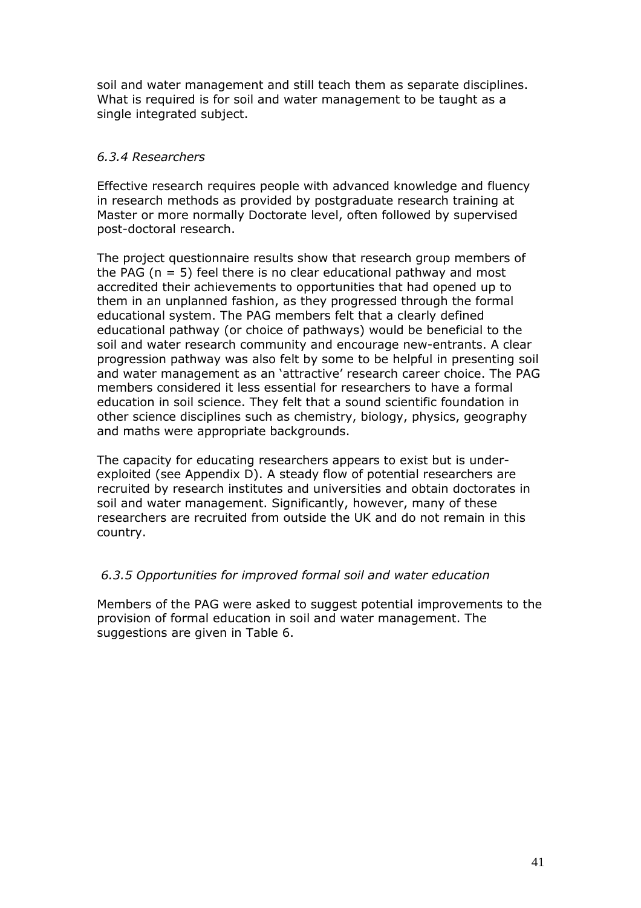soil and water management and still teach them as separate disciplines. What is required is for soil and water management to be taught as a single integrated subject.

### *6.3.4 Researchers*

Effective research requires people with advanced knowledge and fluency in research methods as provided by postgraduate research training at Master or more normally Doctorate level, often followed by supervised post-doctoral research.

The project questionnaire results show that research group members of the PAG ($n = 5$) feel there is no clear educational pathway and most accredited their achievements to opportunities that had opened up to them in an unplanned fashion, as they progressed through the formal educational system. The PAG members felt that a clearly defined educational pathway (or choice of pathways) would be beneficial to the soil and water research community and encourage new-entrants. A clear progression pathway was also felt by some to be helpful in presenting soil and water management as an 'attractive' research career choice. The PAG members considered it less essential for researchers to have a formal education in soil science. They felt that a sound scientific foundation in other science disciplines such as chemistry, biology, physics, geography and maths were appropriate backgrounds.

The capacity for educating researchers appears to exist but is under-exploited (see Appendix D). A steady flow of potential researchers are recruited by research institutes and universities and obtain doctorates in soil and water management. Significantly, however, many of these researchers are recruited from outside the UK and do not remain in this country.

### *6.3.5 Opportunities for improved formal soil and water education*

Members of the PAG were asked to suggest potential improvements to the provision of formal education in soil and water management. The suggestions are given in Table 6.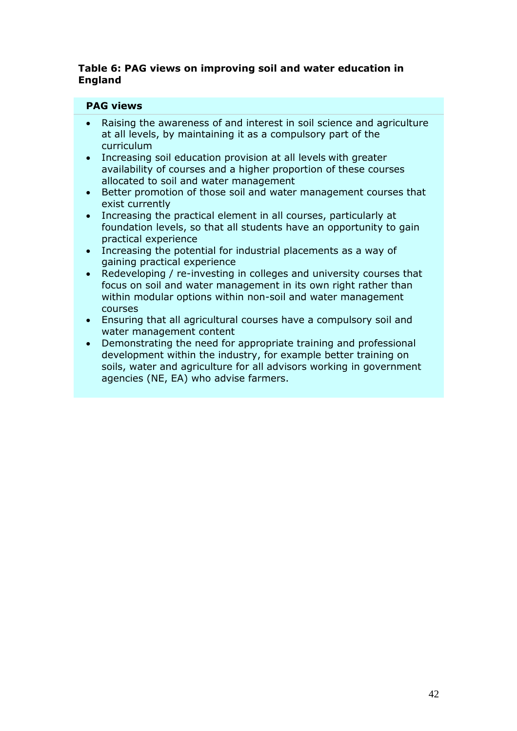**Table 6: PAG views on improving soil and water education in England**

| PAG views |
|---|
| • Raising the awareness of and interest in soil science and agriculture at all levels, by maintaining it as a compulsory part of the curriculum<br>• Increasing soil education provision at all levels with greater availability of courses and a higher proportion of these courses allocated to soil and water management<br>• Better promotion of those soil and water management courses that exist currently<br>• Increasing the practical element in all courses, particularly at foundation levels, so that all students have an opportunity to gain practical experience<br>• Increasing the potential for industrial placements as a way of gaining practical experience<br>• Redeveloping / re-investing in colleges and university courses that focus on soil and water management in its own right rather than within modular options within non-soil and water management courses<br>• Ensuring that all agricultural courses have a compulsory soil and water management content<br>• Demonstrating the need for appropriate training and professional development within the industry, for example better training on soils, water and agriculture for all advisors working in government agencies (NE, EA) who advise farmers. |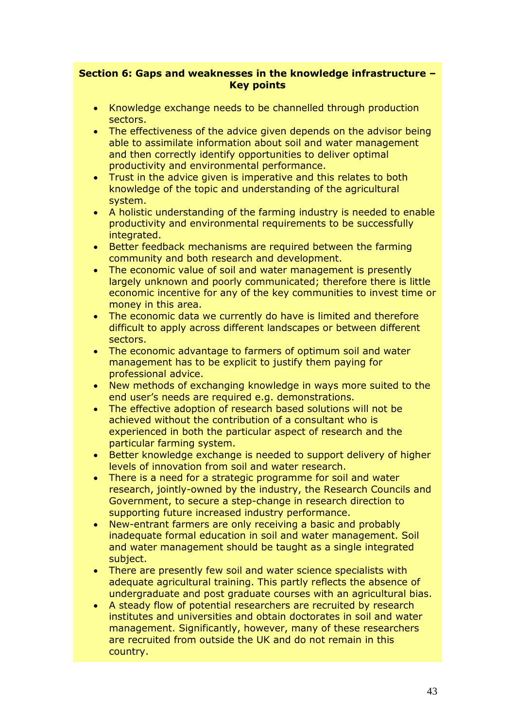**Section 6: Gaps and weaknesses in the knowledge infrastructure – Key points**

- Knowledge exchange needs to be channelled through production sectors.
- The effectiveness of the advice given depends on the advisor being able to assimilate information about soil and water management and then correctly identify opportunities to deliver optimal productivity and environmental performance.
- Trust in the advice given is imperative and this relates to both knowledge of the topic and understanding of the agricultural system.
- A holistic understanding of the farming industry is needed to enable productivity and environmental requirements to be successfully integrated.
- Better feedback mechanisms are required between the farming community and both research and development.
- The economic value of soil and water management is presently largely unknown and poorly communicated; therefore there is little economic incentive for any of the key communities to invest time or money in this area.
- The economic data we currently do have is limited and therefore difficult to apply across different landscapes or between different sectors.
- The economic advantage to farmers of optimum soil and water management has to be explicit to justify them paying for professional advice.
- New methods of exchanging knowledge in ways more suited to the end user's needs are required e.g. demonstrations.
- The effective adoption of research based solutions will not be achieved without the contribution of a consultant who is experienced in both the particular aspect of research and the particular farming system.
- Better knowledge exchange is needed to support delivery of higher levels of innovation from soil and water research.
- There is a need for a strategic programme for soil and water research, jointly-owned by the industry, the Research Councils and Government, to secure a step-change in research direction to supporting future increased industry performance.
- New-entrant farmers are only receiving a basic and probably inadequate formal education in soil and water management. Soil and water management should be taught as a single integrated subject.
- There are presently few soil and water science specialists with adequate agricultural training. This partly reflects the absence of undergraduate and post graduate courses with an agricultural bias.
- A steady flow of potential researchers are recruited by research institutes and universities and obtain doctorates in soil and water management. Significantly, however, many of these researchers are recruited from outside the UK and do not remain in this country.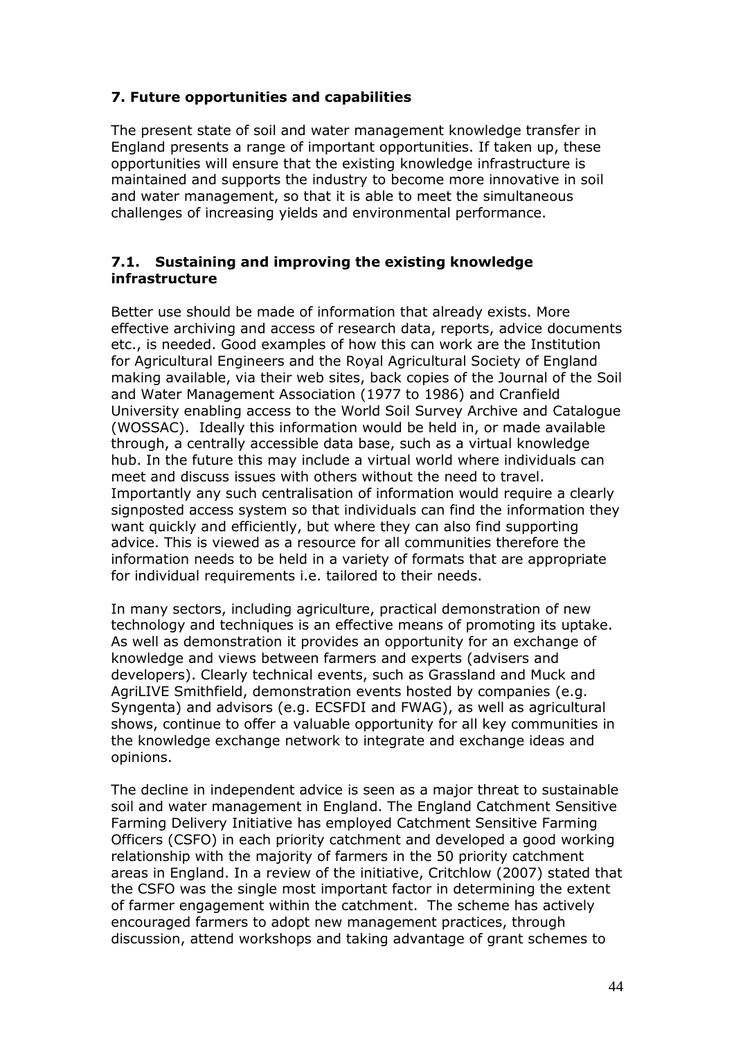## 7. Future opportunities and capabilities

The present state of soil and water management knowledge transfer in England presents a range of important opportunities. If taken up, these opportunities will ensure that the existing knowledge infrastructure is maintained and supports the industry to become more innovative in soil and water management, so that it is able to meet the simultaneous challenges of increasing yields and environmental performance.

### 7.1. Sustaining and improving the existing knowledge infrastructure

Better use should be made of information that already exists. More effective archiving and access of research data, reports, advice documents etc., is needed. Good examples of how this can work are the Institution for Agricultural Engineers and the Royal Agricultural Society of England making available, via their web sites, back copies of the Journal of the Soil and Water Management Association (1977 to 1986) and Cranfield University enabling access to the World Soil Survey Archive and Catalogue (WOSSAC). Ideally this information would be held in, or made available through, a centrally accessible data base, such as a virtual knowledge hub. In the future this may include a virtual world where individuals can meet and discuss issues with others without the need to travel. Importantly any such centralisation of information would require a clearly signposted access system so that individuals can find the information they want quickly and efficiently, but where they can also find supporting advice. This is viewed as a resource for all communities therefore the information needs to be held in a variety of formats that are appropriate for individual requirements i.e. tailored to their needs.

In many sectors, including agriculture, practical demonstration of new technology and techniques is an effective means of promoting its uptake. As well as demonstration it provides an opportunity for an exchange of knowledge and views between farmers and experts (advisers and developers). Clearly technical events, such as Grassland and Muck and AgriLIVE Smithfield, demonstration events hosted by companies (e.g. Syngenta) and advisors (e.g. ECSFDI and FWAG), as well as agricultural shows, continue to offer a valuable opportunity for all key communities in the knowledge exchange network to integrate and exchange ideas and opinions.

The decline in independent advice is seen as a major threat to sustainable soil and water management in England. The England Catchment Sensitive Farming Delivery Initiative has employed Catchment Sensitive Farming Officers (CSFO) in each priority catchment and developed a good working relationship with the majority of farmers in the 50 priority catchment areas in England. In a review of the initiative, Critchlow (2007) stated that the CSFO was the single most important factor in determining the extent of farmer engagement within the catchment. The scheme has actively encouraged farmers to adopt new management practices, through discussion, attend workshops and taking advantage of grant schemes to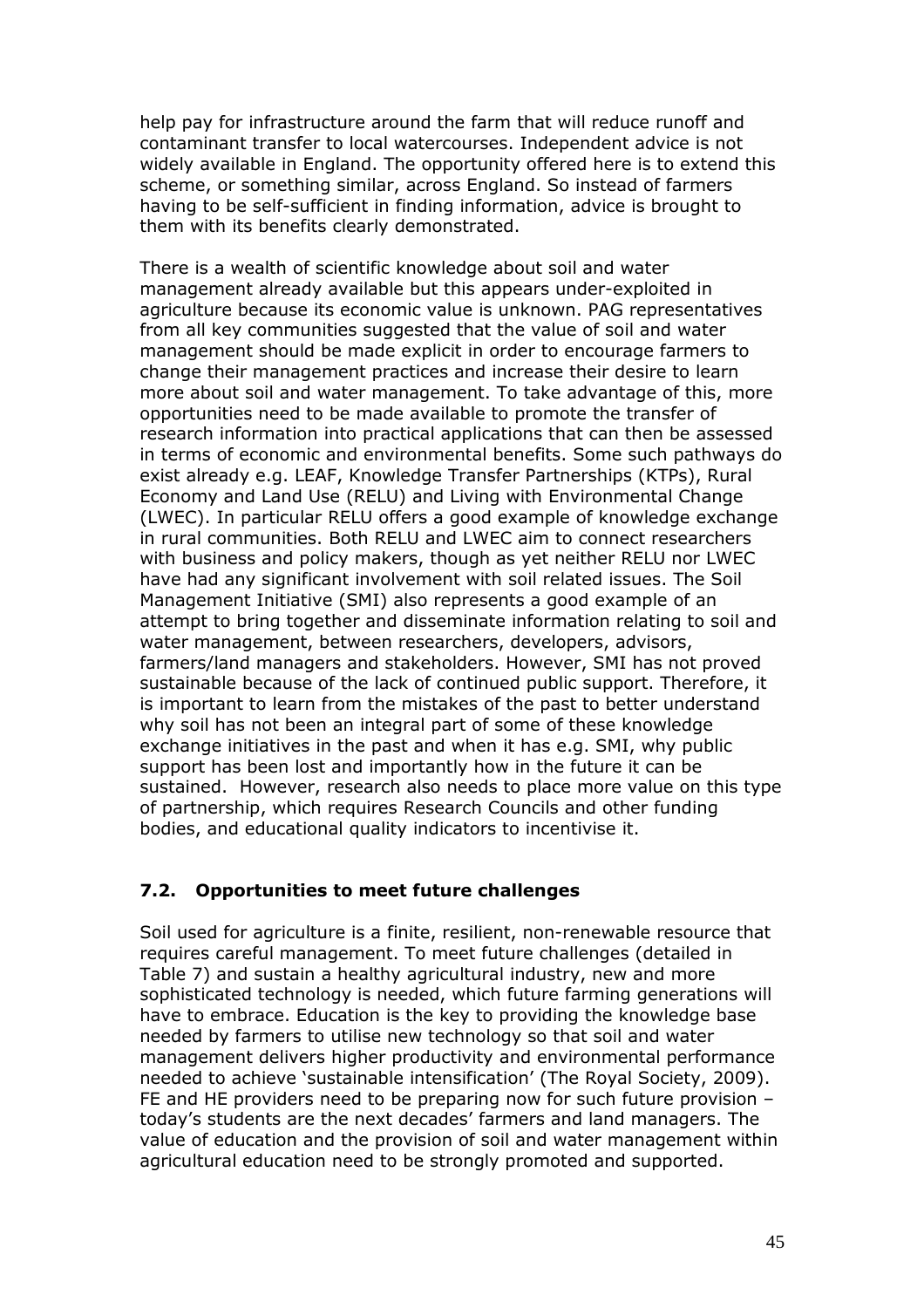help pay for infrastructure around the farm that will reduce runoff and contaminant transfer to local watercourses. Independent advice is not widely available in England. The opportunity offered here is to extend this scheme, or something similar, across England. So instead of farmers having to be self-sufficient in finding information, advice is brought to them with its benefits clearly demonstrated.

There is a wealth of scientific knowledge about soil and water management already available but this appears under-exploited in agriculture because its economic value is unknown. PAG representatives from all key communities suggested that the value of soil and water management should be made explicit in order to encourage farmers to change their management practices and increase their desire to learn more about soil and water management. To take advantage of this, more opportunities need to be made available to promote the transfer of research information into practical applications that can then be assessed in terms of economic and environmental benefits. Some such pathways do exist already e.g. LEAF, Knowledge Transfer Partnerships (KTPs), Rural Economy and Land Use (RELU) and Living with Environmental Change (LWEC). In particular RELU offers a good example of knowledge exchange in rural communities. Both RELU and LWEC aim to connect researchers with business and policy makers, though as yet neither RELU nor LWEC have had any significant involvement with soil related issues. The Soil Management Initiative (SMI) also represents a good example of an attempt to bring together and disseminate information relating to soil and water management, between researchers, developers, advisors, farmers/land managers and stakeholders. However, SMI has not proved sustainable because of the lack of continued public support. Therefore, it is important to learn from the mistakes of the past to better understand why soil has not been an integral part of some of these knowledge exchange initiatives in the past and when it has e.g. SMI, why public support has been lost and importantly how in the future it can be sustained. However, research also needs to place more value on this type of partnership, which requires Research Councils and other funding bodies, and educational quality indicators to incentivise it.

### 7.2. Opportunities to meet future challenges

Soil used for agriculture is a finite, resilient, non-renewable resource that requires careful management. To meet future challenges (detailed in Table 7) and sustain a healthy agricultural industry, new and more sophisticated technology is needed, which future farming generations will have to embrace. Education is the key to providing the knowledge base needed by farmers to utilise new technology so that soil and water management delivers higher productivity and environmental performance needed to achieve 'sustainable intensification' (The Royal Society, 2009). FE and HE providers need to be preparing now for such future provision – today's students are the next decades' farmers and land managers. The value of education and the provision of soil and water management within agricultural education need to be strongly promoted and supported.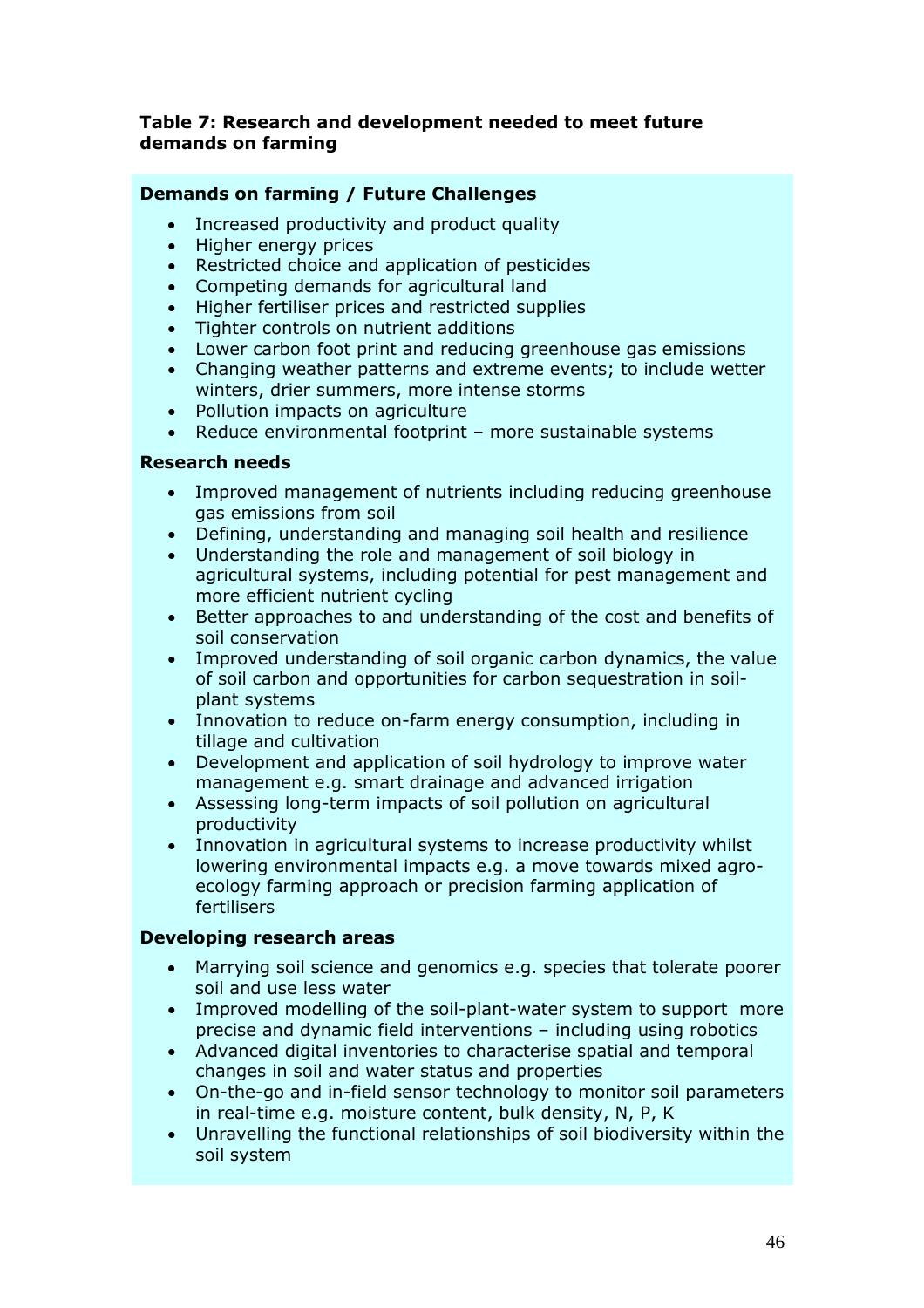**Table 7: Research and development needed to meet future demands on farming**

**Demands on farming / Future Challenges**

- Increased productivity and product quality
- Higher energy prices
- Restricted choice and application of pesticides
- Competing demands for agricultural land
- Higher fertiliser prices and restricted supplies
- Tighter controls on nutrient additions
- Lower carbon foot print and reducing greenhouse gas emissions
- Changing weather patterns and extreme events; to include wetter winters, drier summers, more intense storms
- Pollution impacts on agriculture
- Reduce environmental footprint – more sustainable systems

**Research needs**

- Improved management of nutrients including reducing greenhouse gas emissions from soil
- Defining, understanding and managing soil health and resilience
- Understanding the role and management of soil biology in agricultural systems, including potential for pest management and more efficient nutrient cycling
- Better approaches to and understanding of the cost and benefits of soil conservation
- Improved understanding of soil organic carbon dynamics, the value of soil carbon and opportunities for carbon sequestration in soil-plant systems
- Innovation to reduce on-farm energy consumption, including in tillage and cultivation
- Development and application of soil hydrology to improve water management e.g. smart drainage and advanced irrigation
- Assessing long-term impacts of soil pollution on agricultural productivity
- Innovation in agricultural systems to increase productivity whilst lowering environmental impacts e.g. a move towards mixed agro-ecology farming approach or precision farming application of fertilisers

**Developing research areas**

- Marrying soil science and genomics e.g. species that tolerate poorer soil and use less water
- Improved modelling of the soil-plant-water system to support more precise and dynamic field interventions – including using robotics
- Advanced digital inventories to characterise spatial and temporal changes in soil and water status and properties
- On-the-go and in-field sensor technology to monitor soil parameters in real-time e.g. moisture content, bulk density, N, P, K
- Unravelling the functional relationships of soil biodiversity within the soil system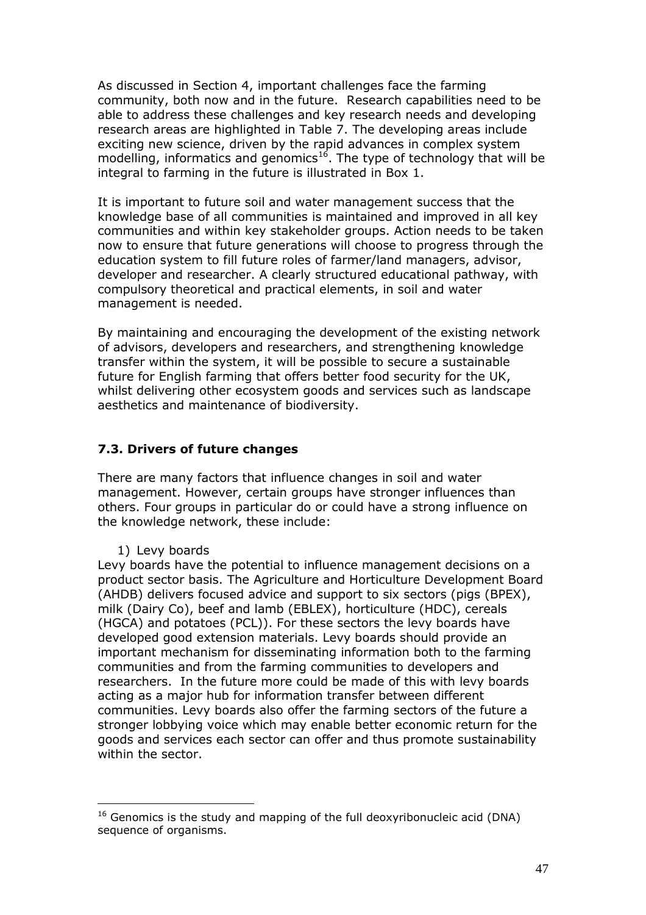As discussed in Section 4, important challenges face the farming community, both now and in the future. Research capabilities need to be able to address these challenges and key research needs and developing research areas are highlighted in Table 7. The developing areas include exciting new science, driven by the rapid advances in complex system modelling, informatics and genomics[16]. The type of technology that will be integral to farming in the future is illustrated in Box 1.

It is important to future soil and water management success that the knowledge base of all communities is maintained and improved in all key communities and within key stakeholder groups. Action needs to be taken now to ensure that future generations will choose to progress through the education system to fill future roles of farmer/land managers, advisor, developer and researcher. A clearly structured educational pathway, with compulsory theoretical and practical elements, in soil and water management is needed.

By maintaining and encouraging the development of the existing network of advisors, developers and researchers, and strengthening knowledge transfer within the system, it will be possible to secure a sustainable future for English farming that offers better food security for the UK, whilst delivering other ecosystem goods and services such as landscape aesthetics and maintenance of biodiversity.

## 7.3. Drivers of future changes

There are many factors that influence changes in soil and water management. However, certain groups have stronger influences than others. Four groups in particular do or could have a strong influence on the knowledge network, these include:

1) Levy boards

Levy boards have the potential to influence management decisions on a product sector basis. The Agriculture and Horticulture Development Board (AHDB) delivers focused advice and support to six sectors (pigs (BPEX), milk (Dairy Co), beef and lamb (EBLEX), horticulture (HDC), cereals (HGCA) and potatoes (PCL)). For these sectors the levy boards have developed good extension materials. Levy boards should provide an important mechanism for disseminating information both to the farming communities and from the farming communities to developers and researchers. In the future more could be made of this with levy boards acting as a major hub for information transfer between different communities. Levy boards also offer the farming sectors of the future a stronger lobbying voice which may enable better economic return for the goods and services each sector can offer and thus promote sustainability within the sector.

---

[16] Genomics is the study and mapping of the full deoxyribonucleic acid (DNA) sequence of organisms.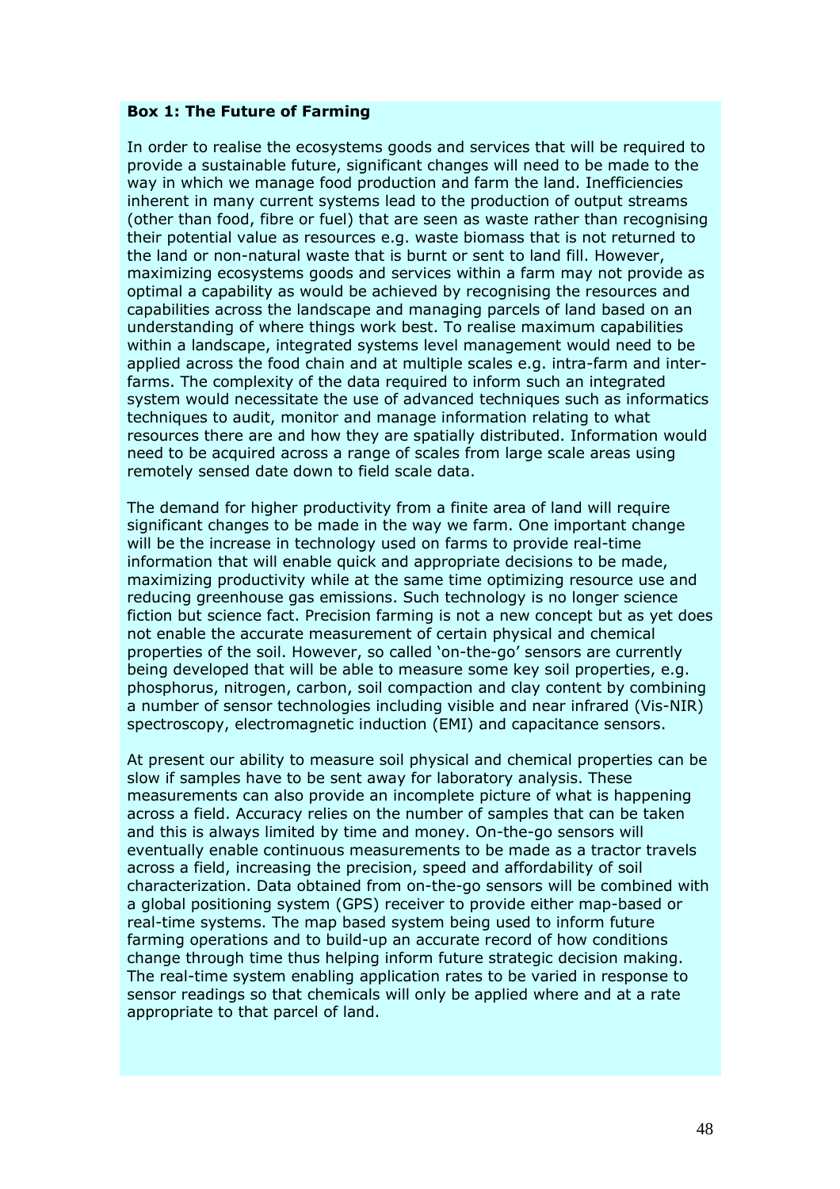**Box 1: The Future of Farming**

In order to realise the ecosystems goods and services that will be required to provide a sustainable future, significant changes will need to be made to the way in which we manage food production and farm the land. Inefficiencies inherent in many current systems lead to the production of output streams (other than food, fibre or fuel) that are seen as waste rather than recognising their potential value as resources e.g. waste biomass that is not returned to the land or non-natural waste that is burnt or sent to land fill. However, maximizing ecosystems goods and services within a farm may not provide as optimal a capability as would be achieved by recognising the resources and capabilities across the landscape and managing parcels of land based on an understanding of where things work best. To realise maximum capabilities within a landscape, integrated systems level management would need to be applied across the food chain and at multiple scales e.g. intra-farm and inter-farms. The complexity of the data required to inform such an integrated system would necessitate the use of advanced techniques such as informatics techniques to audit, monitor and manage information relating to what resources there are and how they are spatially distributed. Information would need to be acquired across a range of scales from large scale areas using remotely sensed date down to field scale data.

The demand for higher productivity from a finite area of land will require significant changes to be made in the way we farm. One important change will be the increase in technology used on farms to provide real-time information that will enable quick and appropriate decisions to be made, maximizing productivity while at the same time optimizing resource use and reducing greenhouse gas emissions. Such technology is no longer science fiction but science fact. Precision farming is not a new concept but as yet does not enable the accurate measurement of certain physical and chemical properties of the soil. However, so called 'on-the-go' sensors are currently being developed that will be able to measure some key soil properties, e.g. phosphorus, nitrogen, carbon, soil compaction and clay content by combining a number of sensor technologies including visible and near infrared (Vis-NIR) spectroscopy, electromagnetic induction (EMI) and capacitance sensors.

At present our ability to measure soil physical and chemical properties can be slow if samples have to be sent away for laboratory analysis. These measurements can also provide an incomplete picture of what is happening across a field. Accuracy relies on the number of samples that can be taken and this is always limited by time and money. On-the-go sensors will eventually enable continuous measurements to be made as a tractor travels across a field, increasing the precision, speed and affordability of soil characterization. Data obtained from on-the-go sensors will be combined with a global positioning system (GPS) receiver to provide either map-based or real-time systems. The map based system being used to inform future farming operations and to build-up an accurate record of how conditions change through time thus helping inform future strategic decision making. The real-time system enabling application rates to be varied in response to sensor readings so that chemicals will only be applied where and at a rate appropriate to that parcel of land.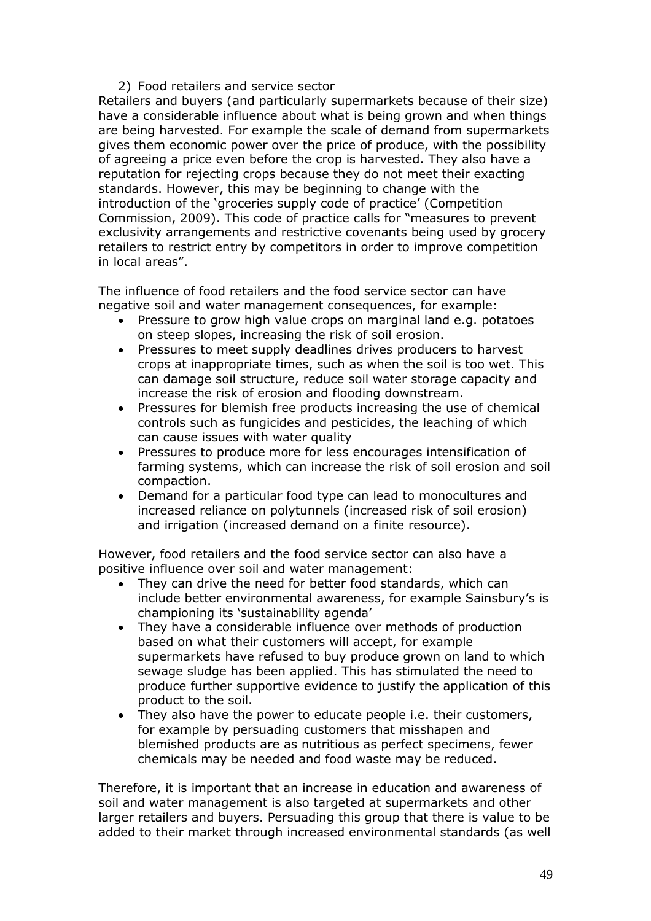2) Food retailers and service sector

Retailers and buyers (and particularly supermarkets because of their size) have a considerable influence about what is being grown and when things are being harvested. For example the scale of demand from supermarkets gives them economic power over the price of produce, with the possibility of agreeing a price even before the crop is harvested. They also have a reputation for rejecting crops because they do not meet their exacting standards. However, this may be beginning to change with the introduction of the 'groceries supply code of practice' (Competition Commission, 2009). This code of practice calls for "measures to prevent exclusivity arrangements and restrictive covenants being used by grocery retailers to restrict entry by competitors in order to improve competition in local areas".

The influence of food retailers and the food service sector can have negative soil and water management consequences, for example:

- Pressure to grow high value crops on marginal land e.g. potatoes on steep slopes, increasing the risk of soil erosion.
- Pressures to meet supply deadlines drives producers to harvest crops at inappropriate times, such as when the soil is too wet. This can damage soil structure, reduce soil water storage capacity and increase the risk of erosion and flooding downstream.
- Pressures for blemish free products increasing the use of chemical controls such as fungicides and pesticides, the leaching of which can cause issues with water quality
- Pressures to produce more for less encourages intensification of farming systems, which can increase the risk of soil erosion and soil compaction.
- Demand for a particular food type can lead to monocultures and increased reliance on polytunnels (increased risk of soil erosion) and irrigation (increased demand on a finite resource).

However, food retailers and the food service sector can also have a positive influence over soil and water management:

- They can drive the need for better food standards, which can include better environmental awareness, for example Sainsbury's is championing its 'sustainability agenda'
- They have a considerable influence over methods of production based on what their customers will accept, for example supermarkets have refused to buy produce grown on land to which sewage sludge has been applied. This has stimulated the need to produce further supportive evidence to justify the application of this product to the soil.
- They also have the power to educate people i.e. their customers, for example by persuading customers that misshapen and blemished products are as nutritious as perfect specimens, fewer chemicals may be needed and food waste may be reduced.

Therefore, it is important that an increase in education and awareness of soil and water management is also targeted at supermarkets and other larger retailers and buyers. Persuading this group that there is value to be added to their market through increased environmental standards (as well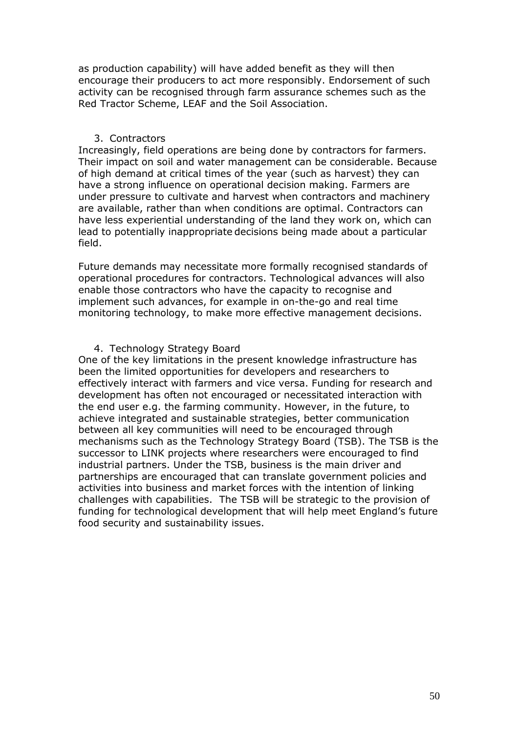as production capability) will have added benefit as they will then encourage their producers to act more responsibly. Endorsement of such activity can be recognised through farm assurance schemes such as the Red Tractor Scheme, LEAF and the Soil Association.

3. Contractors

Increasingly, field operations are being done by contractors for farmers. Their impact on soil and water management can be considerable. Because of high demand at critical times of the year (such as harvest) they can have a strong influence on operational decision making. Farmers are under pressure to cultivate and harvest when contractors and machinery are available, rather than when conditions are optimal. Contractors can have less experiential understanding of the land they work on, which can lead to potentially inappropriate decisions being made about a particular field.

Future demands may necessitate more formally recognised standards of operational procedures for contractors. Technological advances will also enable those contractors who have the capacity to recognise and implement such advances, for example in on-the-go and real time monitoring technology, to make more effective management decisions.

4. Technology Strategy Board

One of the key limitations in the present knowledge infrastructure has been the limited opportunities for developers and researchers to effectively interact with farmers and vice versa. Funding for research and development has often not encouraged or necessitated interaction with the end user e.g. the farming community. However, in the future, to achieve integrated and sustainable strategies, better communication between all key communities will need to be encouraged through mechanisms such as the Technology Strategy Board (TSB). The TSB is the successor to LINK projects where researchers were encouraged to find industrial partners. Under the TSB, business is the main driver and partnerships are encouraged that can translate government policies and activities into business and market forces with the intention of linking challenges with capabilities. The TSB will be strategic to the provision of funding for technological development that will help meet England's future food security and sustainability issues.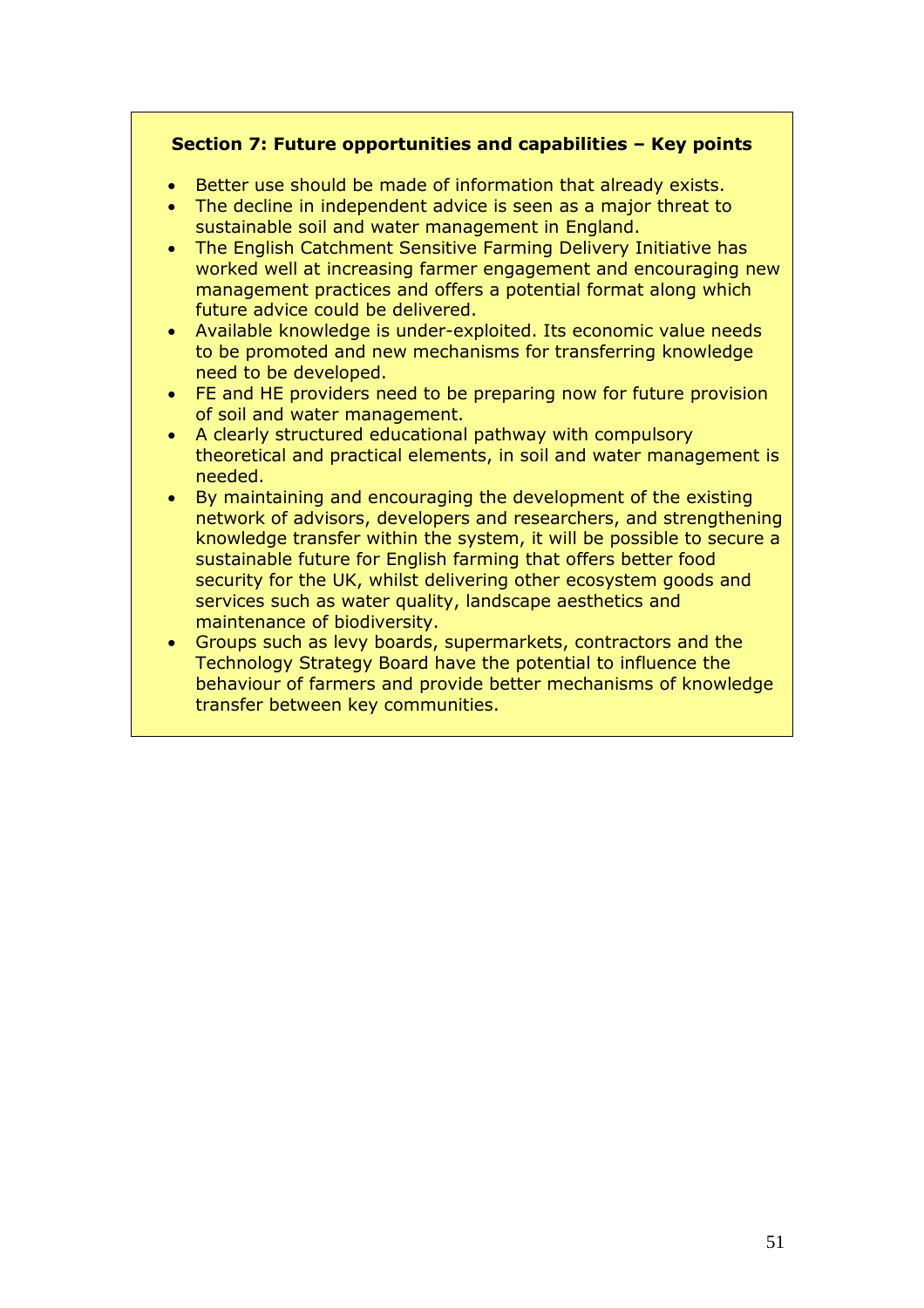**Section 7: Future opportunities and capabilities – Key points**

- Better use should be made of information that already exists.
- The decline in independent advice is seen as a major threat to sustainable soil and water management in England.
- The English Catchment Sensitive Farming Delivery Initiative has worked well at increasing farmer engagement and encouraging new management practices and offers a potential format along which future advice could be delivered.
- Available knowledge is under-exploited. Its economic value needs to be promoted and new mechanisms for transferring knowledge need to be developed.
- FE and HE providers need to be preparing now for future provision of soil and water management.
- A clearly structured educational pathway with compulsory theoretical and practical elements, in soil and water management is needed.
- By maintaining and encouraging the development of the existing network of advisors, developers and researchers, and strengthening knowledge transfer within the system, it will be possible to secure a sustainable future for English farming that offers better food security for the UK, whilst delivering other ecosystem goods and services such as water quality, landscape aesthetics and maintenance of biodiversity.
- Groups such as levy boards, supermarkets, contractors and the Technology Strategy Board have the potential to influence the behaviour of farmers and provide better mechanisms of knowledge transfer between key communities.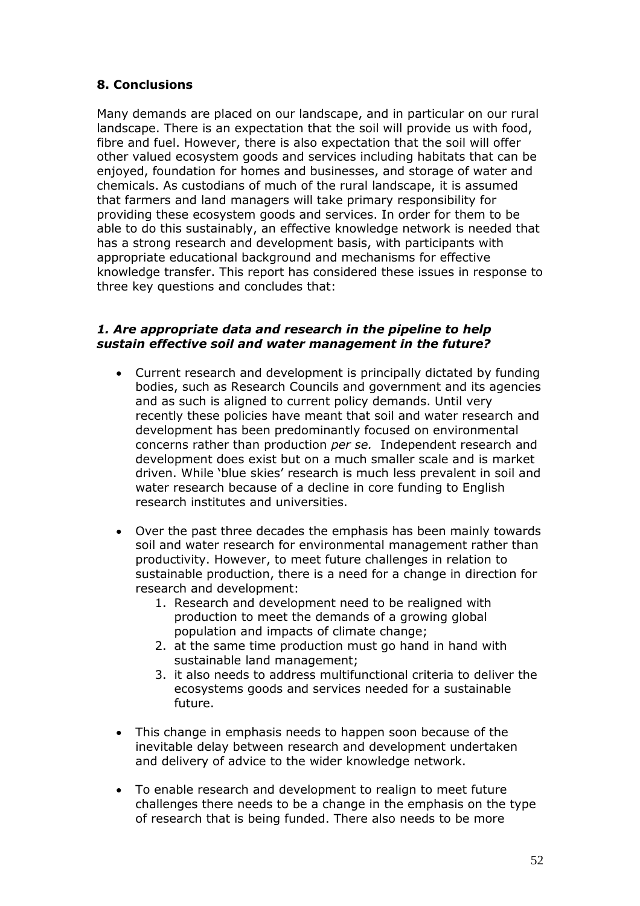## 8. Conclusions

Many demands are placed on our landscape, and in particular on our rural landscape. There is an expectation that the soil will provide us with food, fibre and fuel. However, there is also expectation that the soil will offer other valued ecosystem goods and services including habitats that can be enjoyed, foundation for homes and businesses, and storage of water and chemicals. As custodians of much of the rural landscape, it is assumed that farmers and land managers will take primary responsibility for providing these ecosystem goods and services. In order for them to be able to do this sustainably, an effective knowledge network is needed that has a strong research and development basis, with participants with appropriate educational background and mechanisms for effective knowledge transfer. This report has considered these issues in response to three key questions and concludes that:

### *1. Are appropriate data and research in the pipeline to help sustain effective soil and water management in the future?*

- Current research and development is principally dictated by funding bodies, such as Research Councils and government and its agencies and as such is aligned to current policy demands. Until very recently these policies have meant that soil and water research and development has been predominantly focused on environmental concerns rather than production *per se.* Independent research and development does exist but on a much smaller scale and is market driven. While 'blue skies' research is much less prevalent in soil and water research because of a decline in core funding to English research institutes and universities.

- Over the past three decades the emphasis has been mainly towards soil and water research for environmental management rather than productivity. However, to meet future challenges in relation to sustainable production, there is a need for a change in direction for research and development:
    1. Research and development need to be realigned with production to meet the demands of a growing global population and impacts of climate change;
    2. at the same time production must go hand in hand with sustainable land management;
    3. it also needs to address multifunctional criteria to deliver the ecosystems goods and services needed for a sustainable future.

- This change in emphasis needs to happen soon because of the inevitable delay between research and development undertaken and delivery of advice to the wider knowledge network.

- To enable research and development to realign to meet future challenges there needs to be a change in the emphasis on the type of research that is being funded. There also needs to be more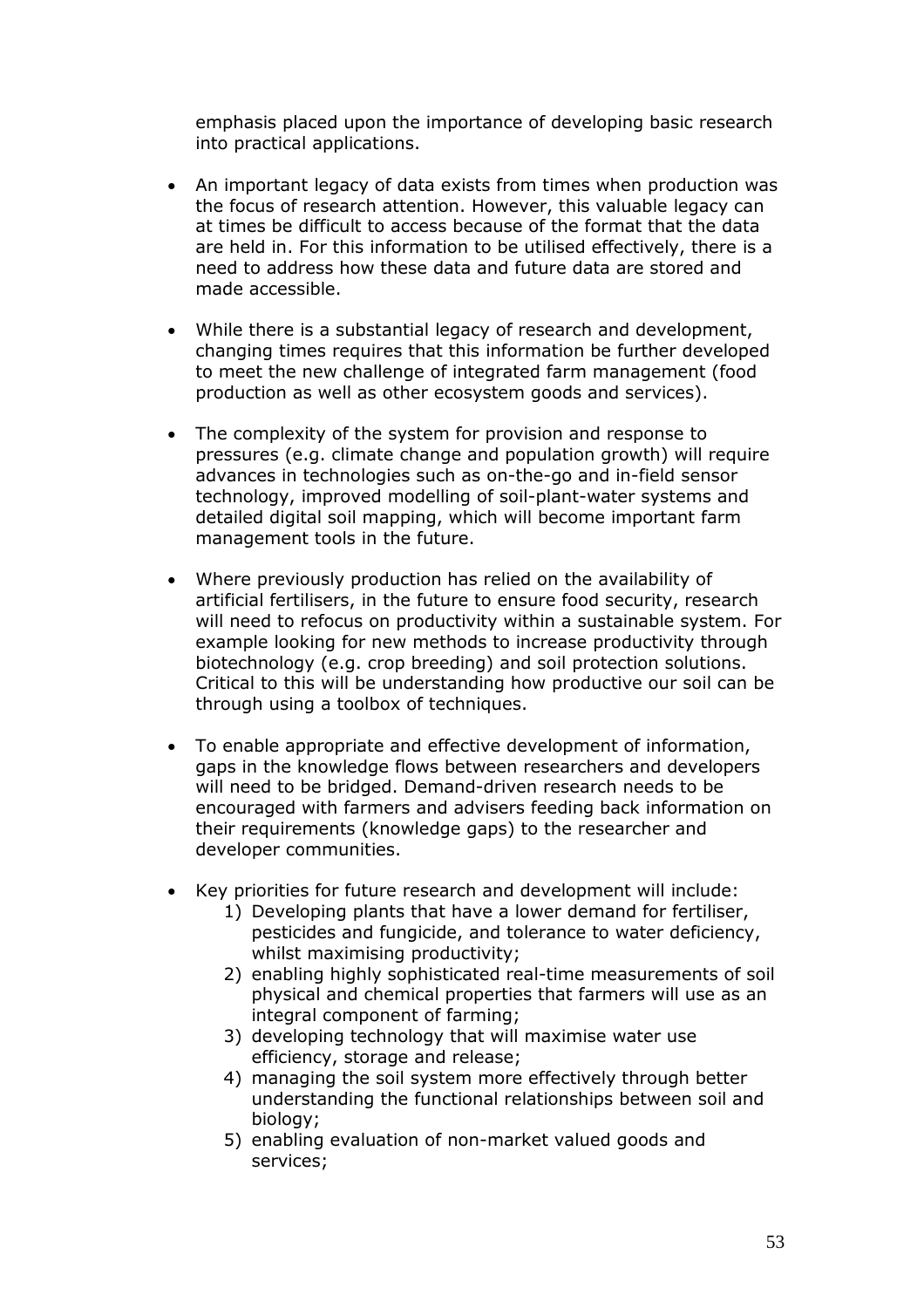emphasis placed upon the importance of developing basic research into practical applications.

- An important legacy of data exists from times when production was the focus of research attention. However, this valuable legacy can at times be difficult to access because of the format that the data are held in. For this information to be utilised effectively, there is a need to address how these data and future data are stored and made accessible.

- While there is a substantial legacy of research and development, changing times requires that this information be further developed to meet the new challenge of integrated farm management (food production as well as other ecosystem goods and services).

- The complexity of the system for provision and response to pressures (e.g. climate change and population growth) will require advances in technologies such as on-the-go and in-field sensor technology, improved modelling of soil-plant-water systems and detailed digital soil mapping, which will become important farm management tools in the future.

- Where previously production has relied on the availability of artificial fertilisers, in the future to ensure food security, research will need to refocus on productivity within a sustainable system. For example looking for new methods to increase productivity through biotechnology (e.g. crop breeding) and soil protection solutions. Critical to this will be understanding how productive our soil can be through using a toolbox of techniques.

- To enable appropriate and effective development of information, gaps in the knowledge flows between researchers and developers will need to be bridged. Demand-driven research needs to be encouraged with farmers and advisers feeding back information on their requirements (knowledge gaps) to the researcher and developer communities.

- Key priorities for future research and development will include:
    1) Developing plants that have a lower demand for fertiliser, pesticides and fungicide, and tolerance to water deficiency, whilst maximising productivity;
    2) enabling highly sophisticated real-time measurements of soil physical and chemical properties that farmers will use as an integral component of farming;
    3) developing technology that will maximise water use efficiency, storage and release;
    4) managing the soil system more effectively through better understanding the functional relationships between soil and biology;
    5) enabling evaluation of non-market valued goods and services;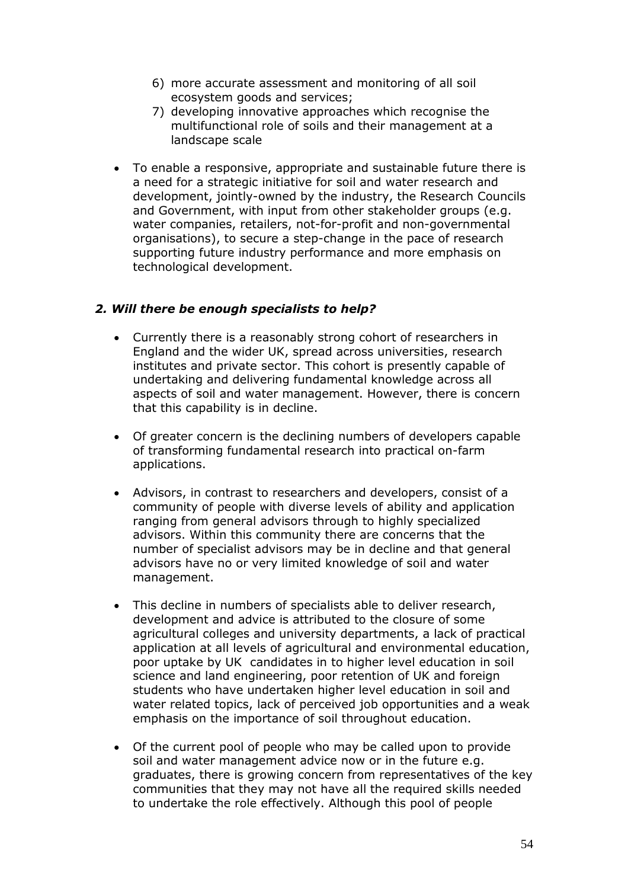6) more accurate assessment and monitoring of all soil ecosystem goods and services;
7) developing innovative approaches which recognise the multifunctional role of soils and their management at a landscape scale

- To enable a responsive, appropriate and sustainable future there is a need for a strategic initiative for soil and water research and development, jointly-owned by the industry, the Research Councils and Government, with input from other stakeholder groups (e.g. water companies, retailers, not-for-profit and non-governmental organisations), to secure a step-change in the pace of research supporting future industry performance and more emphasis on technological development.

### *2. Will there be enough specialists to help?*

- Currently there is a reasonably strong cohort of researchers in England and the wider UK, spread across universities, research institutes and private sector. This cohort is presently capable of undertaking and delivering fundamental knowledge across all aspects of soil and water management. However, there is concern that this capability is in decline.

- Of greater concern is the declining numbers of developers capable of transforming fundamental research into practical on-farm applications.

- Advisors, in contrast to researchers and developers, consist of a community of people with diverse levels of ability and application ranging from general advisors through to highly specialized advisors. Within this community there are concerns that the number of specialist advisors may be in decline and that general advisors have no or very limited knowledge of soil and water management.

- This decline in numbers of specialists able to deliver research, development and advice is attributed to the closure of some agricultural colleges and university departments, a lack of practical application at all levels of agricultural and environmental education, poor uptake by UK candidates in to higher level education in soil science and land engineering, poor retention of UK and foreign students who have undertaken higher level education in soil and water related topics, lack of perceived job opportunities and a weak emphasis on the importance of soil throughout education.

- Of the current pool of people who may be called upon to provide soil and water management advice now or in the future e.g. graduates, there is growing concern from representatives of the key communities that they may not have all the required skills needed to undertake the role effectively. Although this pool of people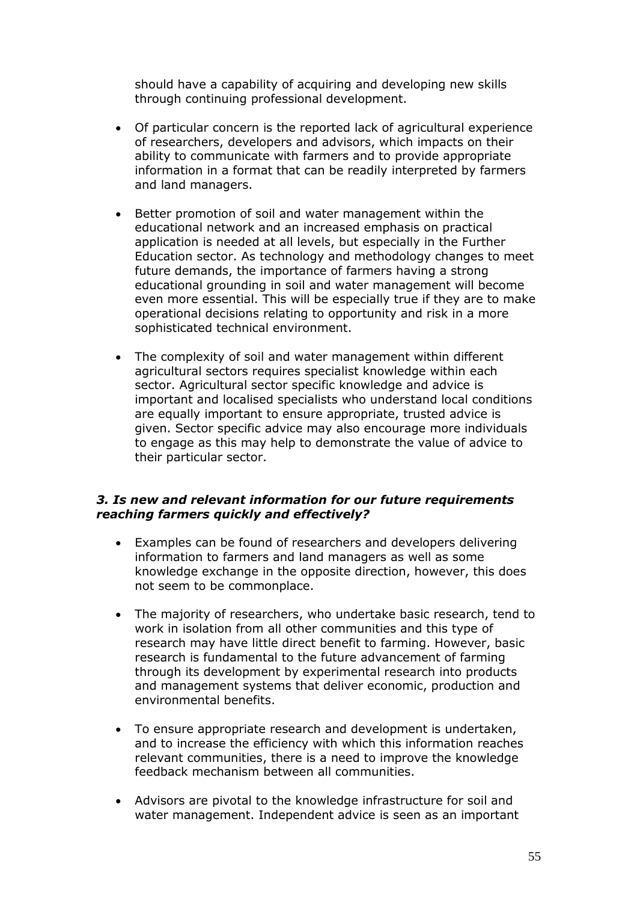should have a capability of acquiring and developing new skills through continuing professional development.

- Of particular concern is the reported lack of agricultural experience of researchers, developers and advisors, which impacts on their ability to communicate with farmers and to provide appropriate information in a format that can be readily interpreted by farmers and land managers.

- Better promotion of soil and water management within the educational network and an increased emphasis on practical application is needed at all levels, but especially in the Further Education sector. As technology and methodology changes to meet future demands, the importance of farmers having a strong educational grounding in soil and water management will become even more essential. This will be especially true if they are to make operational decisions relating to opportunity and risk in a more sophisticated technical environment.

- The complexity of soil and water management within different agricultural sectors requires specialist knowledge within each sector. Agricultural sector specific knowledge and advice is important and localised specialists who understand local conditions are equally important to ensure appropriate, trusted advice is given. Sector specific advice may also encourage more individuals to engage as this may help to demonstrate the value of advice to their particular sector.

***3. Is new and relevant information for our future requirements reaching farmers quickly and effectively?***

- Examples can be found of researchers and developers delivering information to farmers and land managers as well as some knowledge exchange in the opposite direction, however, this does not seem to be commonplace.

- The majority of researchers, who undertake basic research, tend to work in isolation from all other communities and this type of research may have little direct benefit to farming. However, basic research is fundamental to the future advancement of farming through its development by experimental research into products and management systems that deliver economic, production and environmental benefits.

- To ensure appropriate research and development is undertaken, and to increase the efficiency with which this information reaches relevant communities, there is a need to improve the knowledge feedback mechanism between all communities.

- Advisors are pivotal to the knowledge infrastructure for soil and water management. Independent advice is seen as an important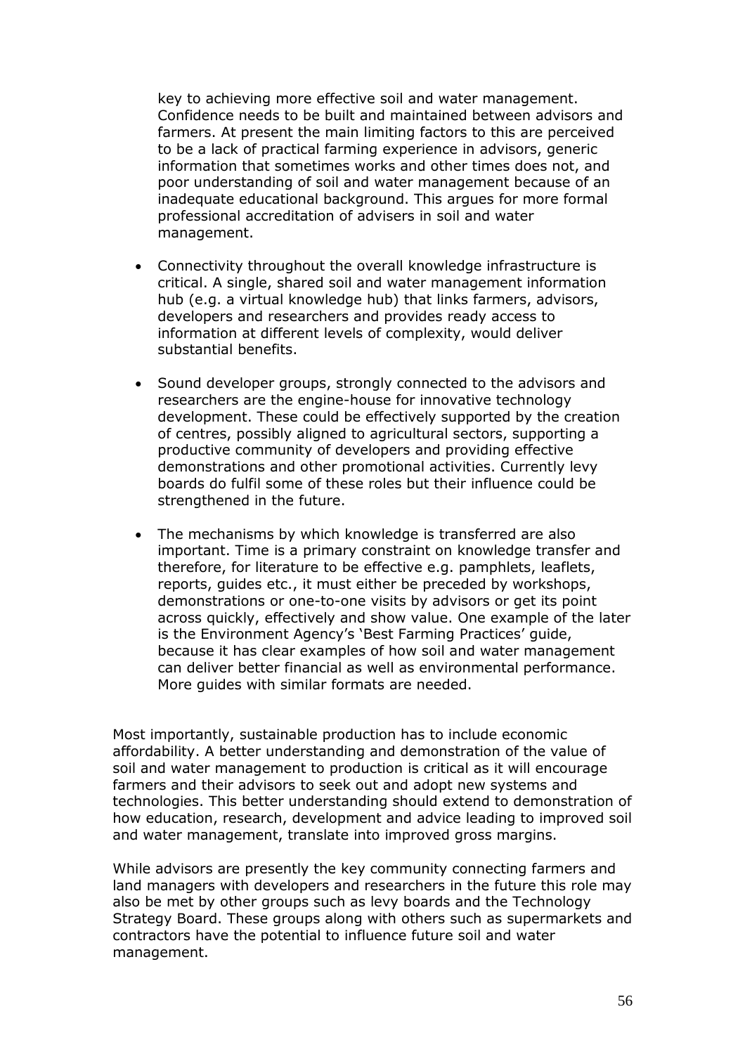key to achieving more effective soil and water management. Confidence needs to be built and maintained between advisors and farmers. At present the main limiting factors to this are perceived to be a lack of practical farming experience in advisors, generic information that sometimes works and other times does not, and poor understanding of soil and water management because of an inadequate educational background. This argues for more formal professional accreditation of advisers in soil and water management.

- Connectivity throughout the overall knowledge infrastructure is critical. A single, shared soil and water management information hub (e.g. a virtual knowledge hub) that links farmers, advisors, developers and researchers and provides ready access to information at different levels of complexity, would deliver substantial benefits.

- Sound developer groups, strongly connected to the advisors and researchers are the engine-house for innovative technology development. These could be effectively supported by the creation of centres, possibly aligned to agricultural sectors, supporting a productive community of developers and providing effective demonstrations and other promotional activities. Currently levy boards do fulfil some of these roles but their influence could be strengthened in the future.

- The mechanisms by which knowledge is transferred are also important. Time is a primary constraint on knowledge transfer and therefore, for literature to be effective e.g. pamphlets, leaflets, reports, guides etc., it must either be preceded by workshops, demonstrations or one-to-one visits by advisors or get its point across quickly, effectively and show value. One example of the later is the Environment Agency's 'Best Farming Practices' guide, because it has clear examples of how soil and water management can deliver better financial as well as environmental performance. More guides with similar formats are needed.

Most importantly, sustainable production has to include economic affordability. A better understanding and demonstration of the value of soil and water management to production is critical as it will encourage farmers and their advisors to seek out and adopt new systems and technologies. This better understanding should extend to demonstration of how education, research, development and advice leading to improved soil and water management, translate into improved gross margins.

While advisors are presently the key community connecting farmers and land managers with developers and researchers in the future this role may also be met by other groups such as levy boards and the Technology Strategy Board. These groups along with others such as supermarkets and contractors have the potential to influence future soil and water management.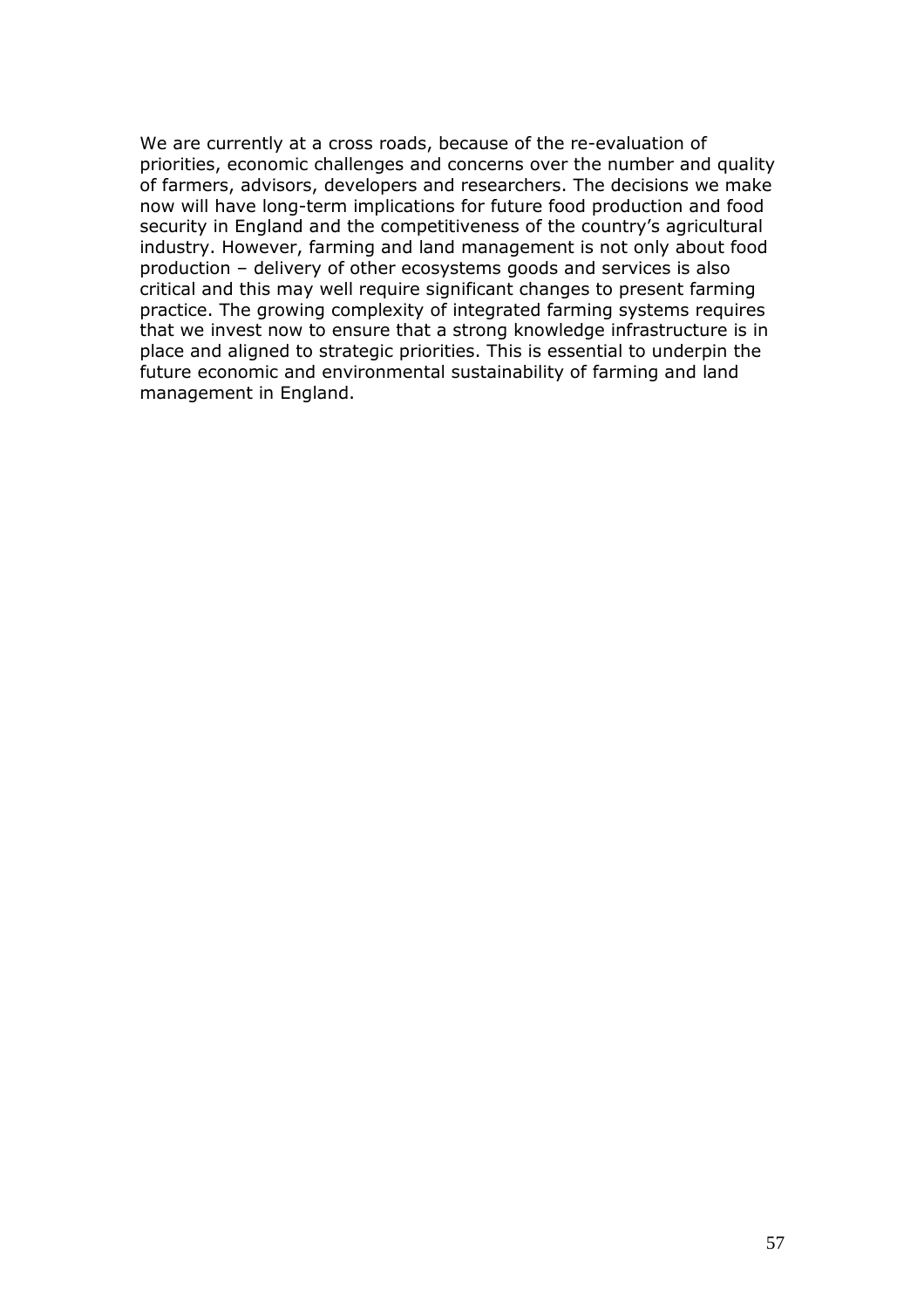We are currently at a cross roads, because of the re-evaluation of priorities, economic challenges and concerns over the number and quality of farmers, advisors, developers and researchers. The decisions we make now will have long-term implications for future food production and food security in England and the competitiveness of the country's agricultural industry. However, farming and land management is not only about food production – delivery of other ecosystems goods and services is also critical and this may well require significant changes to present farming practice. The growing complexity of integrated farming systems requires that we invest now to ensure that a strong knowledge infrastructure is in place and aligned to strategic priorities. This is essential to underpin the future economic and environmental sustainability of farming and land management in England.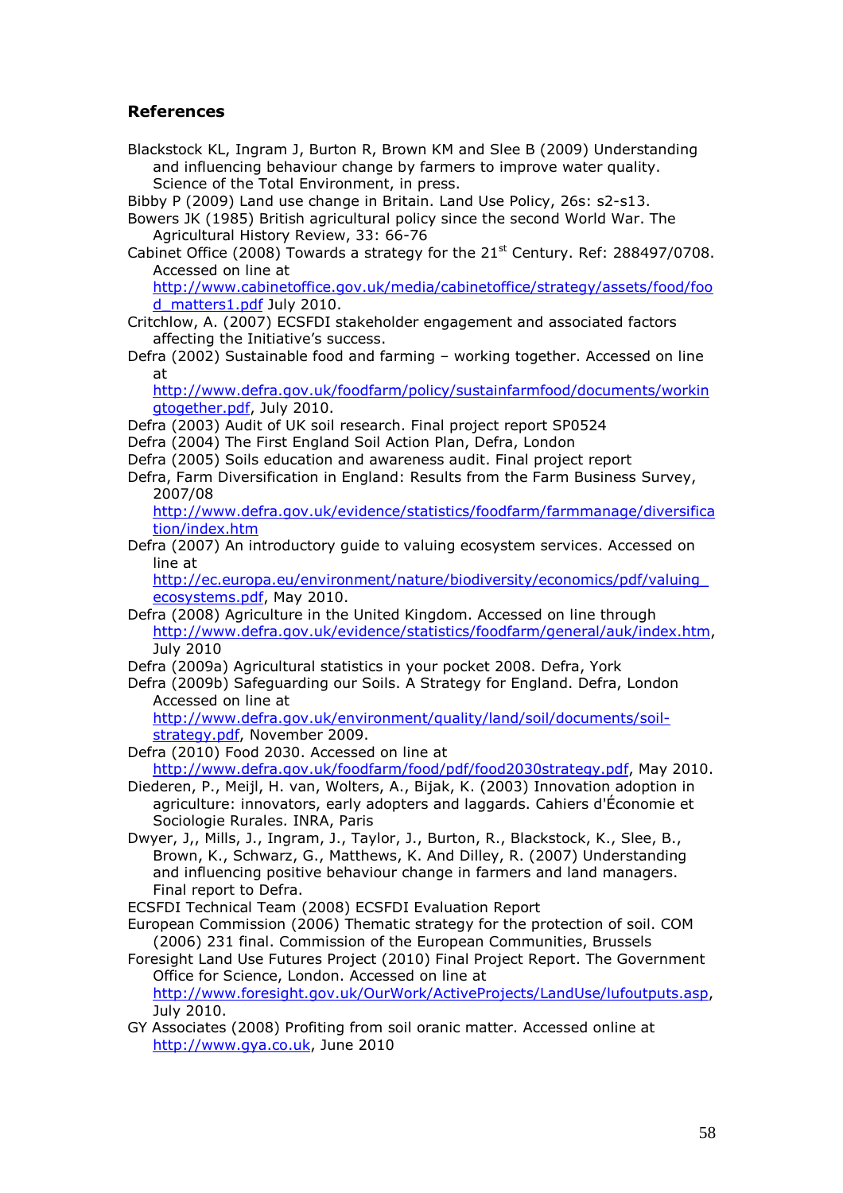## References

Blackstock KL, Ingram J, Burton R, Brown KM and Slee B (2009) Understanding and influencing behaviour change by farmers to improve water quality. Science of the Total Environment, in press.

Bibby P (2009) Land use change in Britain. Land Use Policy, 26s: s2-s13.

Bowers JK (1985) British agricultural policy since the second World War. The Agricultural History Review, 33: 66-76

Cabinet Office (2008) Towards a strategy for the 21st Century. Ref: 288497/0708. Accessed on line at http://www.cabinetoffice.gov.uk/media/cabinetoffice/strategy/assets/food/food_matters1.pdf July 2010.

Critchlow, A. (2007) ECSFDI stakeholder engagement and associated factors affecting the Initiative's success.

Defra (2002) Sustainable food and farming – working together. Accessed on line at http://www.defra.gov.uk/foodfarm/policy/sustainfarmfood/documents/workingtogether.pdf, July 2010.

Defra (2003) Audit of UK soil research. Final project report SP0524

Defra (2004) The First England Soil Action Plan, Defra, London

Defra (2005) Soils education and awareness audit. Final project report

Defra, Farm Diversification in England: Results from the Farm Business Survey, 2007/08 http://www.defra.gov.uk/evidence/statistics/foodfarm/farmmanage/diversification/index.htm

Defra (2007) An introductory guide to valuing ecosystem services. Accessed on line at http://ec.europa.eu/environment/nature/biodiversity/economics/pdf/valuing_ecosystems.pdf, May 2010.

Defra (2008) Agriculture in the United Kingdom. Accessed on line through http://www.defra.gov.uk/evidence/statistics/foodfarm/general/auk/index.htm, July 2010

Defra (2009a) Agricultural statistics in your pocket 2008. Defra, York

Defra (2009b) Safeguarding our Soils. A Strategy for England. Defra, London Accessed on line at http://www.defra.gov.uk/environment/quality/land/soil/documents/soil-strategy.pdf, November 2009.

Defra (2010) Food 2030. Accessed on line at http://www.defra.gov.uk/foodfarm/food/pdf/food2030strategy.pdf, May 2010.

Diederen, P., Meijl, H. van, Wolters, A., Bijak, K. (2003) Innovation adoption in agriculture: innovators, early adopters and laggards. Cahiers d'Économie et Sociologie Rurales. INRA, Paris

Dwyer, J,, Mills, J., Ingram, J., Taylor, J., Burton, R., Blackstock, K., Slee, B., Brown, K., Schwarz, G., Matthews, K. And Dilley, R. (2007) Understanding and influencing positive behaviour change in farmers and land managers. Final report to Defra.

ECSFDI Technical Team (2008) ECSFDI Evaluation Report

European Commission (2006) Thematic strategy for the protection of soil. COM (2006) 231 final. Commission of the European Communities, Brussels

Foresight Land Use Futures Project (2010) Final Project Report. The Government Office for Science, London. Accessed on line at http://www.foresight.gov.uk/OurWork/ActiveProjects/LandUse/lufoutputs.asp, July 2010.

GY Associates (2008) Profiting from soil oranic matter. Accessed online at http://www.gya.co.uk, June 2010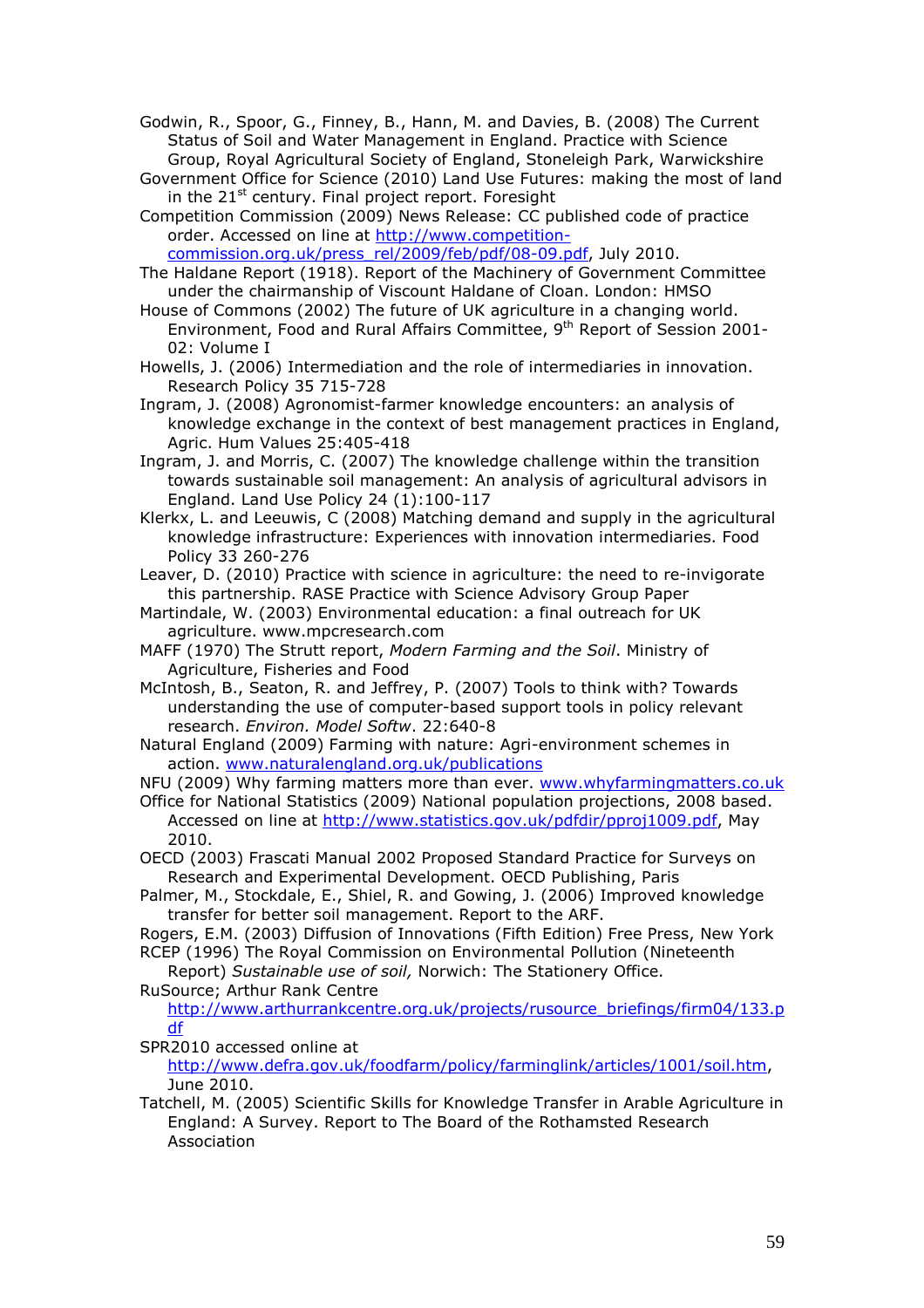Godwin, R., Spoor, G., Finney, B., Hann, M. and Davies, B. (2008) The Current Status of Soil and Water Management in England. Practice with Science Group, Royal Agricultural Society of England, Stoneleigh Park, Warwickshire

Government Office for Science (2010) Land Use Futures: making the most of land in the 21st century. Final project report. Foresight

Competition Commission (2009) News Release: CC published code of practice order. Accessed on line at http://www.competition-commission.org.uk/press_rel/2009/feb/pdf/08-09.pdf, July 2010.

The Haldane Report (1918). Report of the Machinery of Government Committee under the chairmanship of Viscount Haldane of Cloan. London: HMSO

House of Commons (2002) The future of UK agriculture in a changing world. Environment, Food and Rural Affairs Committee, 9th Report of Session 2001-02: Volume I

Howells, J. (2006) Intermediation and the role of intermediaries in innovation. Research Policy 35 715-728

Ingram, J. (2008) Agronomist-farmer knowledge encounters: an analysis of knowledge exchange in the context of best management practices in England, Agric. Hum Values 25:405-418

Ingram, J. and Morris, C. (2007) The knowledge challenge within the transition towards sustainable soil management: An analysis of agricultural advisors in England. Land Use Policy 24 (1):100-117

Klerkx, L. and Leeuwis, C (2008) Matching demand and supply in the agricultural knowledge infrastructure: Experiences with innovation intermediaries. Food Policy 33 260-276

Leaver, D. (2010) Practice with science in agriculture: the need to re-invigorate this partnership. RASE Practice with Science Advisory Group Paper

Martindale, W. (2003) Environmental education: a final outreach for UK agriculture. www.mpcresearch.com

MAFF (1970) The Strutt report, *Modern Farming and the Soil*. Ministry of Agriculture, Fisheries and Food

McIntosh, B., Seaton, R. and Jeffrey, P. (2007) Tools to think with? Towards understanding the use of computer-based support tools in policy relevant research. *Environ. Model Softw*. 22:640-8

Natural England (2009) Farming with nature: Agri-environment schemes in action. www.naturalengland.org.uk/publications

NFU (2009) Why farming matters more than ever. www.whyfarmingmatters.co.uk

Office for National Statistics (2009) National population projections, 2008 based. Accessed on line at http://www.statistics.gov.uk/pdfdir/pproj1009.pdf, May 2010.

OECD (2003) Frascati Manual 2002 Proposed Standard Practice for Surveys on Research and Experimental Development. OECD Publishing, Paris

Palmer, M., Stockdale, E., Shiel, R. and Gowing, J. (2006) Improved knowledge transfer for better soil management. Report to the ARF.

Rogers, E.M. (2003) Diffusion of Innovations (Fifth Edition) Free Press, New York

RCEP (1996) The Royal Commission on Environmental Pollution (Nineteenth Report) *Sustainable use of soil,* Norwich: The Stationery Office.

RuSource; Arthur Rank Centre http://www.arthurrankcentre.org.uk/projects/rusource_briefings/firm04/133.pdf

SPR2010 accessed online at http://www.defra.gov.uk/foodfarm/policy/farminglink/articles/1001/soil.htm, June 2010.

Tatchell, M. (2005) Scientific Skills for Knowledge Transfer in Arable Agriculture in England: A Survey. Report to The Board of the Rothamsted Research Association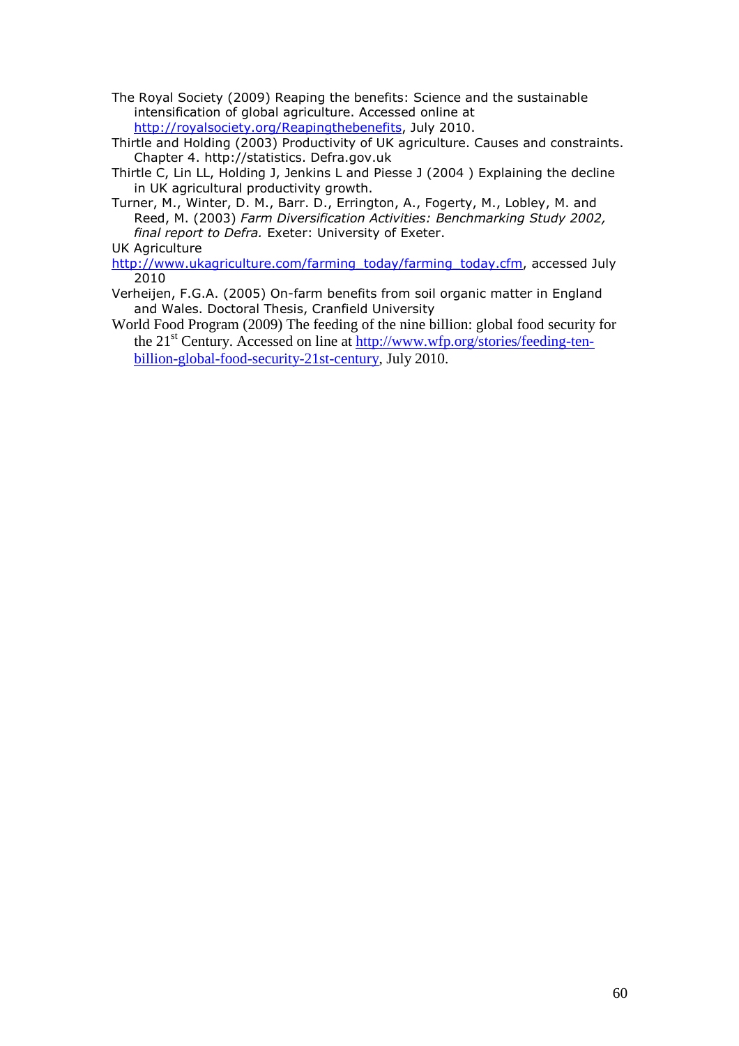The Royal Society (2009) Reaping the benefits: Science and the sustainable intensification of global agriculture. Accessed online at [http://royalsociety.org/Reapingthebenefits](http://royalsociety.org/Reapingthebenefits), July 2010.

Thirtle and Holding (2003) Productivity of UK agriculture. Causes and constraints. Chapter 4. http://statistics. Defra.gov.uk

Thirtle C, Lin LL, Holding J, Jenkins L and Piesse J (2004 ) Explaining the decline in UK agricultural productivity growth.

Turner, M., Winter, D. M., Barr. D., Errington, A., Fogerty, M., Lobley, M. and Reed, M. (2003) *Farm Diversification Activities: Benchmarking Study 2002, final report to Defra.* Exeter: University of Exeter.

UK Agriculture
[http://www.ukagriculture.com/farming_today/farming_today.cfm](http://www.ukagriculture.com/farming_today/farming_today.cfm), accessed July 2010

Verheijen, F.G.A. (2005) On-farm benefits from soil organic matter in England and Wales. Doctoral Thesis, Cranfield University

World Food Program (2009) The feeding of the nine billion: global food security for the 21st Century. Accessed on line at [http://www.wfp.org/stories/feeding-ten-billion-global-food-security-21st-century](http://www.wfp.org/stories/feeding-ten-billion-global-food-security-21st-century), July 2010.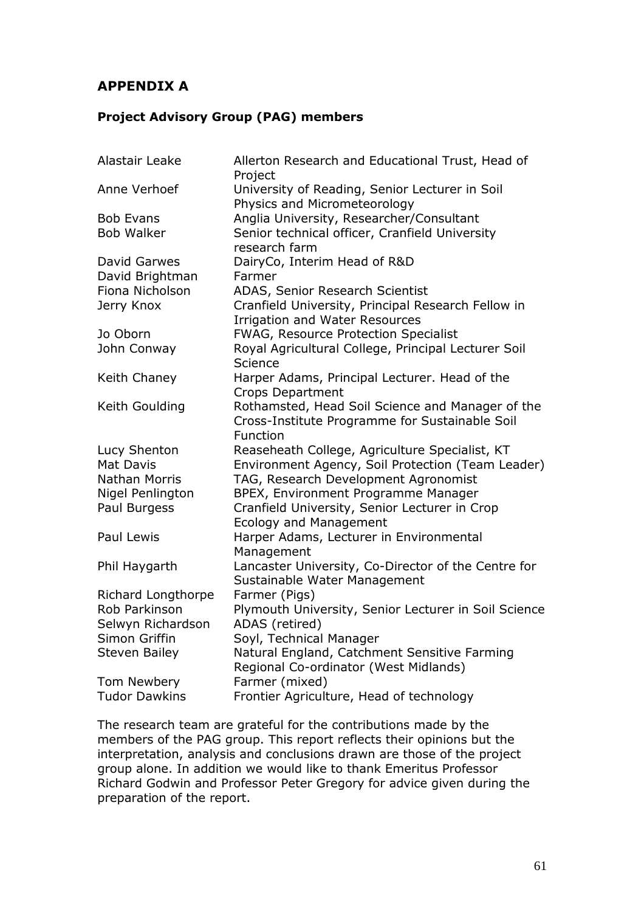## APPENDIX A

### Project Advisory Group (PAG) members

| | |
|---|---|
| Alastair Leake | Allerton Research and Educational Trust, Head of Project |
| Anne Verhoef | University of Reading, Senior Lecturer in Soil Physics and Micrometeorology |
| Bob Evans | Anglia University, Researcher/Consultant |
| Bob Walker | Senior technical officer, Cranfield University research farm |
| David Garwes | DairyCo, Interim Head of R&D |
| David Brightman | Farmer |
| Fiona Nicholson | ADAS, Senior Research Scientist |
| Jerry Knox | Cranfield University, Principal Research Fellow in Irrigation and Water Resources |
| Jo Oborn | FWAG, Resource Protection Specialist |
| John Conway | Royal Agricultural College, Principal Lecturer Soil Science |
| Keith Chaney | Harper Adams, Principal Lecturer. Head of the Crops Department |
| Keith Goulding | Rothamsted, Head Soil Science and Manager of the Cross-Institute Programme for Sustainable Soil Function |
| Lucy Shenton | Reaseheath College, Agriculture Specialist, KT |
| Mat Davis | Environment Agency, Soil Protection (Team Leader) |
| Nathan Morris | TAG, Research Development Agronomist |
| Nigel Penlington | BPEX, Environment Programme Manager |
| Paul Burgess | Cranfield University, Senior Lecturer in Crop Ecology and Management |
| Paul Lewis | Harper Adams, Lecturer in Environmental Management |
| Phil Haygarth | Lancaster University, Co-Director of the Centre for Sustainable Water Management |
| Richard Longthorpe | Farmer (Pigs) |
| Rob Parkinson | Plymouth University, Senior Lecturer in Soil Science |
| Selwyn Richardson | ADAS (retired) |
| Simon Griffin | Soyl, Technical Manager |
| Steven Bailey | Natural England, Catchment Sensitive Farming Regional Co-ordinator (West Midlands) |
| Tom Newbery | Farmer (mixed) |
| Tudor Dawkins | Frontier Agriculture, Head of technology |

The research team are grateful for the contributions made by the members of the PAG group. This report reflects their opinions but the interpretation, analysis and conclusions drawn are those of the project group alone. In addition we would like to thank Emeritus Professor Richard Godwin and Professor Peter Gregory for advice given during the preparation of the report.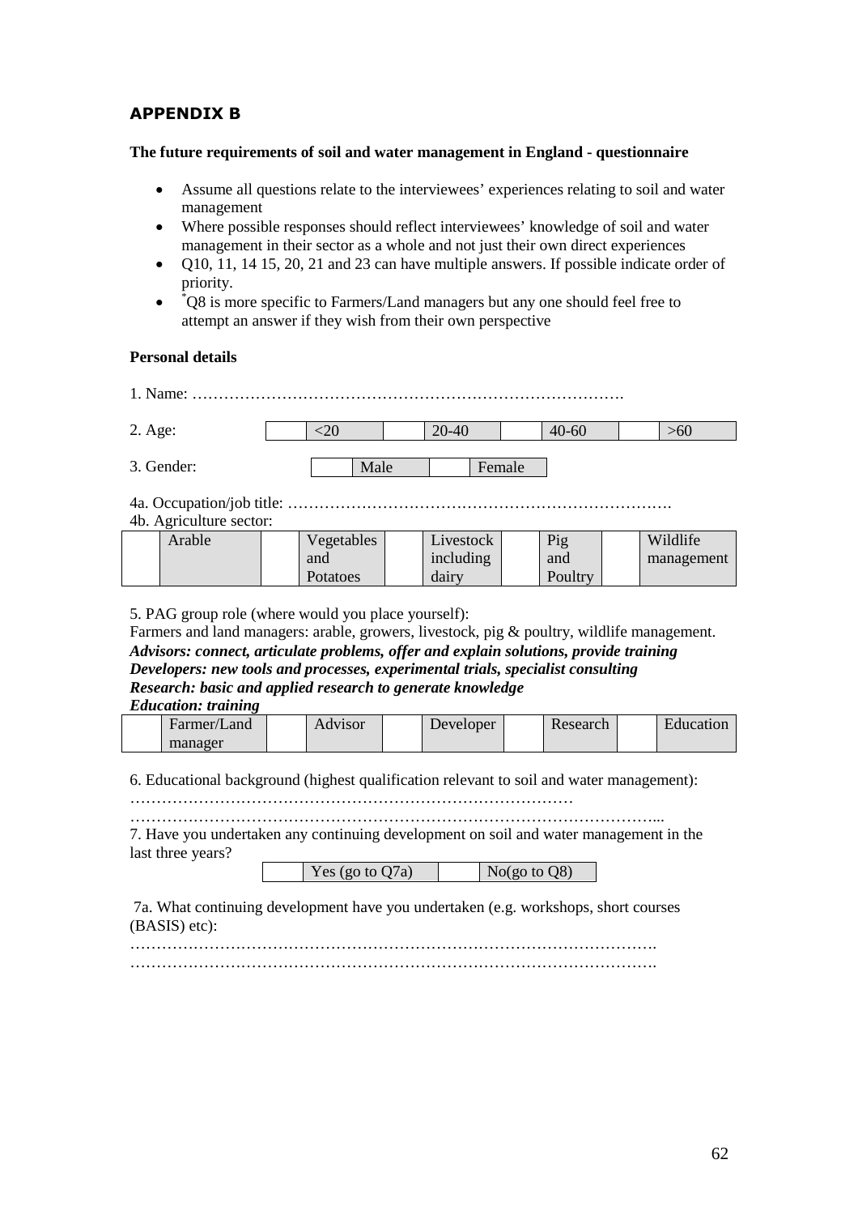# APPENDIX B

**The future requirements of soil and water management in England - questionnaire**

- Assume all questions relate to the interviewees' experiences relating to soil and water management
- Where possible responses should reflect interviewees' knowledge of soil and water management in their sector as a whole and not just their own direct experiences
- Q10, 11, 14 15, 20, 21 and 23 can have multiple answers. If possible indicate order of priority.
- *Q8 is more specific to Farmers/Land managers but any one should feel free to attempt an answer if they wish from their own perspective

**Personal details**

1. Name: ………………………………………………………………………….

2. Age:

| | <20 | | 20-40 | | 40-60 | | >60 |
|---|---|---|---|---|---|---|---|

3. Gender:

| | Male | | Female |
|---|---|---|---|

4a. Occupation/job title: ………………………………………………………………….

4b. Agriculture sector:

| | Arable | | Vegetables and Potatoes | | Livestock including dairy | | Pig and Poultry | | Wildlife management |
|---|---|---|---|---|---|---|---|---|---|

5. PAG group role (where would you place yourself):

Farmers and land managers: arable, growers, livestock, pig & poultry, wildlife management.
***Advisors: connect, articulate problems, offer and explain solutions, provide training***
***Developers: new tools and processes, experimental trials, specialist consulting***
***Research: basic and applied research to generate knowledge***
***Education: training***

| | Farmer/Land manager | | Advisor | | Developer | | Research | | Education |
|---|---|---|---|---|---|---|---|---|---|

6. Educational background (highest qualification relevant to soil and water management):
…………………………………………………………………………
………………………………………………………………………………………...

7. Have you undertaken any continuing development on soil and water management in the last three years?

| | Yes (go to Q7a) | | No(go to Q8) |
|---|---|---|---|

7a. What continuing development have you undertaken (e.g. workshops, short courses (BASIS) etc):
……………………………………………………………………………………….
……………………………………………………………………………………….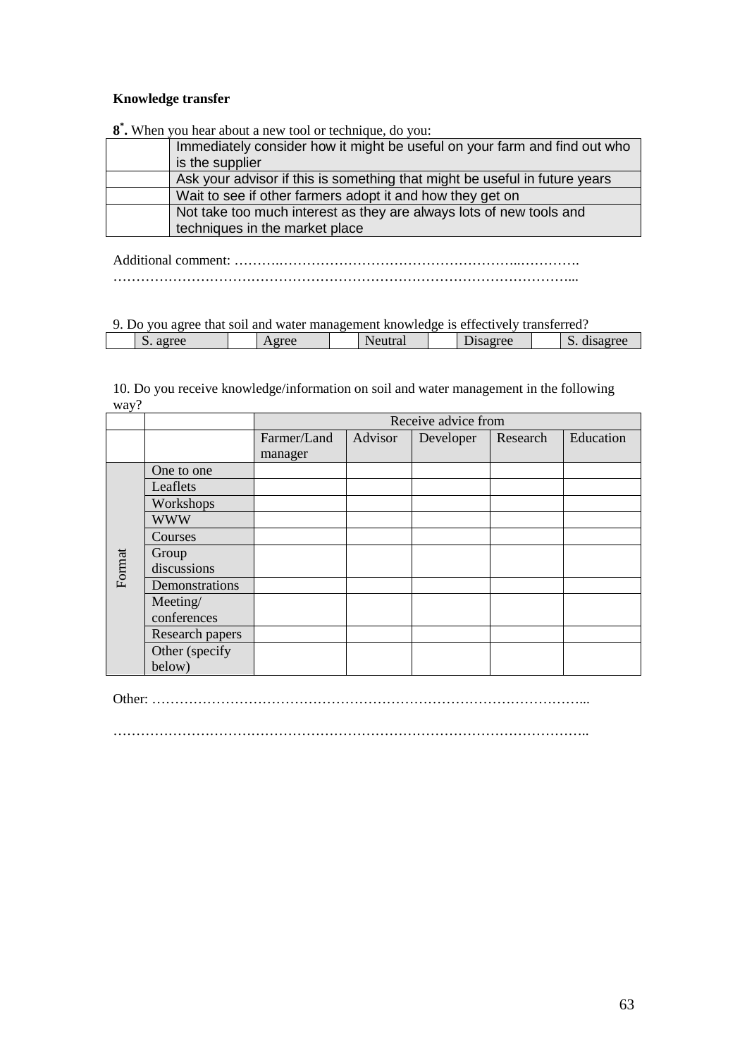**Knowledge transfer**

**8[*].** When you hear about a new tool or technique, do you:

| | |
|---|---|
| | Immediately consider how it might be useful on your farm and find out who is the supplier |
| | Ask your advisor if this is something that might be useful in future years |
| | Wait to see if other farmers adopt it and how they get on |
| | Not take too much interest as they are always lots of new tools and techniques in the market place |

Additional comment: ……….………………………………………………..………….
……………………………………………………………………………………...

9. Do you agree that soil and water management knowledge is effectively transferred?

| | S. agree | | Agree | | Neutral | | Disagree | | S. disagree |
|---|---|---|---|---|---|---|---|---|---|

10. Do you receive knowledge/information on soil and water management in the following way?

| | | Receive advice from | | | | |
|---|---|---|---|---|---|---|
| | | Farmer/Land manager | Advisor | Developer | Research | Education |
| Format | One to one | | | | | |
| | Leaflets | | | | | |
| | Workshops | | | | | |
| | WWW | | | | | |
| | Courses | | | | | |
| | Group discussions | | | | | |
| | Demonstrations | | | | | |
| | Meeting/ conferences | | | | | |
| | Research papers | | | | | |
| | Other (specify below) | | | | | |

Other: …………………………………………………………………………………...

………………………………………………………………………………………..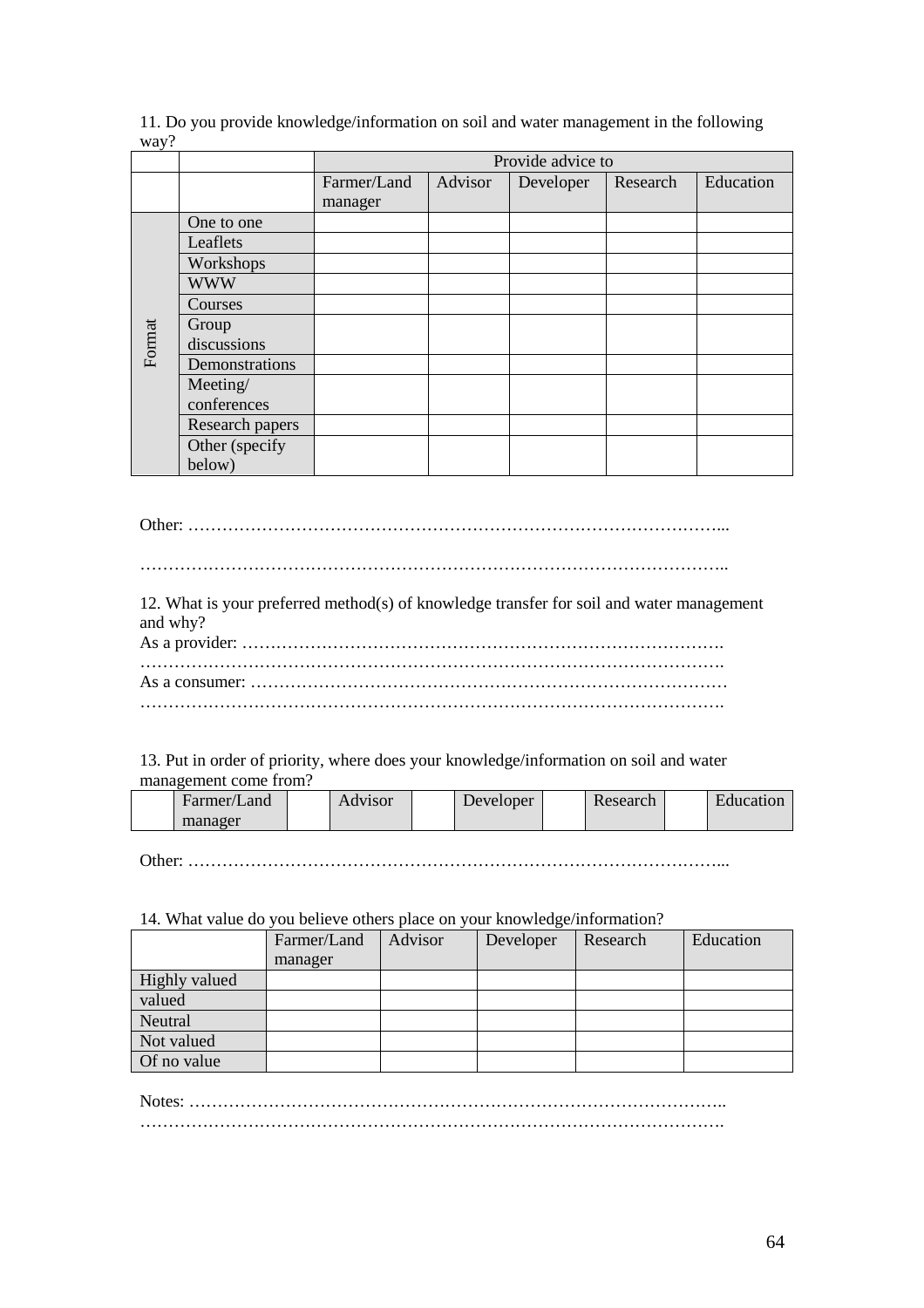11. Do you provide knowledge/information on soil and water management in the following way?

| | | Provide advice to | | | | |
|---|---|---|---|---|---|---|
| | | Farmer/Land manager | Advisor | Developer | Research | Education |
| Format | One to one | | | | | |
| | Leaflets | | | | | |
| | Workshops | | | | | |
| | WWW | | | | | |
| | Courses | | | | | |
| | Group discussions | | | | | |
| | Demonstrations | | | | | |
| | Meeting/ conferences | | | | | |
| | Research papers | | | | | |
| | Other (specify below) | | | | | |

Other: …………………………………………………………………………………...

…………………………………………………………………………………………..

12. What is your preferred method(s) of knowledge transfer for soil and water management and why?

As a provider: ………………………………………………………………………….

………………………………………………………………………………………….

As a consumer: …………………………………………………………………………

………………………………………………………………………………………….

13. Put in order of priority, where does your knowledge/information on soil and water management come from?

| | Farmer/Land manager | | Advisor | | Developer | | Research | | Education |
|---|---|---|---|---|---|---|---|---|---|

Other: …………………………………………………………………………………...

14. What value do you believe others place on your knowledge/information?

| | Farmer/Land manager | Advisor | Developer | Research | Education |
|---|---|---|---|---|---|
| Highly valued | | | | | |
| valued | | | | | |
| Neutral | | | | | |
| Not valued | | | | | |
| Of no value | | | | | |

Notes: …………………………………………………………………………………..

………………………………………………………………………………………….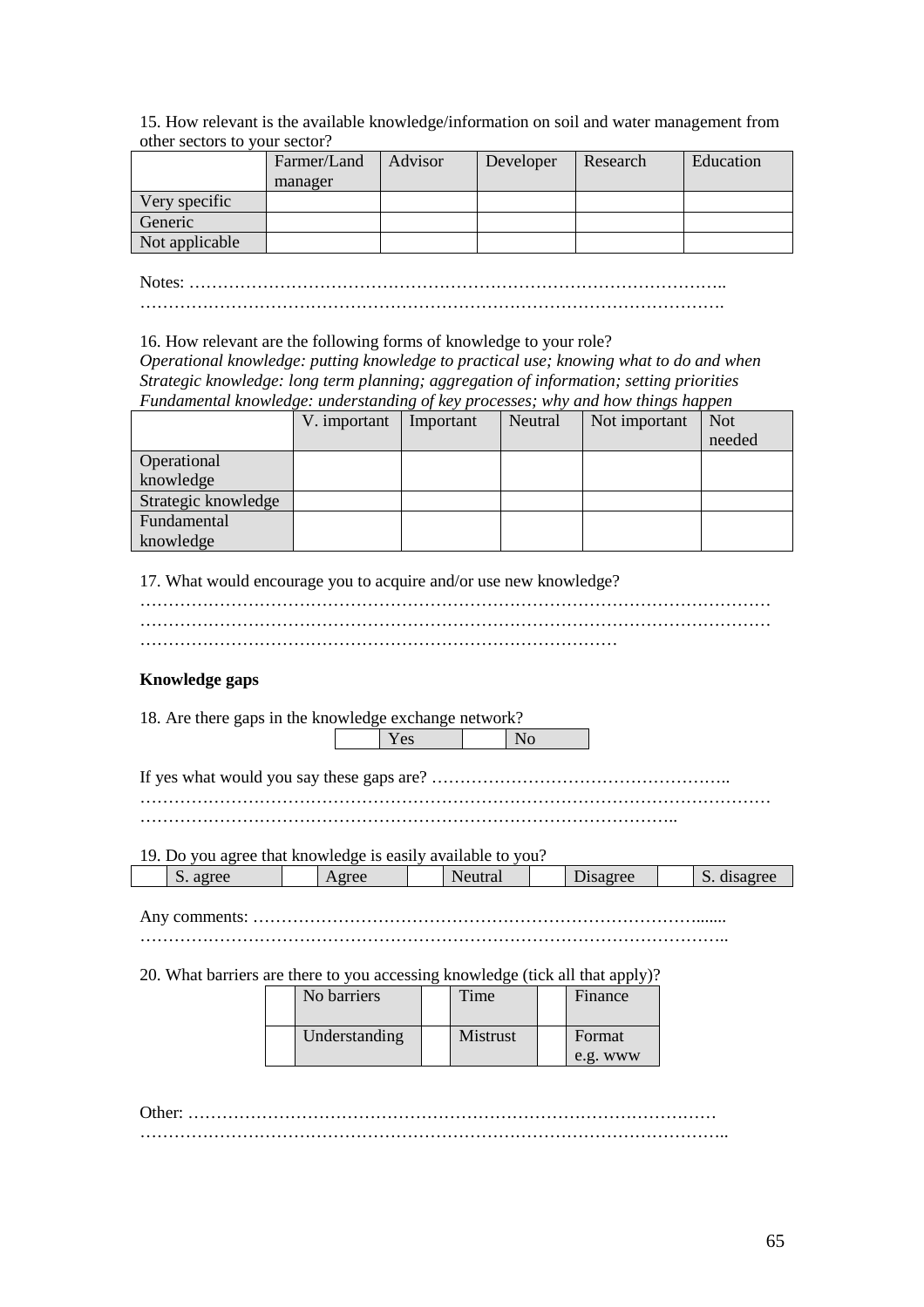15. How relevant is the available knowledge/information on soil and water management from other sectors to your sector?

| | Farmer/Land manager | Advisor | Developer | Research | Education |
|---|---|---|---|---|---|
| Very specific | | | | | |
| Generic | | | | | |
| Not applicable | | | | | |

Notes: ………………………………………………………………………………..
………………………………………………………………………………………….

16. How relevant are the following forms of knowledge to your role?
*Operational knowledge: putting knowledge to practical use; knowing what to do and when*
*Strategic knowledge: long term planning; aggregation of information; setting priorities*
*Fundamental knowledge: understanding of key processes; why and how things happen*

| | V. important | Important | Neutral | Not important | Not needed |
|---|---|---|---|---|---|
| Operational knowledge | | | | | |
| Strategic knowledge | | | | | |
| Fundamental knowledge | | | | | |

17. What would encourage you to acquire and/or use new knowledge?
……………………………………………………………………………………………
……………………………………………………………………………………………
…………………………………………………………………………

**Knowledge gaps**

18. Are there gaps in the knowledge exchange network?

| | Yes | | No |
|---|---|---|---|

If yes what would you say these gaps are? ……………………………………………..
……………………………………………………………………………………………
………………………………………………………………………………..

19. Do you agree that knowledge is easily available to you?

| | S. agree | | Agree | | Neutral | | Disagree | | S. disagree |
|---|---|---|---|---|---|---|---|---|---|

Any comments: ……………………………………………………………………......
…………………………………………………………………………………………..

20. What barriers are there to you accessing knowledge (tick all that apply)?

| | No barriers | | Time | | Finance |
|---|---|---|---|---|---|
| | Understanding | | Mistrust | | Format e.g. www |

Other: ………………………………………………………………………………
…………………………………………………………………………………………..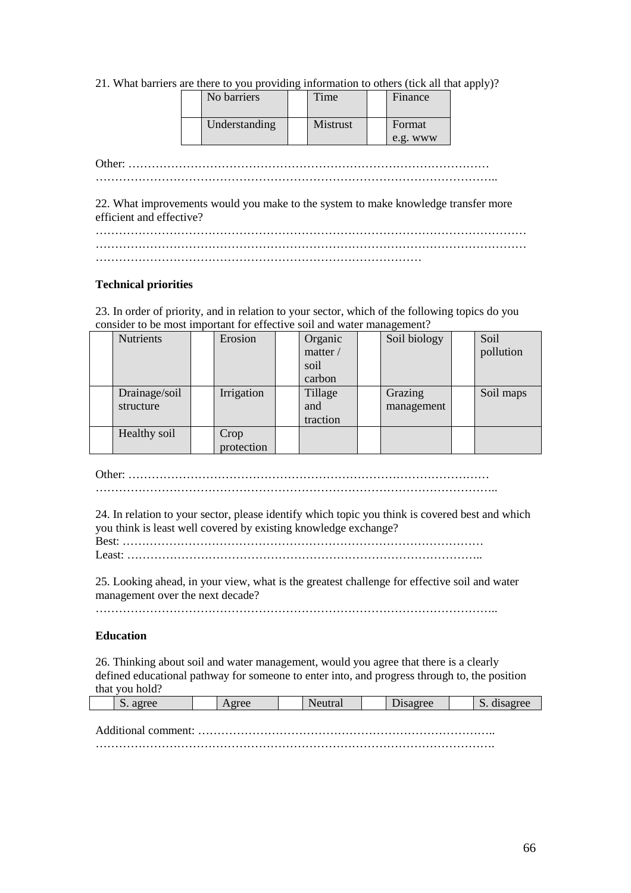21. What barriers are there to you providing information to others (tick all that apply)?

| | No barriers | | Time | | Finance |
|---|---|---|---|---|---|
| | Understanding | | Mistrust | | Format e.g. www |

Other: …………………………………………………………………………………
…………………………………………………………………………………………..

22. What improvements would you make to the system to make knowledge transfer more efficient and effective?

………………………………………………………………………………………………
………………………………………………………………………………………………
…………………………………………………………………………

**Technical priorities**

23. In order of priority, and in relation to your sector, which of the following topics do you consider to be most important for effective soil and water management?

| | Nutrients | | Erosion | | Organic matter / soil carbon | | Soil biology | | Soil pollution |
|---|---|---|---|---|---|---|---|---|---|
| | Drainage/soil structure | | Irrigation | | Tillage and traction | | Grazing management | | Soil maps |
| | Healthy soil | | Crop protection | | | | | | |

Other: …………………………………………………………………………………
…………………………………………………………………………………………..

24. In relation to your sector, please identify which topic you think is covered best and which you think is least well covered by existing knowledge exchange?
Best: …………………………………………………………………………………
Least: ………………………………………………………………………………..

25. Looking ahead, in your view, what is the greatest challenge for effective soil and water management over the next decade?
…………………………………………………………………………………………..

**Education**

26. Thinking about soil and water management, would you agree that there is a clearly defined educational pathway for someone to enter into, and progress through to, the position that you hold?

| | S. agree | | Agree | | Neutral | | Disagree | | S. disagree |
|---|---|---|---|---|---|---|---|---|---|

Additional comment: …………………………………………………………………..
………………………………………………………………………………………….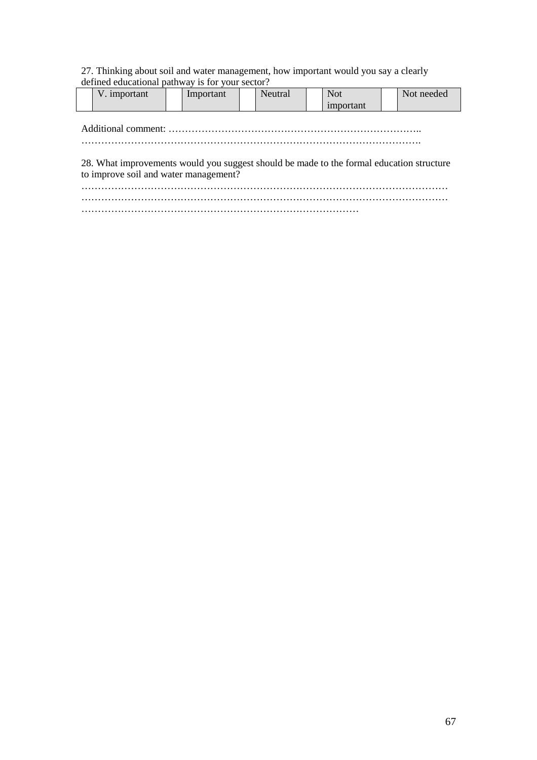27. Thinking about soil and water management, how important would you say a clearly defined educational pathway is for your sector?

| | V. important | | Important | | Neutral | | Not important | | Not needed |
|---|---|---|---|---|---|---|---|---|---|

Additional comment: …………………………………………………………………..
……………………………………………………………………………………….

28. What improvements would you suggest should be made to the formal education structure to improve soil and water management?

…………………………………………………………………………………………………
…………………………………………………………………………………………………
…………………………………………………………………………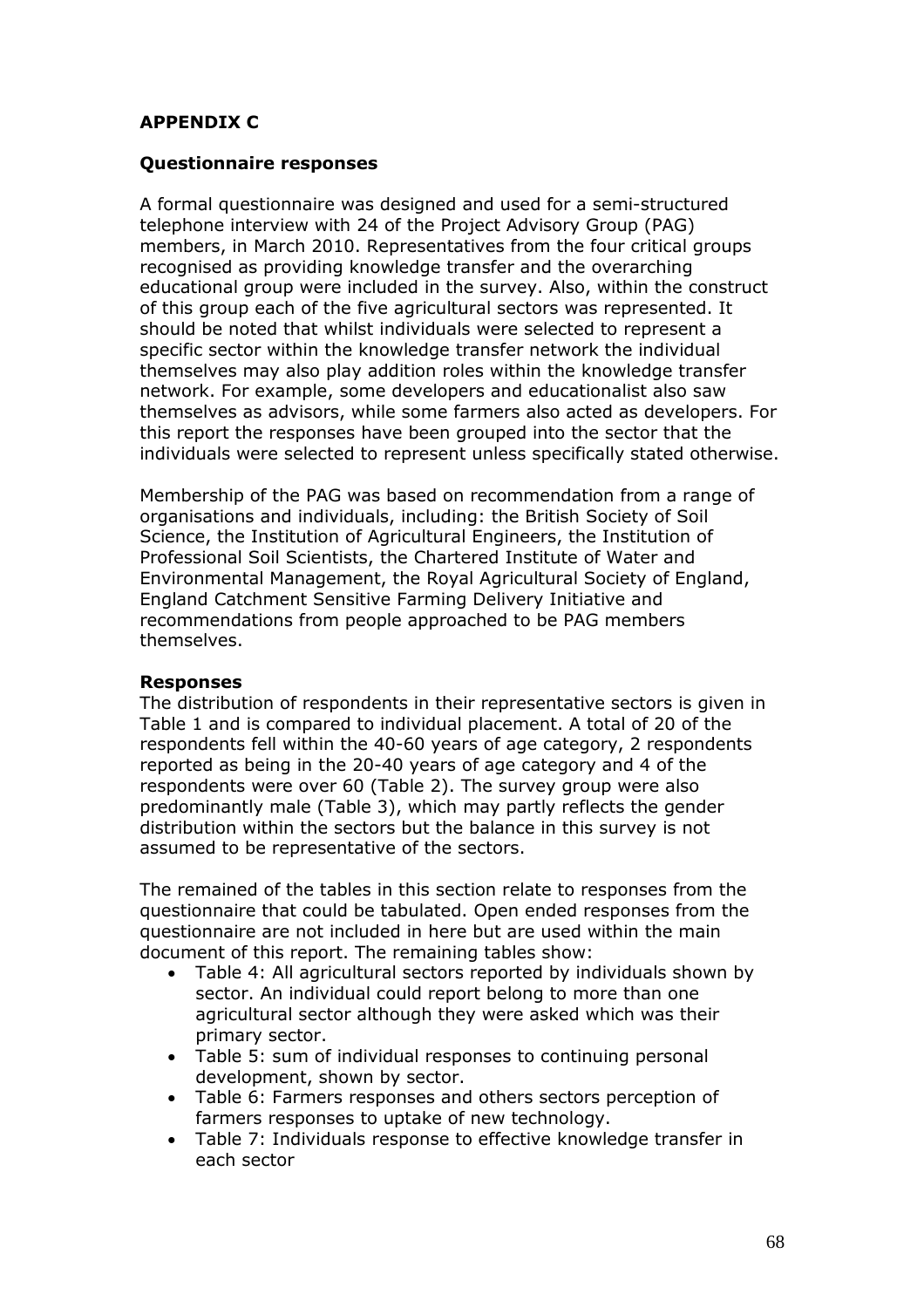## APPENDIX C

### Questionnaire responses

A formal questionnaire was designed and used for a semi-structured telephone interview with 24 of the Project Advisory Group (PAG) members, in March 2010. Representatives from the four critical groups recognised as providing knowledge transfer and the overarching educational group were included in the survey. Also, within the construct of this group each of the five agricultural sectors was represented. It should be noted that whilst individuals were selected to represent a specific sector within the knowledge transfer network the individual themselves may also play addition roles within the knowledge transfer network. For example, some developers and educationalist also saw themselves as advisors, while some farmers also acted as developers. For this report the responses have been grouped into the sector that the individuals were selected to represent unless specifically stated otherwise.

Membership of the PAG was based on recommendation from a range of organisations and individuals, including: the British Society of Soil Science, the Institution of Agricultural Engineers, the Institution of Professional Soil Scientists, the Chartered Institute of Water and Environmental Management, the Royal Agricultural Society of England, England Catchment Sensitive Farming Delivery Initiative and recommendations from people approached to be PAG members themselves.

**Responses**

The distribution of respondents in their representative sectors is given in Table 1 and is compared to individual placement. A total of 20 of the respondents fell within the 40-60 years of age category, 2 respondents reported as being in the 20-40 years of age category and 4 of the respondents were over 60 (Table 2). The survey group were also predominantly male (Table 3), which may partly reflects the gender distribution within the sectors but the balance in this survey is not assumed to be representative of the sectors.

The remained of the tables in this section relate to responses from the questionnaire that could be tabulated. Open ended responses from the questionnaire are not included in here but are used within the main document of this report. The remaining tables show:

- Table 4: All agricultural sectors reported by individuals shown by sector. An individual could report belong to more than one agricultural sector although they were asked which was their primary sector.
- Table 5: sum of individual responses to continuing personal development, shown by sector.
- Table 6: Farmers responses and others sectors perception of farmers responses to uptake of new technology.
- Table 7: Individuals response to effective knowledge transfer in each sector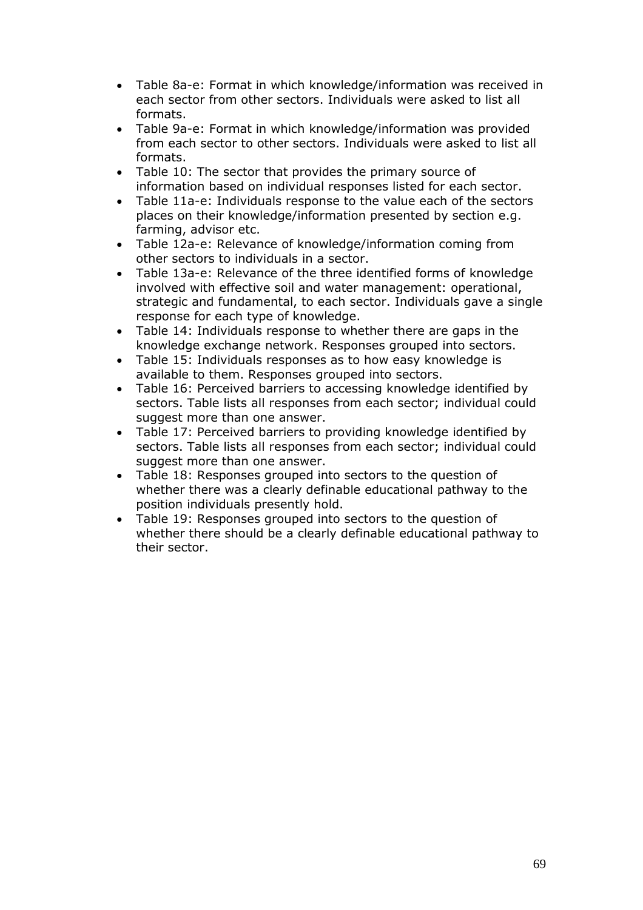- Table 8a-e: Format in which knowledge/information was received in each sector from other sectors. Individuals were asked to list all formats.
- Table 9a-e: Format in which knowledge/information was provided from each sector to other sectors. Individuals were asked to list all formats.
- Table 10: The sector that provides the primary source of information based on individual responses listed for each sector.
- Table 11a-e: Individuals response to the value each of the sectors places on their knowledge/information presented by section e.g. farming, advisor etc.
- Table 12a-e: Relevance of knowledge/information coming from other sectors to individuals in a sector.
- Table 13a-e: Relevance of the three identified forms of knowledge involved with effective soil and water management: operational, strategic and fundamental, to each sector. Individuals gave a single response for each type of knowledge.
- Table 14: Individuals response to whether there are gaps in the knowledge exchange network. Responses grouped into sectors.
- Table 15: Individuals responses as to how easy knowledge is available to them. Responses grouped into sectors.
- Table 16: Perceived barriers to accessing knowledge identified by sectors. Table lists all responses from each sector; individual could suggest more than one answer.
- Table 17: Perceived barriers to providing knowledge identified by sectors. Table lists all responses from each sector; individual could suggest more than one answer.
- Table 18: Responses grouped into sectors to the question of whether there was a clearly definable educational pathway to the position individuals presently hold.
- Table 19: Responses grouped into sectors to the question of whether there should be a clearly definable educational pathway to their sector.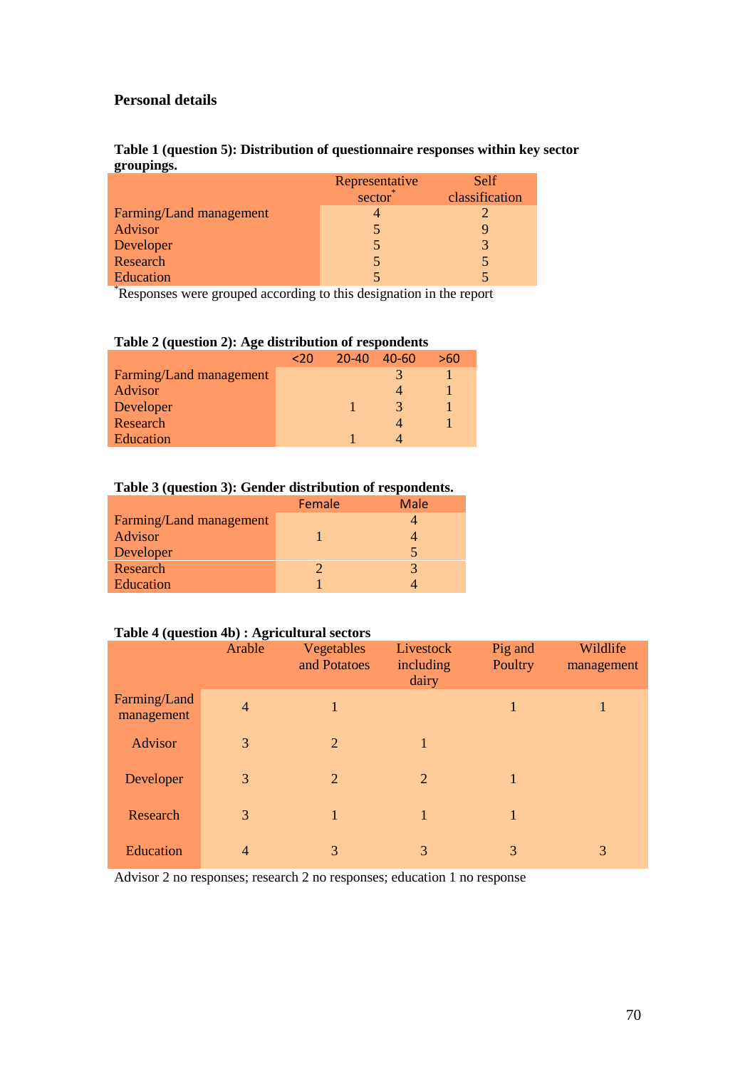**Personal details**

**Table 1 (question 5): Distribution of questionnaire responses within key sector groupings.**

| | Representative sector* | Self classification |
|---|---|---|
| Farming/Land management | 4 | 2 |
| Advisor | 5 | 9 |
| Developer | 5 | 3 |
| Research | 5 | 5 |
| Education | 5 | 5 |

*Responses were grouped according to this designation in the report

**Table 2 (question 2): Age distribution of respondents**

| | <20 | 20-40 | 40-60 | >60 |
|---|---|---|---|---|
| Farming/Land management | | | 3 | 1 |
| Advisor | | | 4 | 1 |
| Developer | | 1 | 3 | 1 |
| Research | | | 4 | 1 |
| Education | | 1 | 4 | |

**Table 3 (question 3): Gender distribution of respondents.**

| | Female | Male |
|---|---|---|
| Farming/Land management | | 4 |
| Advisor | 1 | 4 |
| Developer | | 5 |
| Research | 2 | 3 |
| Education | 1 | 4 |

**Table 4 (question 4b) : Agricultural sectors**

| | Arable | Vegetables and Potatoes | Livestock including dairy | Pig and Poultry | Wildlife management |
|---|---|---|---|---|---|
| Farming/Land management | 4 | 1 | | 1 | 1 |
| Advisor | 3 | 2 | 1 | | |
| Developer | 3 | 2 | 2 | 1 | |
| Research | 3 | 1 | 1 | 1 | |
| Education | 4 | 3 | 3 | 3 | 3 |

Advisor 2 no responses; research 2 no responses; education 1 no response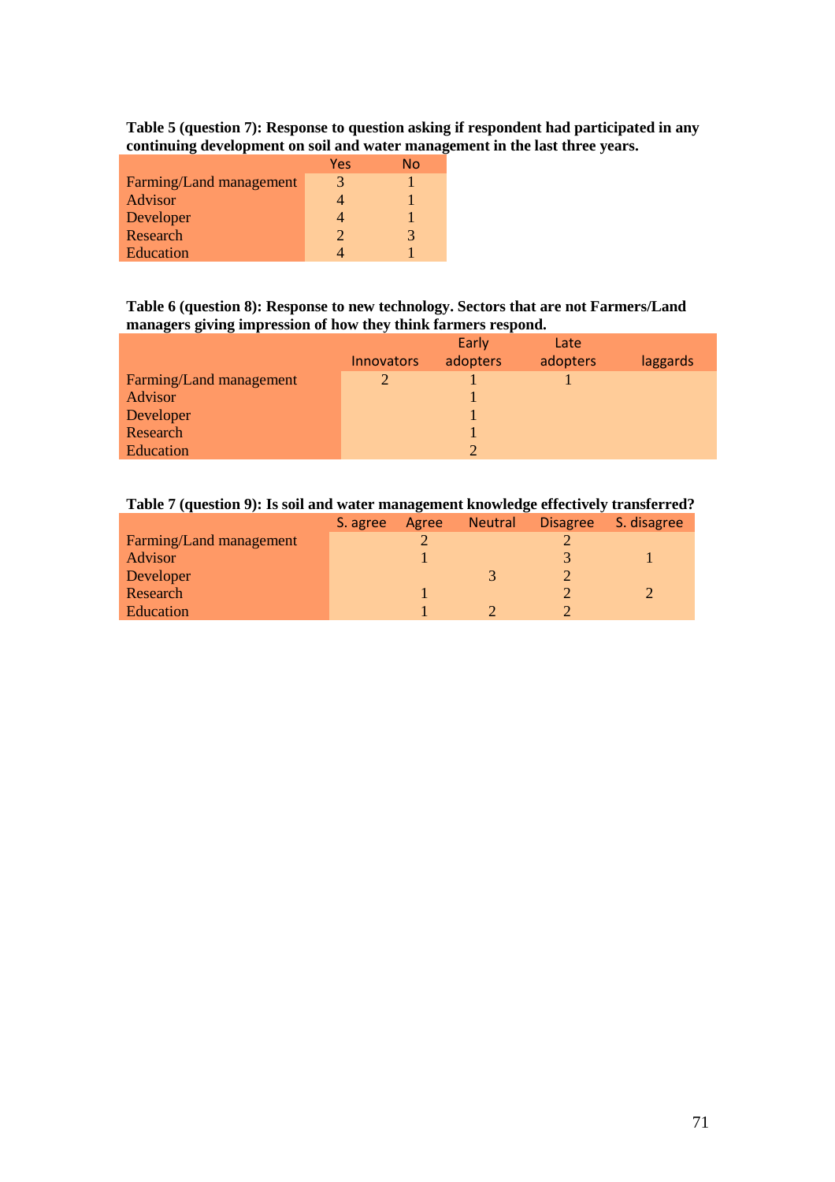**Table 5 (question 7): Response to question asking if respondent had participated in any continuing development on soil and water management in the last three years.**

| | Yes | No |
|---|---|---|
| Farming/Land management | 3 | 1 |
| Advisor | 4 | 1 |
| Developer | 4 | 1 |
| Research | 2 | 3 |
| Education | 4 | 1 |

**Table 6 (question 8): Response to new technology. Sectors that are not Farmers/Land managers giving impression of how they think farmers respond.**

| | Innovators | Early adopters | Late adopters | laggards |
|---|---|---|---|---|
| Farming/Land management | 2 | 1 | 1 | |
| Advisor | | 1 | | |
| Developer | | 1 | | |
| Research | | 1 | | |
| Education | | 2 | | |

**Table 7 (question 9): Is soil and water management knowledge effectively transferred?**

| | S. agree | Agree | Neutral | Disagree | S. disagree |
|---|---|---|---|---|---|
| Farming/Land management | | 2 | | 2 | |
| Advisor | | 1 | | 3 | 1 |
| Developer | | | 3 | 2 | |
| Research | | 1 | | 2 | 2 |
| Education | | 1 | 2 | 2 | |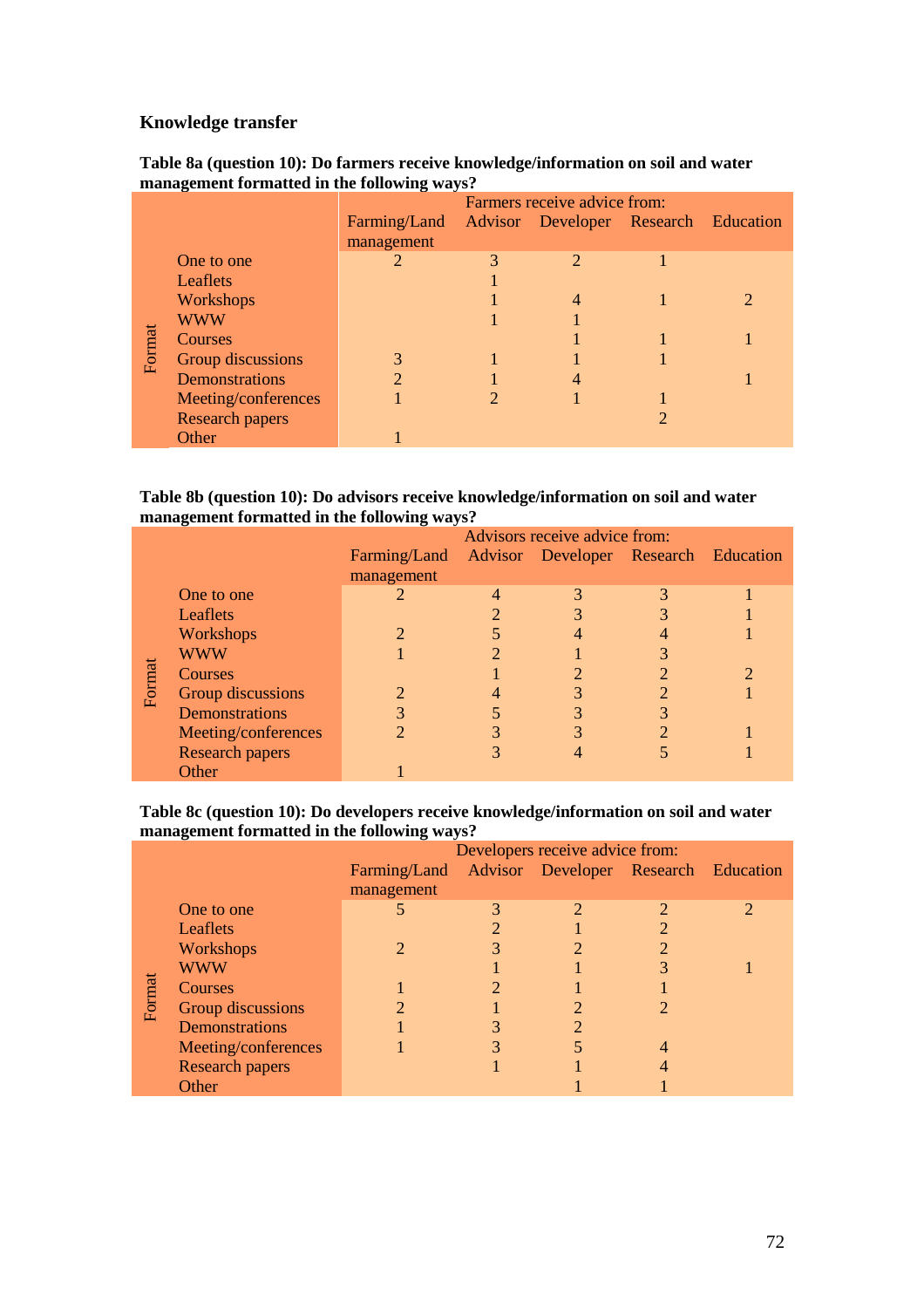### Knowledge transfer

**Table 8a (question 10): Do farmers receive knowledge/information on soil and water management formatted in the following ways?**

| | | Farmers receive advice from: | | | | |
|---|---|---|---|---|---|---|
| | | Farming/Land management | Advisor | Developer | Research | Education |
| Format | One to one | 2 | 3 | 2 | 1 | |
| | Leaflets | | 1 | | | |
| | Workshops | | 1 | 4 | 1 | 2 |
| | WWW | | 1 | 1 | | |
| | Courses | | | 1 | 1 | 1 |
| | Group discussions | 3 | 1 | 1 | 1 | |
| | Demonstrations | 2 | 1 | 4 | | 1 |
| | Meeting/conferences | 1 | 2 | 1 | 1 | |
| | Research papers | | | | 2 | |
| | Other | 1 | | | | |

**Table 8b (question 10): Do advisors receive knowledge/information on soil and water management formatted in the following ways?**

| | | Advisors receive advice from: | | | | |
|---|---|---|---|---|---|---|
| | | Farming/Land management | Advisor | Developer | Research | Education |
| Format | One to one | 2 | 4 | 3 | 3 | 1 |
| | Leaflets | | 2 | 3 | 3 | 1 |
| | Workshops | 2 | 5 | 4 | 4 | 1 |
| | WWW | 1 | 2 | 1 | 3 | |
| | Courses | | 1 | 2 | 2 | 2 |
| | Group discussions | 2 | 4 | 3 | 2 | 1 |
| | Demonstrations | 3 | 5 | 3 | 3 | |
| | Meeting/conferences | 2 | 3 | 3 | 2 | 1 |
| | Research papers | | 3 | 4 | 5 | 1 |
| | Other | 1 | | | | |

**Table 8c (question 10): Do developers receive knowledge/information on soil and water management formatted in the following ways?**

| | | Developers receive advice from: | | | | |
|---|---|---|---|---|---|---|
| | | Farming/Land management | Advisor | Developer | Research | Education |
| Format | One to one | 5 | 3 | 2 | 2 | 2 |
| | Leaflets | | 2 | 1 | 2 | |
| | Workshops | 2 | 3 | 2 | 2 | |
| | WWW | | 1 | 1 | 3 | 1 |
| | Courses | 1 | 2 | 1 | 1 | |
| | Group discussions | 2 | 1 | 2 | 2 | |
| | Demonstrations | 1 | 3 | 2 | | |
| | Meeting/conferences | 1 | 3 | 5 | 4 | |
| | Research papers | | 1 | 1 | 4 | |
| | Other | | | 1 | 1 | |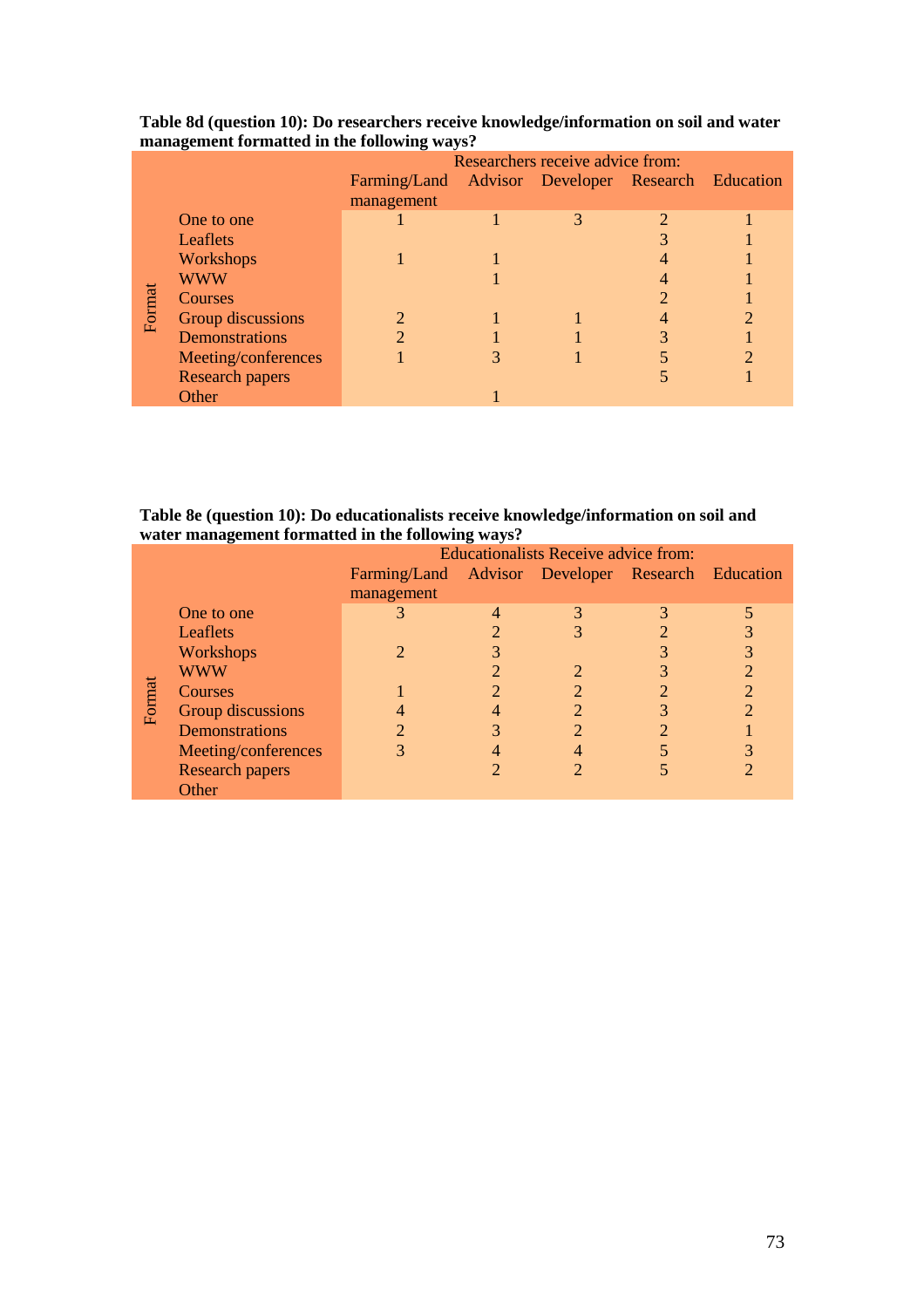**Table 8d (question 10): Do researchers receive knowledge/information on soil and water management formatted in the following ways?**

| | | Researchers receive advice from: | | | | |
|---|---|---|---|---|---|---|
| | | Farming/Land management | Advisor | Developer | Research | Education |
| Format | One to one | 1 | 1 | 3 | 2 | 1 |
| | Leaflets | | | | 3 | 1 |
| | Workshops | 1 | 1 | | 4 | 1 |
| | WWW | | 1 | | 4 | 1 |
| | Courses | | | | 2 | 1 |
| | Group discussions | 2 | 1 | 1 | 4 | 2 |
| | Demonstrations | 2 | 1 | 1 | 3 | 1 |
| | Meeting/conferences | 1 | 3 | 1 | 5 | 2 |
| | Research papers | | | | 5 | 1 |
| | Other | | 1 | | | |

**Table 8e (question 10): Do educationalists receive knowledge/information on soil and water management formatted in the following ways?**

| | | Educationalists Receive advice from: | | | | |
|---|---|---|---|---|---|---|
| | | Farming/Land management | Advisor | Developer | Research | Education |
| Format | One to one | 3 | 4 | 3 | 3 | 5 |
| | Leaflets | | 2 | 3 | 2 | 3 |
| | Workshops | 2 | 3 | | 3 | 3 |
| | WWW | | 2 | 2 | 3 | 2 |
| | Courses | 1 | 2 | 2 | 2 | 2 |
| | Group discussions | 4 | 4 | 2 | 3 | 2 |
| | Demonstrations | 2 | 3 | 2 | 2 | 1 |
| | Meeting/conferences | 3 | 4 | 4 | 5 | 3 |
| | Research papers | | 2 | 2 | 5 | 2 |
| | Other | | | | | |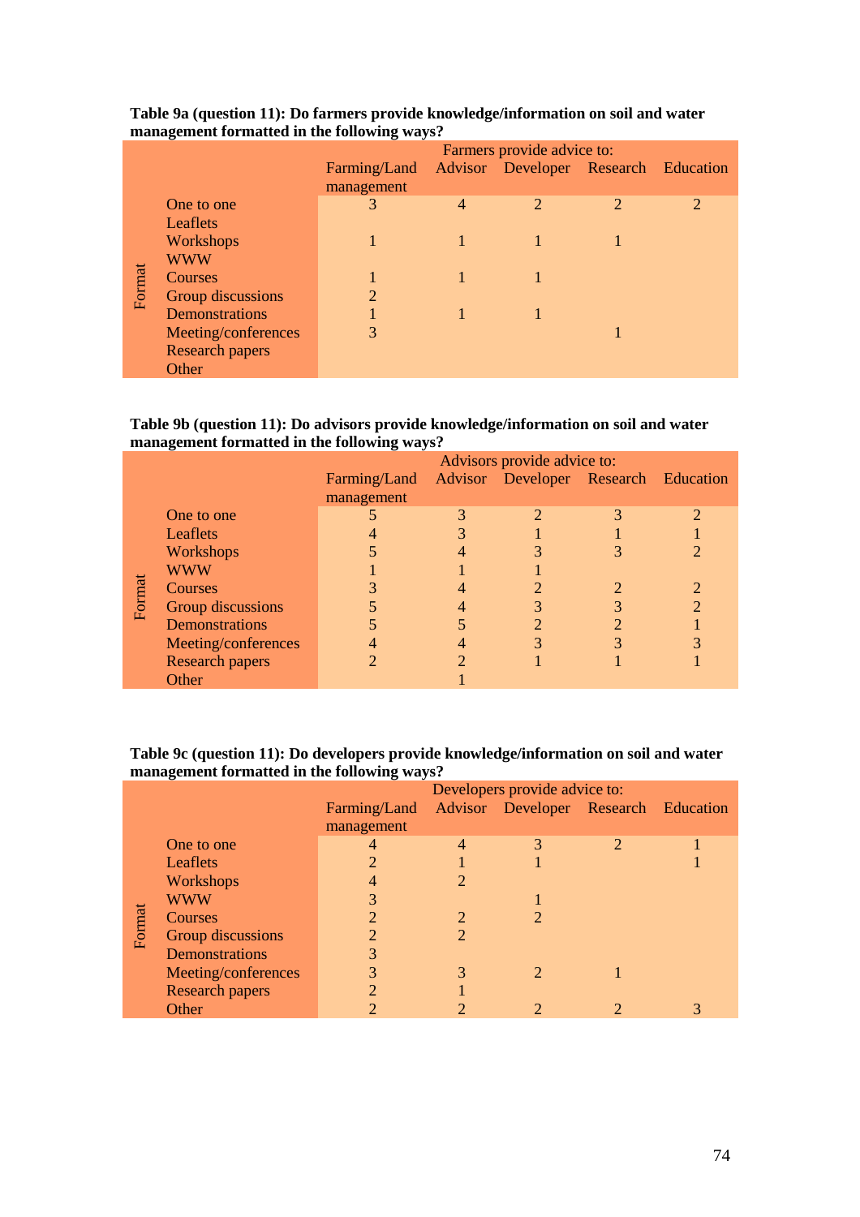**Table 9a (question 11): Do farmers provide knowledge/information on soil and water management formatted in the following ways?**

| | | Farmers provide advice to: | | | | |
|---|---|---|---|---|---|---|
| | | Farming/Land management | Advisor | Developer | Research | Education |
| Format | One to one | 3 | 4 | 2 | 2 | 2 |
| | Leaflets | | | | | |
| | Workshops | 1 | 1 | 1 | 1 | |
| | WWW | | | | | |
| | Courses | 1 | 1 | 1 | | |
| | Group discussions | 2 | | | | |
| | Demonstrations | 1 | 1 | 1 | | |
| | Meeting/conferences | 3 | | | 1 | |
| | Research papers | | | | | |
| | Other | | | | | |

**Table 9b (question 11): Do advisors provide knowledge/information on soil and water management formatted in the following ways?**

| | | Advisors provide advice to: | | | | |
|---|---|---|---|---|---|---|
| | | Farming/Land management | Advisor | Developer | Research | Education |
| Format | One to one | 5 | 3 | 2 | 3 | 2 |
| | Leaflets | 4 | 3 | 1 | 1 | 1 |
| | Workshops | 5 | 4 | 3 | 3 | 2 |
| | WWW | 1 | 1 | 1 | | |
| | Courses | 3 | 4 | 2 | 2 | 2 |
| | Group discussions | 5 | 4 | 3 | 3 | 2 |
| | Demonstrations | 5 | 5 | 2 | 2 | 1 |
| | Meeting/conferences | 4 | 4 | 3 | 3 | 3 |
| | Research papers | 2 | 2 | 1 | 1 | 1 |
| | Other | | 1 | | | |

**Table 9c (question 11): Do developers provide knowledge/information on soil and water management formatted in the following ways?**

| | | Developers provide advice to: | | | | |
|---|---|---|---|---|---|---|
| | | Farming/Land management | Advisor | Developer | Research | Education |
| Format | One to one | 4 | 4 | 3 | 2 | 1 |
| | Leaflets | 2 | 1 | 1 | | 1 |
| | Workshops | 4 | 2 | | | |
| | WWW | 3 | | 1 | | |
| | Courses | 2 | 2 | 2 | | |
| | Group discussions | 2 | 2 | | | |
| | Demonstrations | 3 | | | | |
| | Meeting/conferences | 3 | 3 | 2 | 1 | |
| | Research papers | 2 | 1 | | | |
| | Other | 2 | 2 | 2 | 2 | 3 |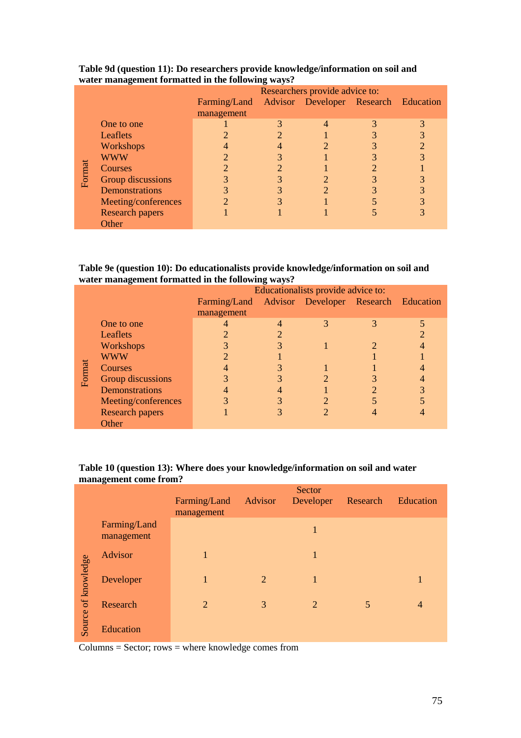**Table 9d (question 11): Do researchers provide knowledge/information on soil and water management formatted in the following ways?**

| | | Researchers provide advice to: | | | | |
|---|---|---|---|---|---|---|
| | | Farming/Land management | Advisor | Developer | Research | Education |
| Format | One to one | 1 | 3 | 4 | 3 | 3 |
| | Leaflets | 2 | 2 | 1 | 3 | 3 |
| | Workshops | 4 | 4 | 2 | 3 | 2 |
| | WWW | 2 | 3 | 1 | 3 | 3 |
| | Courses | 2 | 2 | 1 | 2 | 1 |
| | Group discussions | 3 | 3 | 2 | 3 | 3 |
| | Demonstrations | 3 | 3 | 2 | 3 | 3 |
| | Meeting/conferences | 2 | 3 | 1 | 5 | 3 |
| | Research papers | 1 | 1 | 1 | 5 | 3 |
| | Other | | | | | |

**Table 9e (question 10): Do educationalists provide knowledge/information on soil and water management formatted in the following ways?**

| | | Educationalists provide advice to: | | | | |
|---|---|---|---|---|---|---|
| | | Farming/Land management | Advisor | Developer | Research | Education |
| Format | One to one | 4 | 4 | 3 | 3 | 5 |
| | Leaflets | 2 | 2 | | | 2 |
| | Workshops | 3 | 3 | 1 | 2 | 4 |
| | WWW | 2 | 1 | | 1 | 1 |
| | Courses | 4 | 3 | 1 | 1 | 4 |
| | Group discussions | 3 | 3 | 2 | 3 | 4 |
| | Demonstrations | 4 | 4 | 1 | 2 | 3 |
| | Meeting/conferences | 3 | 3 | 2 | 5 | 5 |
| | Research papers | 1 | 3 | 2 | 4 | 4 |
| | Other | | | | | |

**Table 10 (question 13): Where does your knowledge/information on soil and water management come from?**

| | | Sector | | | | |
|---|---|---|---|---|---|---|
| | | Farming/Land management | Advisor | Developer | Research | Education |
| Source of knowledge | Farming/Land management | | | 1 | | |
| | Advisor | 1 | | 1 | | |
| | Developer | 1 | 2 | 1 | | 1 |
| | Research | 2 | 3 | 2 | 5 | 4 |
| | Education | | | | | |

Columns = Sector; rows = where knowledge comes from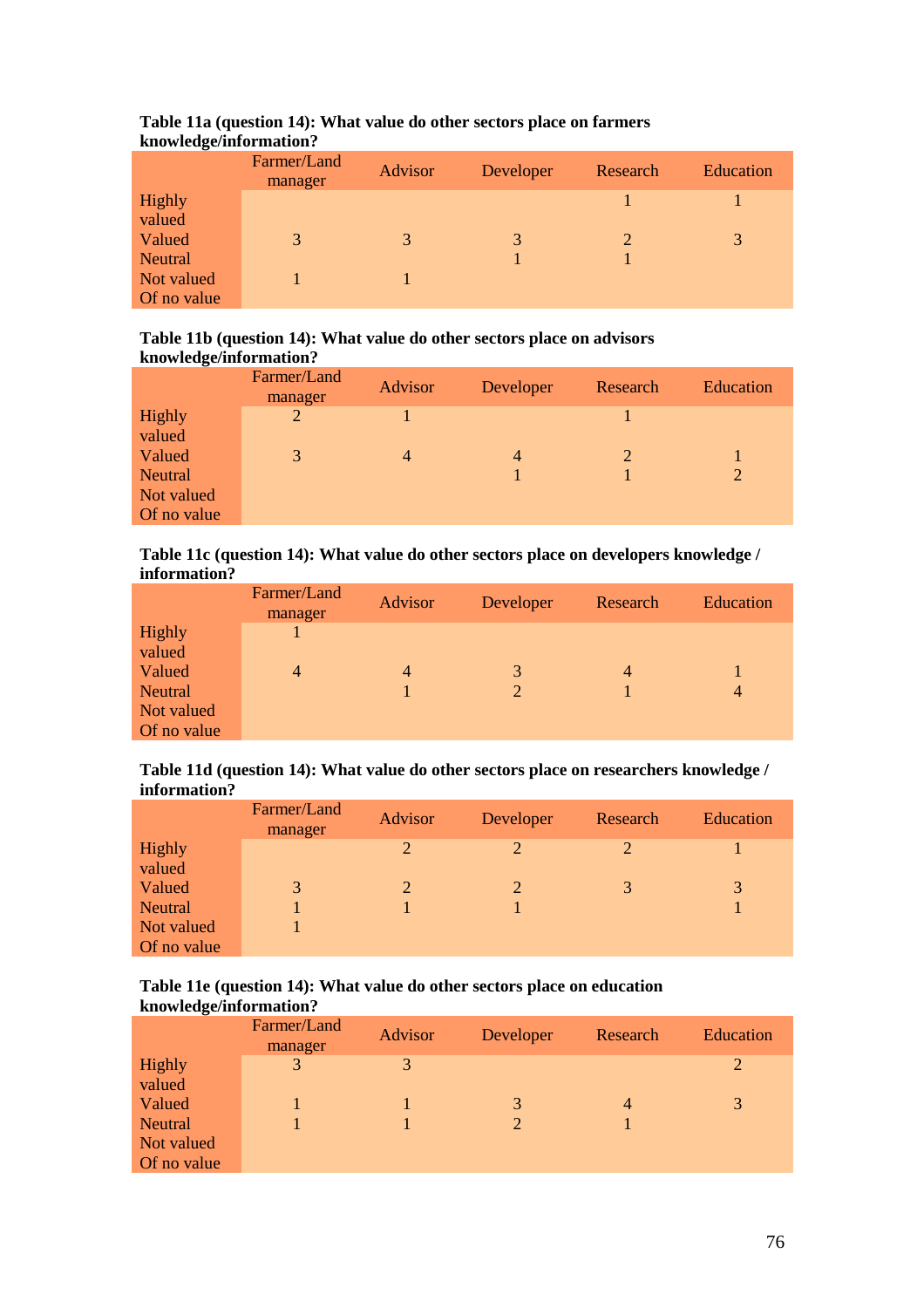**Table 11a (question 14): What value do other sectors place on farmers knowledge/information?**

| | Farmer/Land manager | Advisor | Developer | Research | Education |
|---|---|---|---|---|---|
| Highly valued | | | | 1 | 1 |
| Valued | 3 | 3 | 3 | 2 | 3 |
| Neutral | | | 1 | 1 | |
| Not valued | 1 | 1 | | | |
| Of no value | | | | | |

**Table 11b (question 14): What value do other sectors place on advisors knowledge/information?**

| | Farmer/Land manager | Advisor | Developer | Research | Education |
|---|---|---|---|---|---|
| Highly valued | 2 | 1 | | 1 | |
| Valued | 3 | 4 | 4 | 2 | 1 |
| Neutral | | | 1 | 1 | 2 |
| Not valued | | | | | |
| Of no value | | | | | |

**Table 11c (question 14): What value do other sectors place on developers knowledge / information?**

| | Farmer/Land manager | Advisor | Developer | Research | Education |
|---|---|---|---|---|---|
| Highly valued | 1 | | | | |
| Valued | 4 | 4 | 3 | 4 | 1 |
| Neutral | | 1 | 2 | 1 | 4 |
| Not valued | | | | | |
| Of no value | | | | | |

**Table 11d (question 14): What value do other sectors place on researchers knowledge / information?**

| | Farmer/Land manager | Advisor | Developer | Research | Education |
|---|---|---|---|---|---|
| Highly valued | | 2 | 2 | 2 | 1 |
| Valued | 3 | 2 | 2 | 3 | 3 |
| Neutral | 1 | 1 | 1 | | 1 |
| Not valued | 1 | | | | |
| Of no value | | | | | |

**Table 11e (question 14): What value do other sectors place on education knowledge/information?**

| | Farmer/Land manager | Advisor | Developer | Research | Education |
|---|---|---|---|---|---|
| Highly valued | 3 | 3 | | | 2 |
| Valued | 1 | 1 | 3 | 4 | 3 |
| Neutral | 1 | 1 | 2 | 1 | |
| Not valued | | | | | |
| Of no value | | | | | |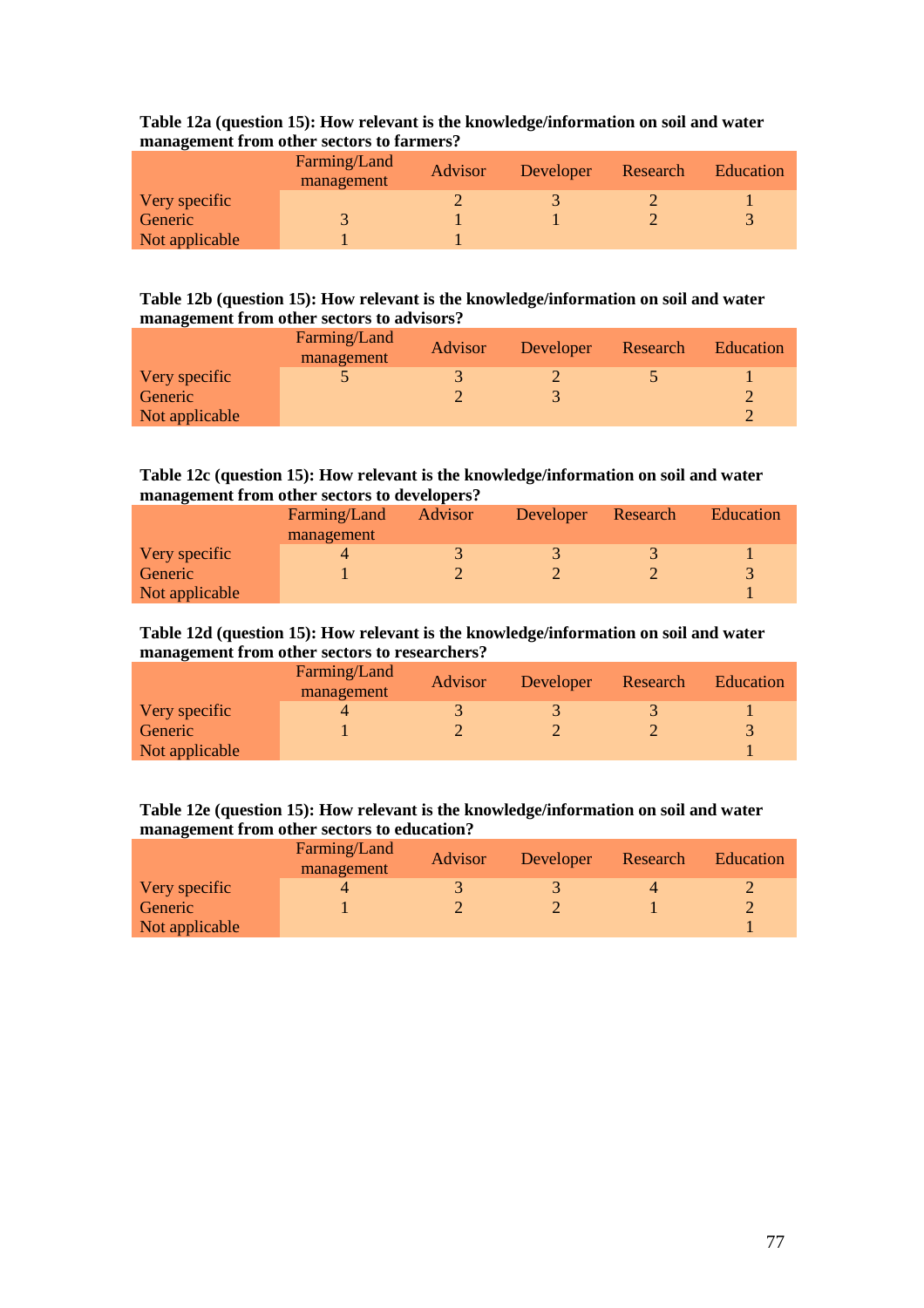**Table 12a (question 15): How relevant is the knowledge/information on soil and water management from other sectors to farmers?**

| | Farming/Land management | Advisor | Developer | Research | Education |
|---|---|---|---|---|---|
| Very specific | | 2 | 3 | 2 | 1 |
| Generic | 3 | 1 | 1 | 2 | 3 |
| Not applicable | 1 | 1 | | | |

**Table 12b (question 15): How relevant is the knowledge/information on soil and water management from other sectors to advisors?**

| | Farming/Land management | Advisor | Developer | Research | Education |
|---|---|---|---|---|---|
| Very specific | 5 | 3 | 2 | 5 | 1 |
| Generic | | 2 | 3 | | 2 |
| Not applicable | | | | | 2 |

**Table 12c (question 15): How relevant is the knowledge/information on soil and water management from other sectors to developers?**

| | Farming/Land management | Advisor | Developer | Research | Education |
|---|---|---|---|---|---|
| Very specific | 4 | 3 | 3 | 3 | 1 |
| Generic | 1 | 2 | 2 | 2 | 3 |
| Not applicable | | | | | 1 |

**Table 12d (question 15): How relevant is the knowledge/information on soil and water management from other sectors to researchers?**

| | Farming/Land management | Advisor | Developer | Research | Education |
|---|---|---|---|---|---|
| Very specific | 4 | 3 | 3 | 3 | 1 |
| Generic | 1 | 2 | 2 | 2 | 3 |
| Not applicable | | | | | 1 |

**Table 12e (question 15): How relevant is the knowledge/information on soil and water management from other sectors to education?**

| | Farming/Land management | Advisor | Developer | Research | Education |
|---|---|---|---|---|---|
| Very specific | 4 | 3 | 3 | 4 | 2 |
| Generic | 1 | 2 | 2 | 1 | 2 |
| Not applicable | | | | | 1 |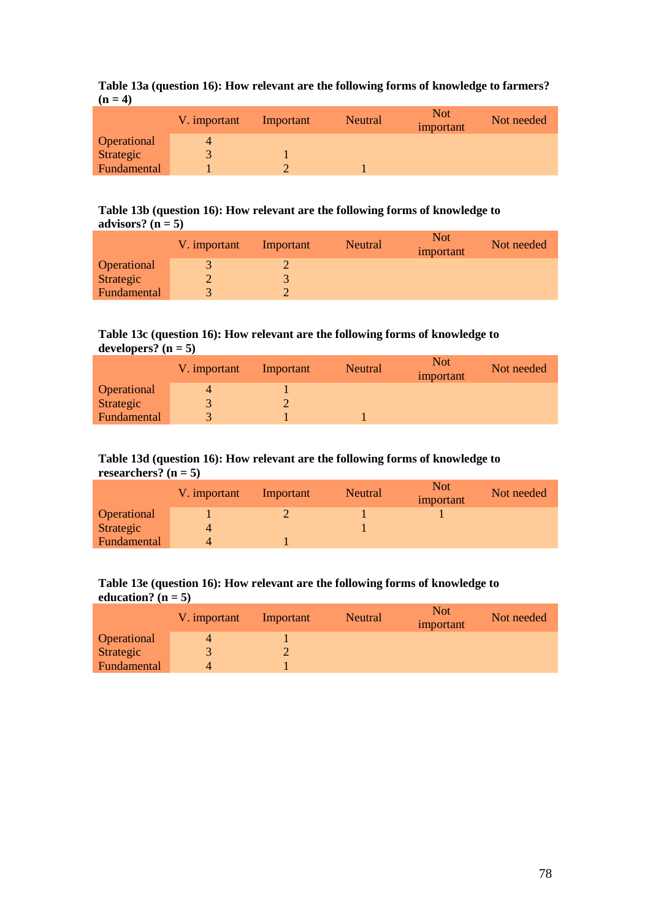**Table 13a (question 16): How relevant are the following forms of knowledge to farmers? (n = 4)**

| | V. important | Important | Neutral | Not important | Not needed |
|---|---|---|---|---|---|
| Operational | 4 | | | | |
| Strategic | 3 | 1 | | | |
| Fundamental | 1 | 2 | 1 | | |

**Table 13b (question 16): How relevant are the following forms of knowledge to advisors? (n = 5)**

| | V. important | Important | Neutral | Not important | Not needed |
|---|---|---|---|---|---|
| Operational | 3 | 2 | | | |
| Strategic | 2 | 3 | | | |
| Fundamental | 3 | 2 | | | |

**Table 13c (question 16): How relevant are the following forms of knowledge to developers? (n = 5)**

| | V. important | Important | Neutral | Not important | Not needed |
|---|---|---|---|---|---|
| Operational | 4 | 1 | | | |
| Strategic | 3 | 2 | | | |
| Fundamental | 3 | 1 | 1 | | |

**Table 13d (question 16): How relevant are the following forms of knowledge to researchers? (n = 5)**

| | V. important | Important | Neutral | Not important | Not needed |
|---|---|---|---|---|---|
| Operational | 1 | 2 | 1 | 1 | |
| Strategic | 4 | | 1 | | |
| Fundamental | 4 | 1 | | | |

**Table 13e (question 16): How relevant are the following forms of knowledge to education? (n = 5)**

| | V. important | Important | Neutral | Not important | Not needed |
|---|---|---|---|---|---|
| Operational | 4 | 1 | | | |
| Strategic | 3 | 2 | | | |
| Fundamental | 4 | 1 | | | |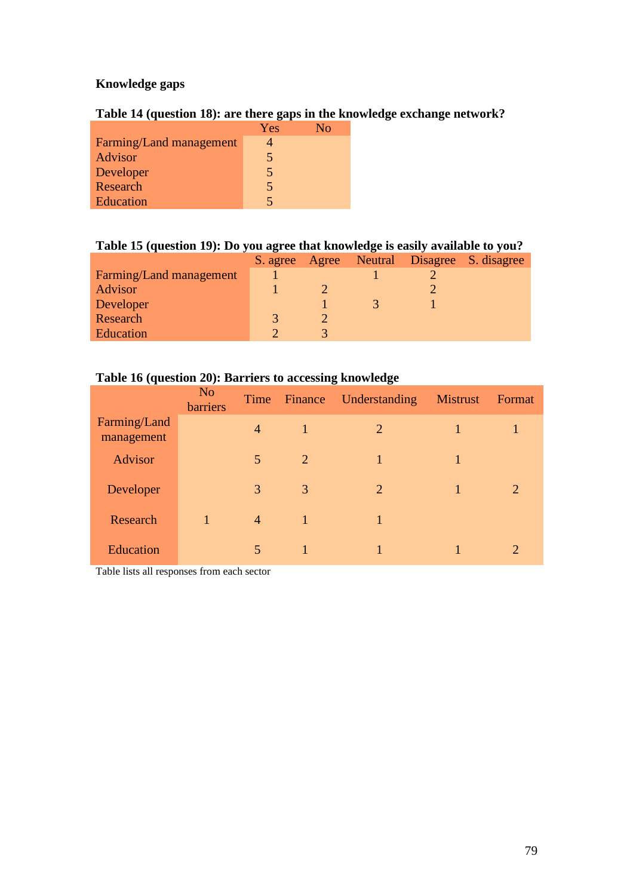**Knowledge gaps**

**Table 14 (question 18): are there gaps in the knowledge exchange network?**

| | Yes | No |
|---|---|---|
| Farming/Land management | 4 | |
| Advisor | 5 | |
| Developer | 5 | |
| Research | 5 | |
| Education | 5 | |

**Table 15 (question 19): Do you agree that knowledge is easily available to you?**

| | S. agree | Agree | Neutral | Disagree | S. disagree |
|---|---|---|---|---|---|
| Farming/Land management | 1 | | 1 | 2 | |
| Advisor | 1 | 2 | | 2 | |
| Developer | | 1 | 3 | 1 | |
| Research | 3 | 2 | | | |
| Education | 2 | 3 | | | |

**Table 16 (question 20): Barriers to accessing knowledge**

| | No barriers | Time | Finance | Understanding | Mistrust | Format |
|---|---|---|---|---|---|---|
| Farming/Land management | | 4 | 1 | 2 | 1 | 1 |
| Advisor | | 5 | 2 | 1 | 1 | |
| Developer | | 3 | 3 | 2 | 1 | 2 |
| Research | 1 | 4 | 1 | 1 | | |
| Education | | 5 | 1 | 1 | 1 | 2 |

Table lists all responses from each sector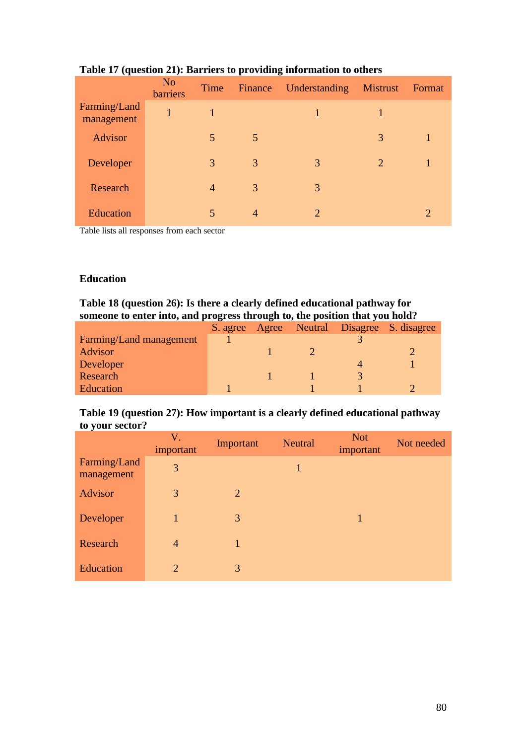**Table 17 (question 21): Barriers to providing information to others**

| | No barriers | Time | Finance | Understanding | Mistrust | Format |
|---|---|---|---|---|---|---|
| Farming/Land management | 1 | 1 | | 1 | 1 | |
| Advisor | | 5 | 5 | | 3 | 1 |
| Developer | | 3 | 3 | 3 | 2 | 1 |
| Research | | 4 | 3 | 3 | | |
| Education | | 5 | 4 | 2 | | 2 |

Table lists all responses from each sector

**Education**

**Table 18 (question 26): Is there a clearly defined educational pathway for someone to enter into, and progress through to, the position that you hold?**

| | S. agree | Agree | Neutral | Disagree | S. disagree |
|---|---|---|---|---|---|
| Farming/Land management | 1 | | | 3 | |
| Advisor | | 1 | 2 | | 2 |
| Developer | | | | 4 | 1 |
| Research | | 1 | 1 | 3 | |
| Education | 1 | | 1 | 1 | 2 |

**Table 19 (question 27): How important is a clearly defined educational pathway to your sector?**

| | V. important | Important | Neutral | Not important | Not needed |
|---|---|---|---|---|---|
| Farming/Land management | 3 | | 1 | | |
| Advisor | 3 | 2 | | | |
| Developer | 1 | 3 | | 1 | |
| Research | 4 | 1 | | | |
| Education | 2 | 3 | | | |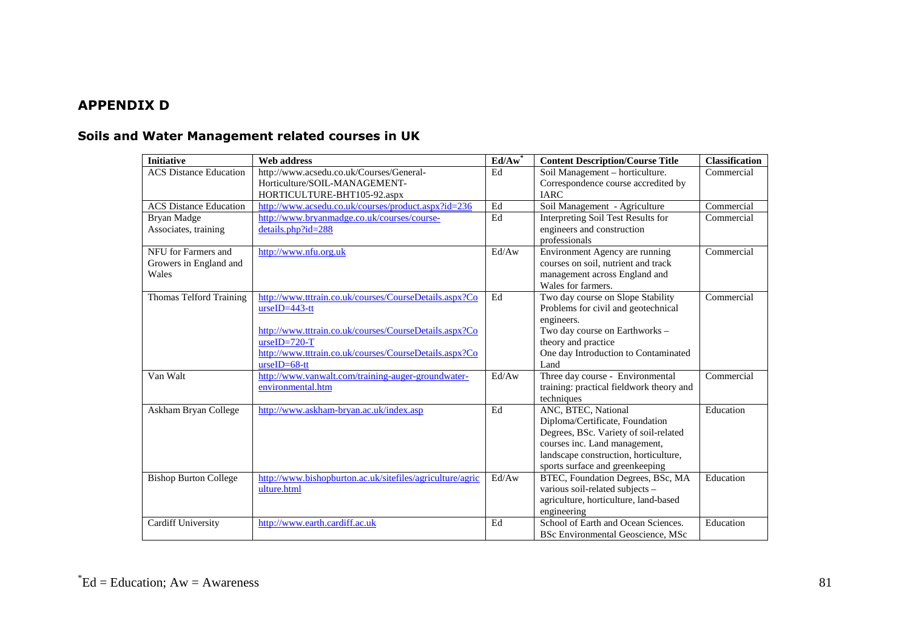## APPENDIX D

### Soils and Water Management related courses in UK

| Initiative | Web address | Ed/Aw* | Content Description/Course Title | Classification |
|---|---|---|---|---|
| ACS Distance Education | http://www.acsedu.co.uk/Courses/General-Horticulture/SOIL-MANAGEMENT-HORTICULTURE-BHT105-92.aspx | Ed | Soil Management – horticulture. Correspondence course accredited by IARC | Commercial |
| ACS Distance Education | http://www.acsedu.co.uk/courses/product.aspx?id=236 | Ed | Soil Management - Agriculture | Commercial |
| Bryan Madge Associates, training | http://www.bryanmadge.co.uk/courses/course-details.php?id=288 | Ed | Interpreting Soil Test Results for engineers and construction professionals | Commercial |
| NFU for Farmers and Growers in England and Wales | http://www.nfu.org.uk | Ed/Aw | Environment Agency are running courses on soil, nutrient and track management across England and Wales for farmers. | Commercial |
| Thomas Telford Training | http://www.tttrain.co.uk/courses/CourseDetails.aspx?CourseID=443-tt<br>http://www.tttrain.co.uk/courses/CourseDetails.aspx?CourseID=720-T<br>http://www.tttrain.co.uk/courses/CourseDetails.aspx?CourseID=68-tt | Ed | Two day course on Slope Stability Problems for civil and geotechnical engineers.<br>Two day course on Earthworks – theory and practice<br>One day Introduction to Contaminated Land | Commercial |
| Van Walt | http://www.vanwalt.com/training-auger-groundwater-environmental.htm | Ed/Aw | Three day course - Environmental training: practical fieldwork theory and techniques | Commercial |
| Askham Bryan College | http://www.askham-bryan.ac.uk/index.asp | Ed | ANC, BTEC, National Diploma/Certificate, Foundation Degrees, BSc. Variety of soil-related courses inc. Land management, landscape construction, horticulture, sports surface and greenkeeping | Education |
| Bishop Burton College | http://www.bishopburton.ac.uk/sitefiles/agriculture/agriculture.html | Ed/Aw | BTEC, Foundation Degrees, BSc, MA various soil-related subjects – agriculture, horticulture, land-based engineering | Education |
| Cardiff University | http://www.earth.cardiff.ac.uk | Ed | School of Earth and Ocean Sciences. BSc Environmental Geoscience, MSc | Education |

*Ed = Education; Aw = Awareness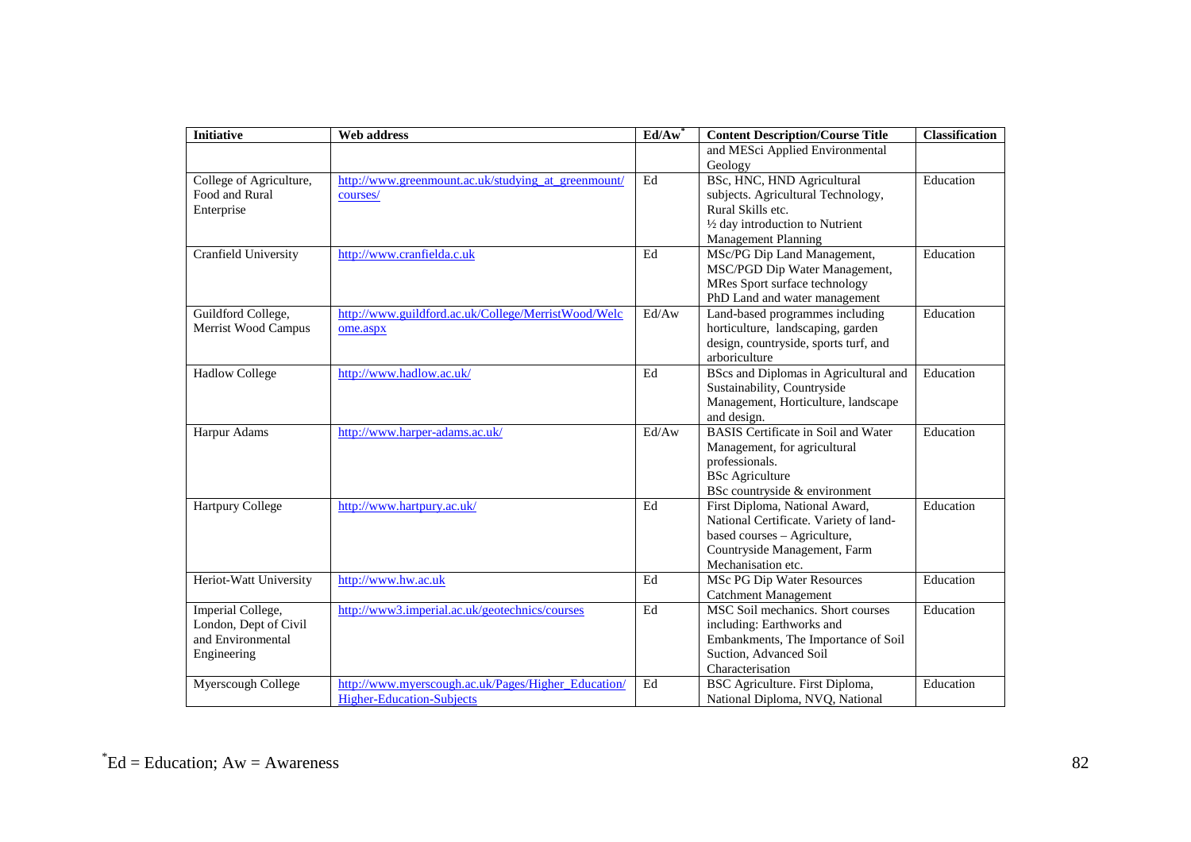| Initiative | Web address | Ed/Aw* | Content Description/Course Title | Classification |
|---|---|---|---|---|
| | | | and MESci Applied Environmental Geology | |
| College of Agriculture, Food and Rural Enterprise | http://www.greenmount.ac.uk/studying_at_greenmount/courses/ | Ed | BSc, HNC, HND Agricultural subjects. Agricultural Technology, Rural Skills etc. ½ day introduction to Nutrient Management Planning | Education |
| Cranfield University | http://www.cranfielda.c.uk | Ed | MSc/PG Dip Land Management, MSC/PGD Dip Water Management, MRes Sport surface technology PhD Land and water management | Education |
| Guildford College, Merrist Wood Campus | http://www.guildford.ac.uk/College/MerristWood/Welcome.aspx | Ed/Aw | Land-based programmes including horticulture, landscaping, garden design, countryside, sports turf, and arboriculture | Education |
| Hadlow College | http://www.hadlow.ac.uk/ | Ed | BScs and Diplomas in Agricultural and Sustainability, Countryside Management, Horticulture, landscape and design. | Education |
| Harpur Adams | http://www.harper-adams.ac.uk/ | Ed/Aw | BASIS Certificate in Soil and Water Management, for agricultural professionals. BSc Agriculture BSc countryside & environment | Education |
| Hartpury College | http://www.hartpury.ac.uk/ | Ed | First Diploma, National Award, National Certificate. Variety of land-based courses – Agriculture, Countryside Management, Farm Mechanisation etc. | Education |
| Heriot-Watt University | http://www.hw.ac.uk | Ed | MSc PG Dip Water Resources Catchment Management | Education |
| Imperial College, London, Dept of Civil and Environmental Engineering | http://www3.imperial.ac.uk/geotechnics/courses | Ed | MSC Soil mechanics. Short courses including: Earthworks and Embankments, The Importance of Soil Suction, Advanced Soil Characterisation | Education |
| Myerscough College | http://www.myerscough.ac.uk/Pages/Higher_Education/Higher-Education-Subjects | Ed | BSC Agriculture. First Diploma, National Diploma, NVQ, National | Education |

*Ed = Education; Aw = Awareness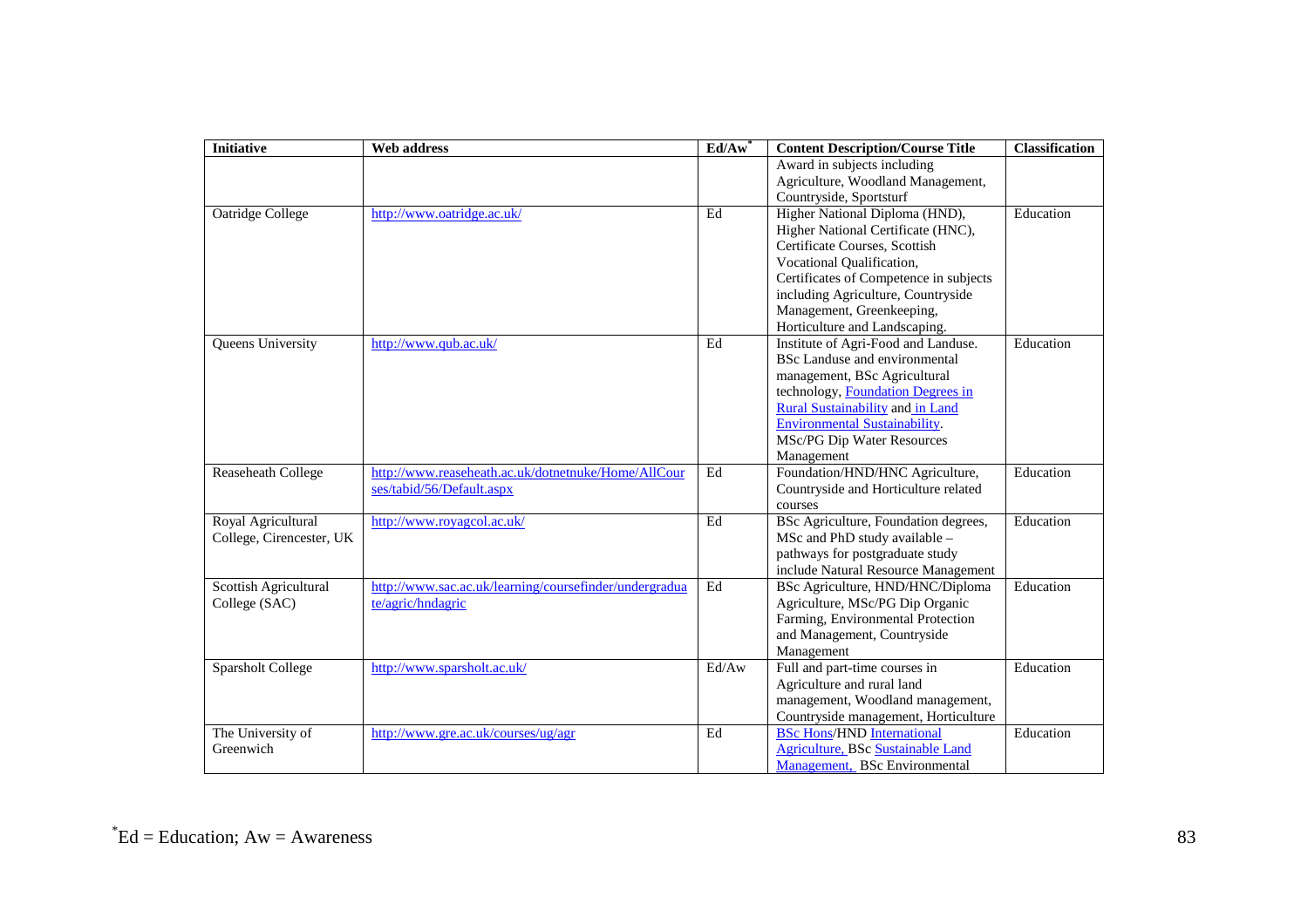| Initiative | Web address | Ed/Aw* | Content Description/Course Title | Classification |
|---|---|---|---|---|
| | | | Award in subjects including Agriculture, Woodland Management, Countryside, Sportsturf | |
| Oatridge College | http://www.oatridge.ac.uk/ | Ed | Higher National Diploma (HND), Higher National Certificate (HNC), Certificate Courses, Scottish Vocational Qualification, Certificates of Competence in subjects including Agriculture, Countryside Management, Greenkeeping, Horticulture and Landscaping. | Education |
| Queens University | http://www.qub.ac.uk/ | Ed | Institute of Agri-Food and Landuse. BSc Landuse and environmental management, BSc Agricultural technology, Foundation Degrees in Rural Sustainability and in Land Environmental Sustainability. MSc/PG Dip Water Resources Management | Education |
| Reaseheath College | http://www.reaseheath.ac.uk/dotnetnuke/Home/AllCourses/tabid/56/Default.aspx | Ed | Foundation/HND/HNC Agriculture, Countryside and Horticulture related courses | Education |
| Royal Agricultural College, Cirencester, UK | http://www.royagcol.ac.uk/ | Ed | BSc Agriculture, Foundation degrees, MSc and PhD study available – pathways for postgraduate study include Natural Resource Management | Education |
| Scottish Agricultural College (SAC) | http://www.sac.ac.uk/learning/coursefinder/undergraduate/agric/hndagric | Ed | BSc Agriculture, HND/HNC/Diploma Agriculture, MSc/PG Dip Organic Farming, Environmental Protection and Management, Countryside Management | Education |
| Sparsholt College | http://www.sparsholt.ac.uk/ | Ed/Aw | Full and part-time courses in Agriculture and rural land management, Woodland management, Countryside management, Horticulture | Education |
| The University of Greenwich | http://www.gre.ac.uk/courses/ug/agr | Ed | BSc Hons/HND International Agriculture, BSc Sustainable Land Management, BSc Environmental | Education |

*Ed = Education; Aw = Awareness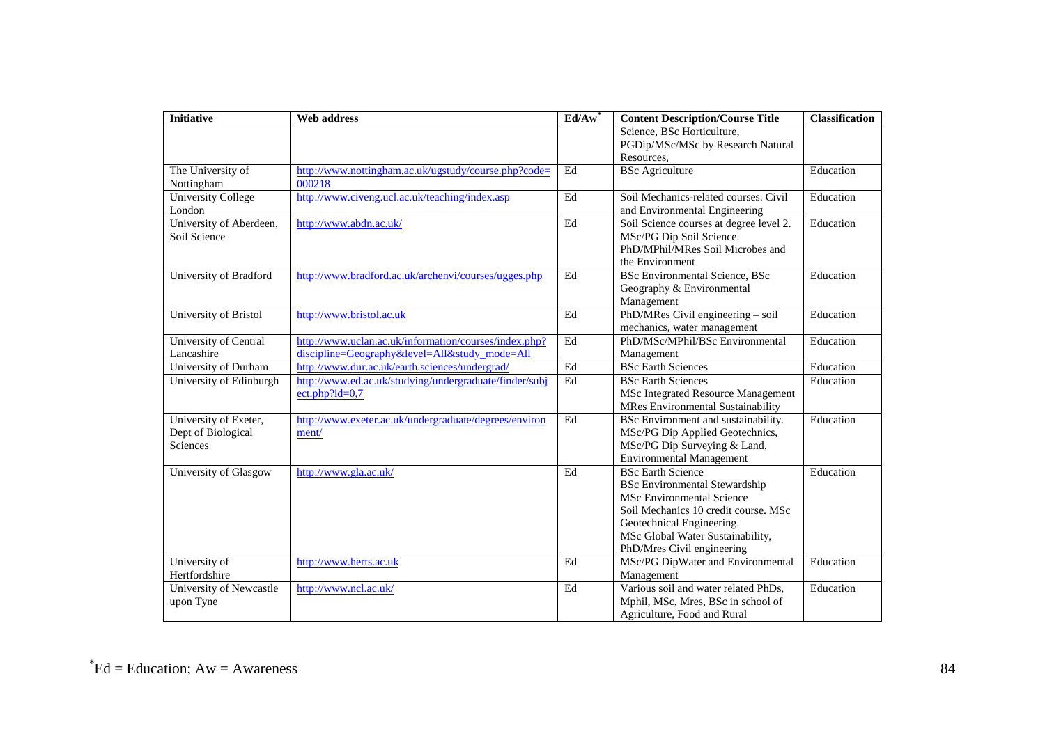| Initiative | Web address | Ed/Aw* | Content Description/Course Title | Classification |
|---|---|---|---|---|
| | | | Science, BSc Horticulture, PGDip/MSc/MSc by Research Natural Resources, | |
| The University of Nottingham | http://www.nottingham.ac.uk/ugstudy/course.php?code=000218 | Ed | BSc Agriculture | Education |
| University College London | http://www.civeng.ucl.ac.uk/teaching/index.asp | Ed | Soil Mechanics-related courses. Civil and Environmental Engineering | Education |
| University of Aberdeen, Soil Science | http://www.abdn.ac.uk/ | Ed | Soil Science courses at degree level 2. MSc/PG Dip Soil Science. PhD/MPhil/MRes Soil Microbes and the Environment | Education |
| University of Bradford | http://www.bradford.ac.uk/archenvi/courses/ugges.php | Ed | BSc Environmental Science, BSc Geography & Environmental Management | Education |
| University of Bristol | http://www.bristol.ac.uk | Ed | PhD/MRes Civil engineering – soil mechanics, water management | Education |
| University of Central Lancashire | http://www.uclan.ac.uk/information/courses/index.php?discipline=Geography&level=All&study_mode=All | Ed | PhD/MSc/MPhil/BSc Environmental Management | Education |
| University of Durham | http://www.dur.ac.uk/earth.sciences/undergrad/ | Ed | BSc Earth Sciences | Education |
| University of Edinburgh | http://www.ed.ac.uk/studying/undergraduate/finder/subject.php?id=0,7 | Ed | BSc Earth Sciences<br>MSc Integrated Resource Management<br>MRes Environmental Sustainability | Education |
| University of Exeter, Dept of Biological Sciences | http://www.exeter.ac.uk/undergraduate/degrees/environment/ | Ed | BSc Environment and sustainability. MSc/PG Dip Applied Geotechnics, MSc/PG Dip Surveying & Land, Environmental Management | Education |
| University of Glasgow | http://www.gla.ac.uk/ | Ed | BSc Earth Science<br>BSc Environmental Stewardship<br>MSc Environmental Science<br>Soil Mechanics 10 credit course. MSc Geotechnical Engineering.<br>MSc Global Water Sustainability, PhD/Mres Civil engineering | Education |
| University of Hertfordshire | http://www.herts.ac.uk | Ed | MSc/PG DipWater and Environmental Management | Education |
| University of Newcastle upon Tyne | http://www.ncl.ac.uk/ | Ed | Various soil and water related PhDs, Mphil, MSc, Mres, BSc in school of Agriculture, Food and Rural | Education |

*Ed = Education; Aw = Awareness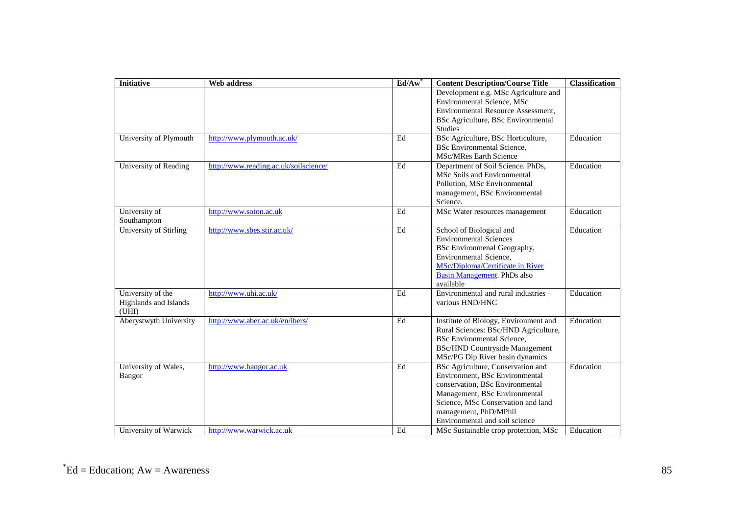| Initiative | Web address | Ed/Aw* | Content Description/Course Title | Classification |
|---|---|---|---|---|
| | | | Development e.g. MSc Agriculture and Environmental Science, MSc Environmental Resource Assessment, BSc Agriculture, BSc Environmental Studies | |
| University of Plymouth | http://www.plymouth.ac.uk/ | Ed | BSc Agriculture, BSc Horticulture, BSc Environmental Science, MSc/MRes Earth Science | Education |
| University of Reading | http://www.reading.ac.uk/soilscience/ | Ed | Department of Soil Science. PhDs, MSc Soils and Environmental Pollution, MSc Environmental management, BSc Environmental Science. | Education |
| University of Southampton | http://www.soton.ac.uk | Ed | MSc Water resources management | Education |
| University of Stirling | http://www.sbes.stir.ac.uk/ | Ed | School of Biological and Environmental Sciences BSc Environmenal Geography, Environmental Science, MSc/Diploma/Certificate in River Basin Management. PhDs also available | Education |
| University of the Highlands and Islands (UHI) | http://www.uhi.ac.uk/ | Ed | Environmental and rural industries – various HND/HNC | Education |
| Aberystwyth University | http://www.aber.ac.uk/en/ibers/ | Ed | Institute of Biology, Environment and Rural Sciences: BSc/HND Agriculture, BSc Environmental Science, BSc/HND Countryside Management MSc/PG Dip River basin dynamics | Education |
| University of Wales, Bangor | http://www.bangor.ac.uk | Ed | BSc Agriculture, Conservation and Environment, BSc Environmental conservation, BSc Environmental Management, BSc Environmental Science, MSc Conservation and land management, PhD/MPhil Environmental and soil science | Education |
| University of Warwick | http://www.warwick.ac.uk | Ed | MSc Sustainable crop protection, MSc | Education |

*Ed = Education; Aw = Awareness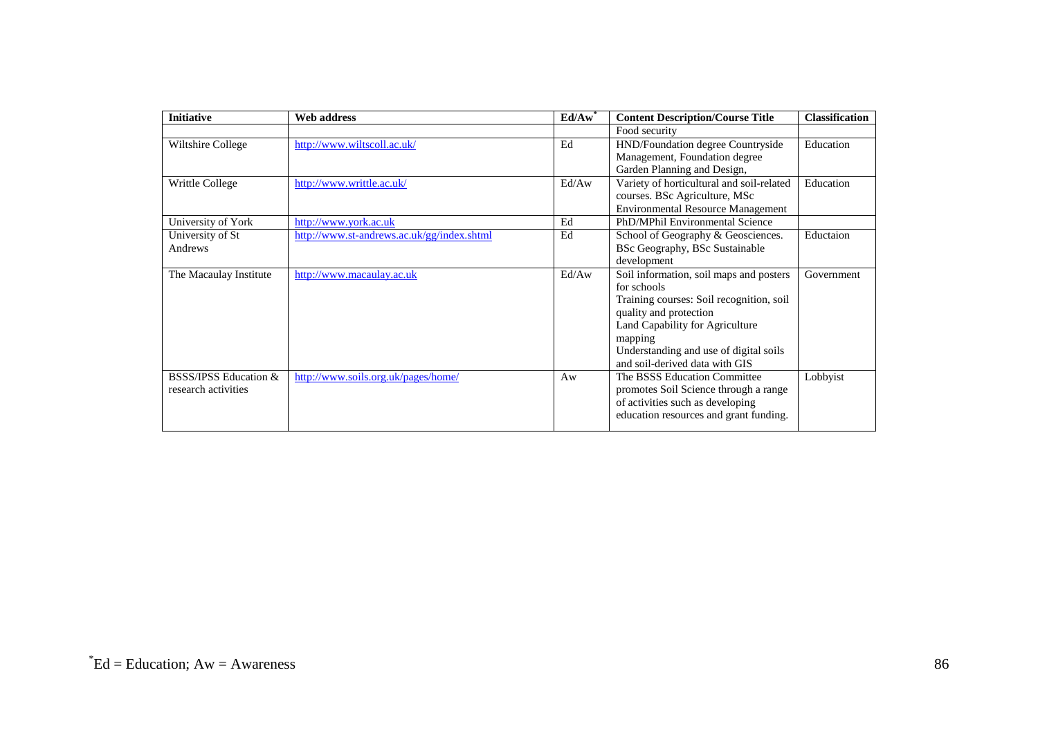| Initiative | Web address | Ed/Aw* | Content Description/Course Title | Classification |
|---|---|---|---|---|
| | | | Food security | |
| Wiltshire College | http://www.wiltscoll.ac.uk/ | Ed | HND/Foundation degree Countryside Management, Foundation degree Garden Planning and Design, | Education |
| Writtle College | http://www.writtle.ac.uk/ | Ed/Aw | Variety of horticultural and soil-related courses. BSc Agriculture, MSc Environmental Resource Management | Education |
| University of York | http://www.york.ac.uk | Ed | PhD/MPhil Environmental Science | |
| University of St Andrews | http://www.st-andrews.ac.uk/gg/index.shtml | Ed | School of Geography & Geosciences. BSc Geography, BSc Sustainable development | Eductaion |
| The Macaulay Institute | http://www.macaulay.ac.uk | Ed/Aw | Soil information, soil maps and posters for schools<br>Training courses: Soil recognition, soil quality and protection<br>Land Capability for Agriculture mapping<br>Understanding and use of digital soils and soil-derived data with GIS | Government |
| BSSS/IPSS Education & research activities | http://www.soils.org.uk/pages/home/ | Aw | The BSSS Education Committee promotes Soil Science through a range of activities such as developing education resources and grant funding. | Lobbyist |

*Ed = Education; Aw = Awareness